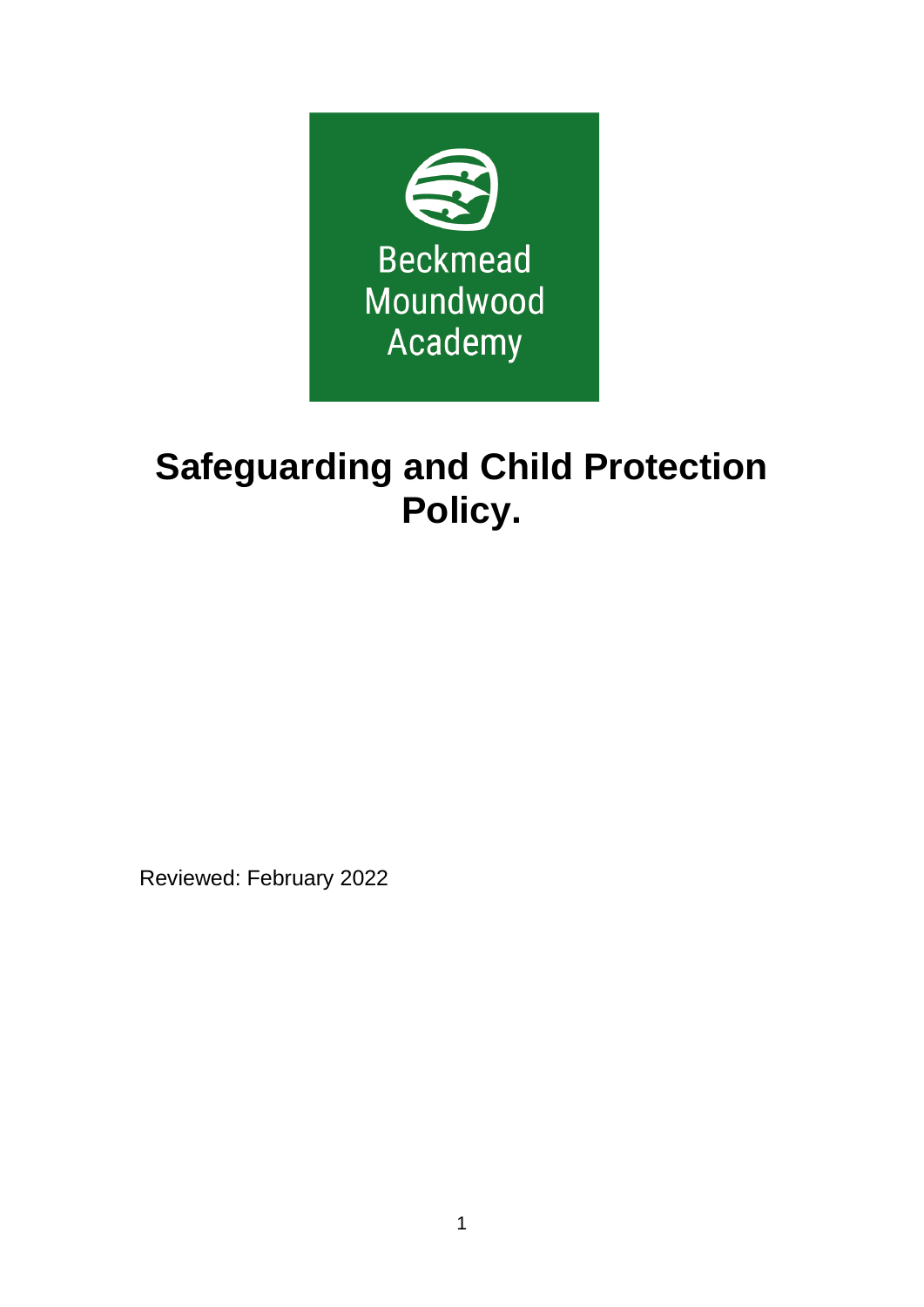Beckmead Moundwood Academy

# Safeguarding and Child Protection Policy.

Reviewed: February 2022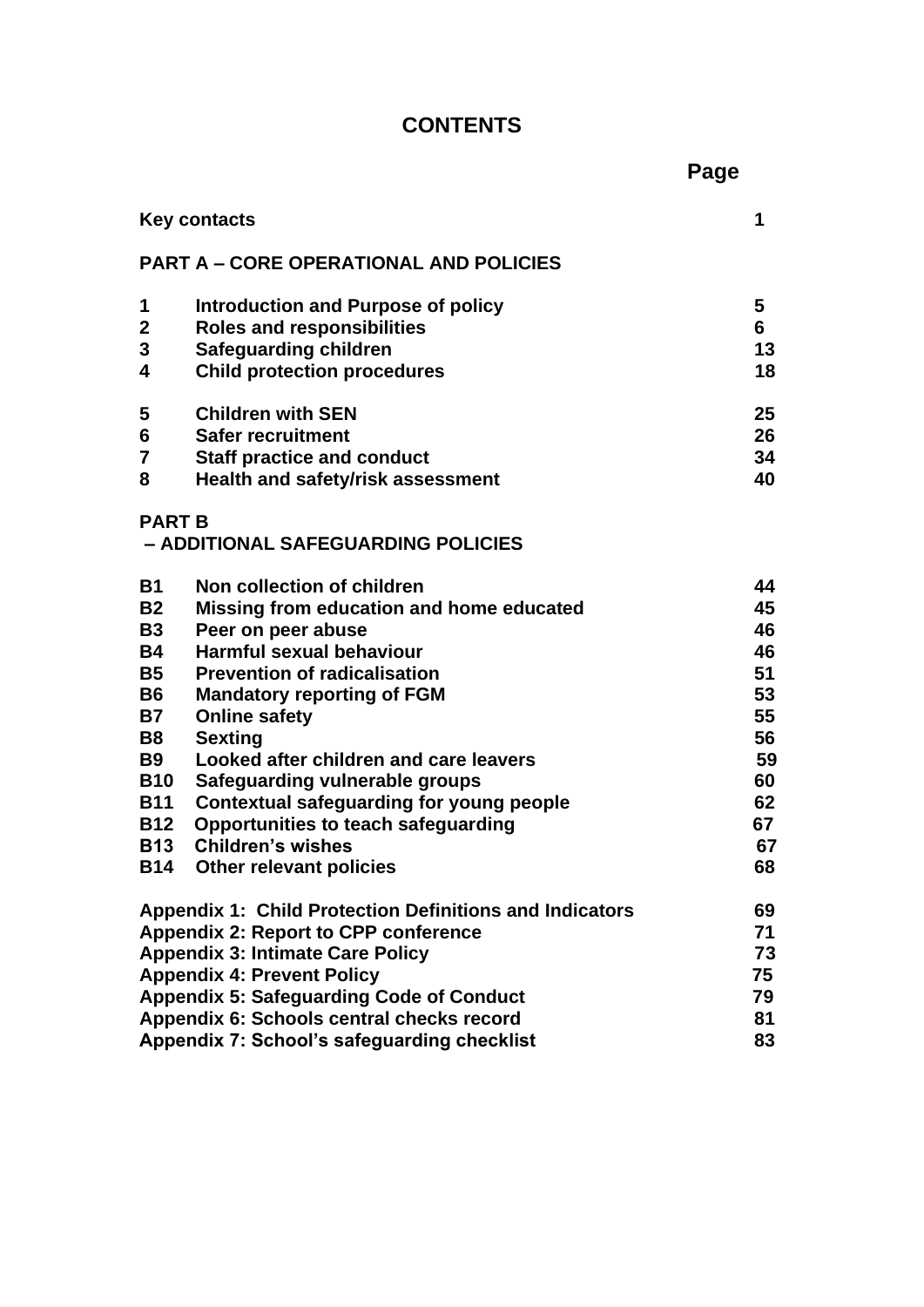# CONTENTS

| | | Page |
|---|---|---|
| **Key contacts** | | **1** |
| **PART A – CORE OPERATIONAL AND POLICIES** | | |
| **1** | **Introduction and Purpose of policy** | **5** |
| **2** | **Roles and responsibilities** | **6** |
| **3** | **Safeguarding children** | **13** |
| **4** | **Child protection procedures** | **18** |
| **5** | **Children with SEN** | **25** |
| **6** | **Safer recruitment** | **26** |
| **7** | **Staff practice and conduct** | **34** |
| **8** | **Health and safety/risk assessment** | **40** |
| **PART B – ADDITIONAL SAFEGUARDING POLICIES** | | |
| **B1** | **Non collection of children** | **44** |
| **B2** | **Missing from education and home educated** | **45** |
| **B3** | **Peer on peer abuse** | **46** |
| **B4** | **Harmful sexual behaviour** | **46** |
| **B5** | **Prevention of radicalisation** | **51** |
| **B6** | **Mandatory reporting of FGM** | **53** |
| **B7** | **Online safety** | **55** |
| **B8** | **Sexting** | **56** |
| **B9** | **Looked after children and care leavers** | **59** |
| **B10** | **Safeguarding vulnerable groups** | **60** |
| **B11** | **Contextual safeguarding for young people** | **62** |
| **B12** | **Opportunities to teach safeguarding** | **67** |
| **B13** | **Children's wishes** | **67** |
| **B14** | **Other relevant policies** | **68** |
| **Appendix 1: Child Protection Definitions and Indicators** | | **69** |
| **Appendix 2: Report to CPP conference** | | **71** |
| **Appendix 3: Intimate Care Policy** | | **73** |
| **Appendix 4: Prevent Policy** | | **75** |
| **Appendix 5: Safeguarding Code of Conduct** | | **79** |
| **Appendix 6: Schools central checks record** | | **81** |
| **Appendix 7: School's safeguarding checklist** | | **83** |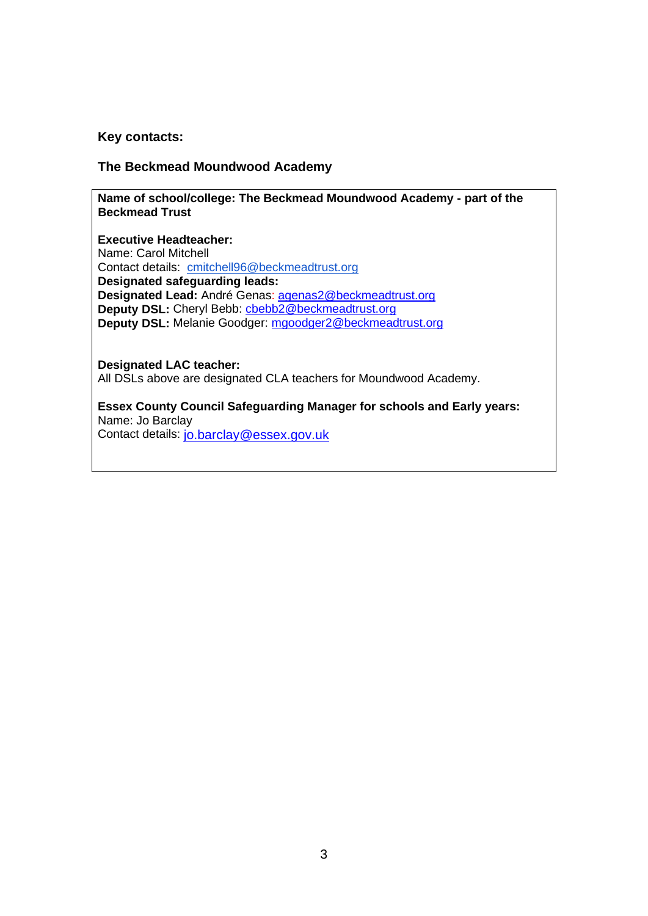**Key contacts:**

**The Beckmead Moundwood Academy**

**Name of school/college: The Beckmead Moundwood Academy - part of the Beckmead Trust**

**Executive Headteacher:**
Name: Carol Mitchell
Contact details: cmitchell96@beckmeadtrust.org
**Designated safeguarding leads:**
**Designated Lead:** André Genas: agenas2@beckmeadtrust.org
**Deputy DSL:** Cheryl Bebb: cbebb2@beckmeadtrust.org
**Deputy DSL:** Melanie Goodger: mgoodger2@beckmeadtrust.org

**Designated LAC teacher:**
All DSLs above are designated CLA teachers for Moundwood Academy.

**Essex County Council Safeguarding Manager for schools and Early years:**
Name: Jo Barclay
Contact details: jo.barclay@essex.gov.uk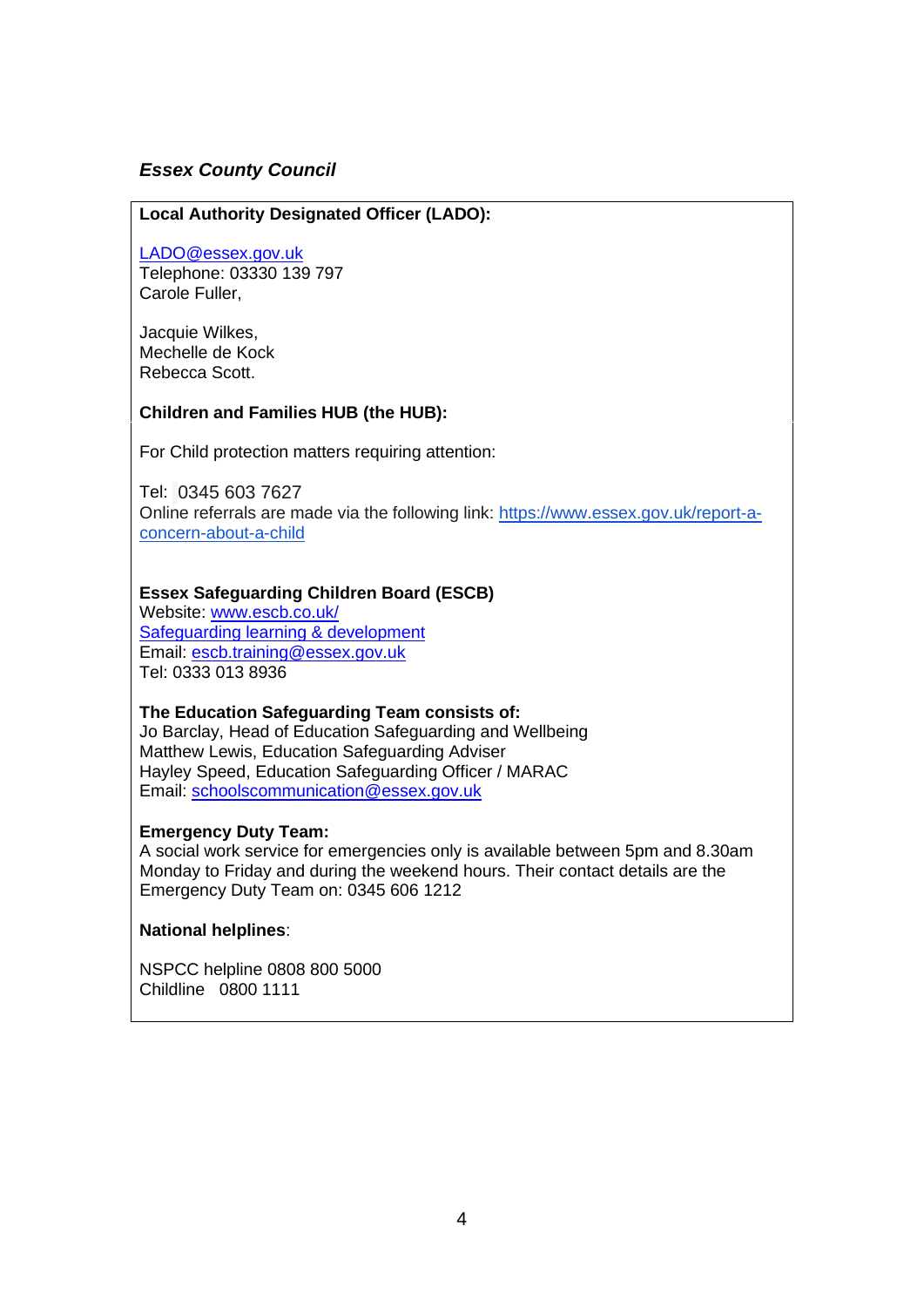***Essex County Council***

**Local Authority Designated Officer (LADO):**

LADO@essex.gov.uk
Telephone: 03330 139 797
Carole Fuller,

Jacquie Wilkes,
Mechelle de Kock
Rebecca Scott.

**Children and Families HUB (the HUB):**

For Child protection matters requiring attention:

Tel: 0345 603 7627
Online referrals are made via the following link: https://www.essex.gov.uk/report-a-concern-about-a-child

**Essex Safeguarding Children Board (ESCB)**
Website: www.escb.co.uk/
Safeguarding learning & development
Email: escb.training@essex.gov.uk
Tel: 0333 013 8936

**The Education Safeguarding Team consists of:**
Jo Barclay, Head of Education Safeguarding and Wellbeing
Matthew Lewis, Education Safeguarding Adviser
Hayley Speed, Education Safeguarding Officer / MARAC
Email: schoolscommunication@essex.gov.uk

**Emergency Duty Team:**
A social work service for emergencies only is available between 5pm and 8.30am Monday to Friday and during the weekend hours. Their contact details are the Emergency Duty Team on: 0345 606 1212

**National helplines**:

NSPCC helpline 0808 800 5000
Childline 0800 1111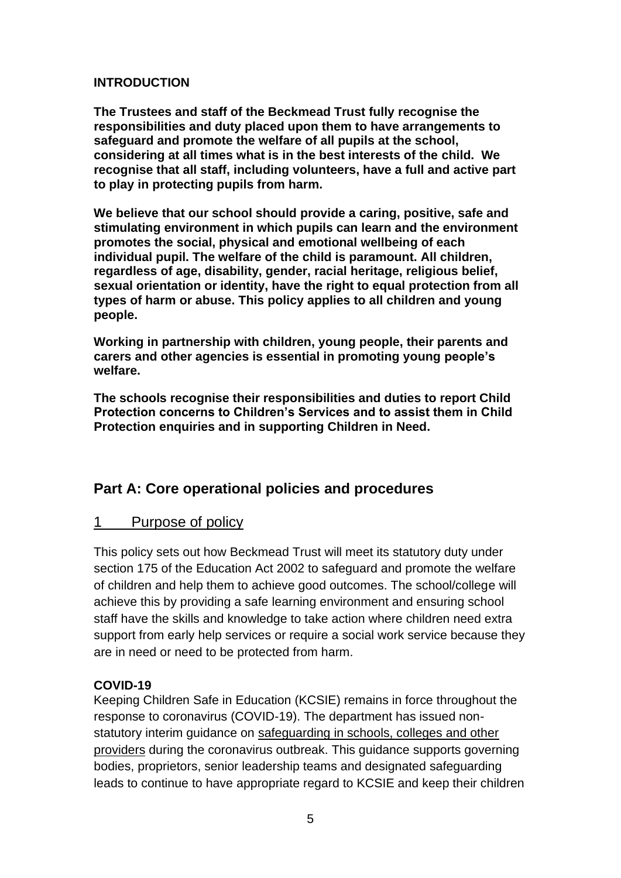## INTRODUCTION

**The Trustees and staff of the Beckmead Trust fully recognise the responsibilities and duty placed upon them to have arrangements to safeguard and promote the welfare of all pupils at the school, considering at all times what is in the best interests of the child. We recognise that all staff, including volunteers, have a full and active part to play in protecting pupils from harm.**

**We believe that our school should provide a caring, positive, safe and stimulating environment in which pupils can learn and the environment promotes the social, physical and emotional wellbeing of each individual pupil. The welfare of the child is paramount. All children, regardless of age, disability, gender, racial heritage, religious belief, sexual orientation or identity, have the right to equal protection from all types of harm or abuse. This policy applies to all children and young people.**

**Working in partnership with children, young people, their parents and carers and other agencies is essential in promoting young people's welfare.**

**The schools recognise their responsibilities and duties to report Child Protection concerns to Children's Services and to assist them in Child Protection enquiries and in supporting Children in Need.**

# Part A: Core operational policies and procedures

## 1 Purpose of policy

This policy sets out how Beckmead Trust will meet its statutory duty under section 175 of the Education Act 2002 to safeguard and promote the welfare of children and help them to achieve good outcomes. The school/college will achieve this by providing a safe learning environment and ensuring school staff have the skills and knowledge to take action where children need extra support from early help services or require a social work service because they are in need or need to be protected from harm.

**COVID-19**

Keeping Children Safe in Education (KCSIE) remains in force throughout the response to coronavirus (COVID-19). The department has issued non-statutory interim guidance on safeguarding in schools, colleges and other providers during the coronavirus outbreak. This guidance supports governing bodies, proprietors, senior leadership teams and designated safeguarding leads to continue to have appropriate regard to KCSIE and keep their children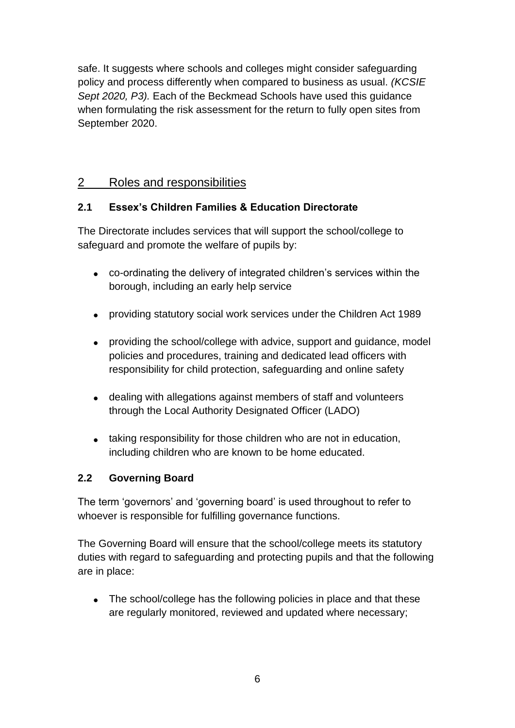safe. It suggests where schools and colleges might consider safeguarding policy and process differently when compared to business as usual. *(KCSIE Sept 2020, P3).* Each of the Beckmead Schools have used this guidance when formulating the risk assessment for the return to fully open sites from September 2020.

## 2 Roles and responsibilities

### 2.1 Essex's Children Families & Education Directorate

The Directorate includes services that will support the school/college to safeguard and promote the welfare of pupils by:

- co-ordinating the delivery of integrated children's services within the borough, including an early help service
- providing statutory social work services under the Children Act 1989
- providing the school/college with advice, support and guidance, model policies and procedures, training and dedicated lead officers with responsibility for child protection, safeguarding and online safety
- dealing with allegations against members of staff and volunteers through the Local Authority Designated Officer (LADO)
- taking responsibility for those children who are not in education, including children who are known to be home educated.

### 2.2 Governing Board

The term 'governors' and 'governing board' is used throughout to refer to whoever is responsible for fulfilling governance functions.

The Governing Board will ensure that the school/college meets its statutory duties with regard to safeguarding and protecting pupils and that the following are in place:

- The school/college has the following policies in place and that these are regularly monitored, reviewed and updated where necessary;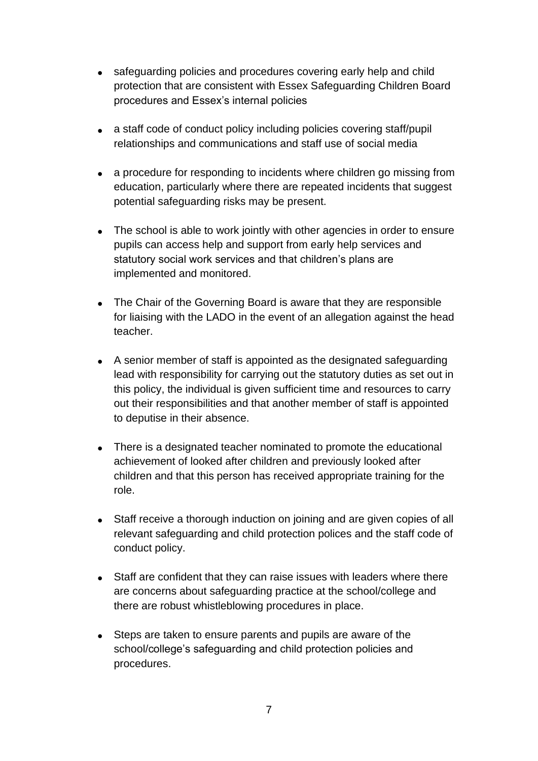- safeguarding policies and procedures covering early help and child protection that are consistent with Essex Safeguarding Children Board procedures and Essex's internal policies

- a staff code of conduct policy including policies covering staff/pupil relationships and communications and staff use of social media

- a procedure for responding to incidents where children go missing from education, particularly where there are repeated incidents that suggest potential safeguarding risks may be present.

- The school is able to work jointly with other agencies in order to ensure pupils can access help and support from early help services and statutory social work services and that children's plans are implemented and monitored.

- The Chair of the Governing Board is aware that they are responsible for liaising with the LADO in the event of an allegation against the head teacher.

- A senior member of staff is appointed as the designated safeguarding lead with responsibility for carrying out the statutory duties as set out in this policy, the individual is given sufficient time and resources to carry out their responsibilities and that another member of staff is appointed to deputise in their absence.

- There is a designated teacher nominated to promote the educational achievement of looked after children and previously looked after children and that this person has received appropriate training for the role.

- Staff receive a thorough induction on joining and are given copies of all relevant safeguarding and child protection polices and the staff code of conduct policy.

- Staff are confident that they can raise issues with leaders where there are concerns about safeguarding practice at the school/college and there are robust whistleblowing procedures in place.

- Steps are taken to ensure parents and pupils are aware of the school/college's safeguarding and child protection policies and procedures.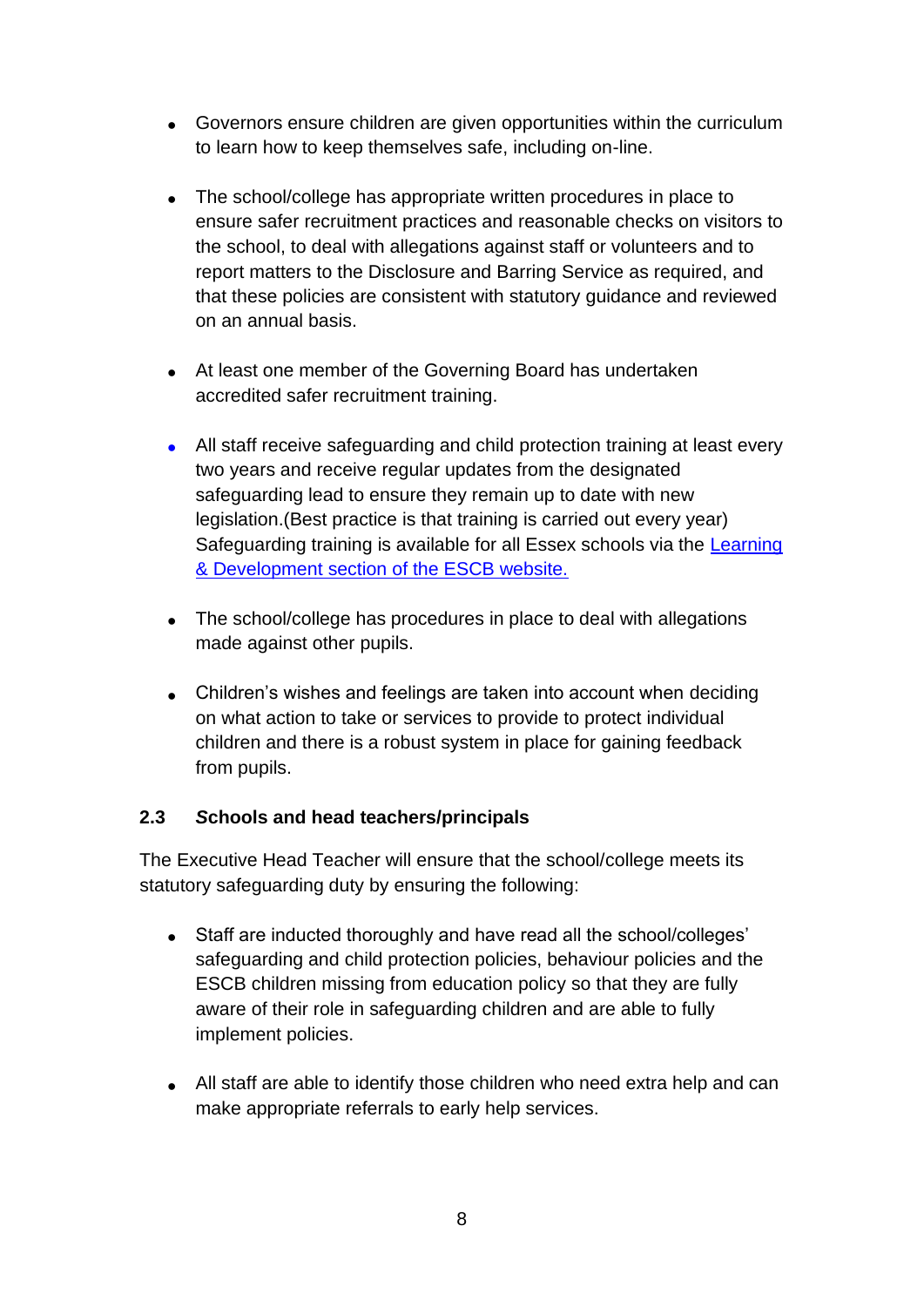- Governors ensure children are given opportunities within the curriculum to learn how to keep themselves safe, including on-line.

- The school/college has appropriate written procedures in place to ensure safer recruitment practices and reasonable checks on visitors to the school, to deal with allegations against staff or volunteers and to report matters to the Disclosure and Barring Service as required, and that these policies are consistent with statutory guidance and reviewed on an annual basis.

- At least one member of the Governing Board has undertaken accredited safer recruitment training.

- All staff receive safeguarding and child protection training at least every two years and receive regular updates from the designated safeguarding lead to ensure they remain up to date with new legislation.(Best practice is that training is carried out every year) Safeguarding training is available for all Essex schools via the [Learning & Development section of the ESCB website.]()

- The school/college has procedures in place to deal with allegations made against other pupils.

- Children's wishes and feelings are taken into account when deciding on what action to take or services to provide to protect individual children and there is a robust system in place for gaining feedback from pupils.

### 2.3 *S*chools and head teachers/principals

The Executive Head Teacher will ensure that the school/college meets its statutory safeguarding duty by ensuring the following:

- Staff are inducted thoroughly and have read all the school/colleges' safeguarding and child protection policies, behaviour policies and the ESCB children missing from education policy so that they are fully aware of their role in safeguarding children and are able to fully implement policies.

- All staff are able to identify those children who need extra help and can make appropriate referrals to early help services.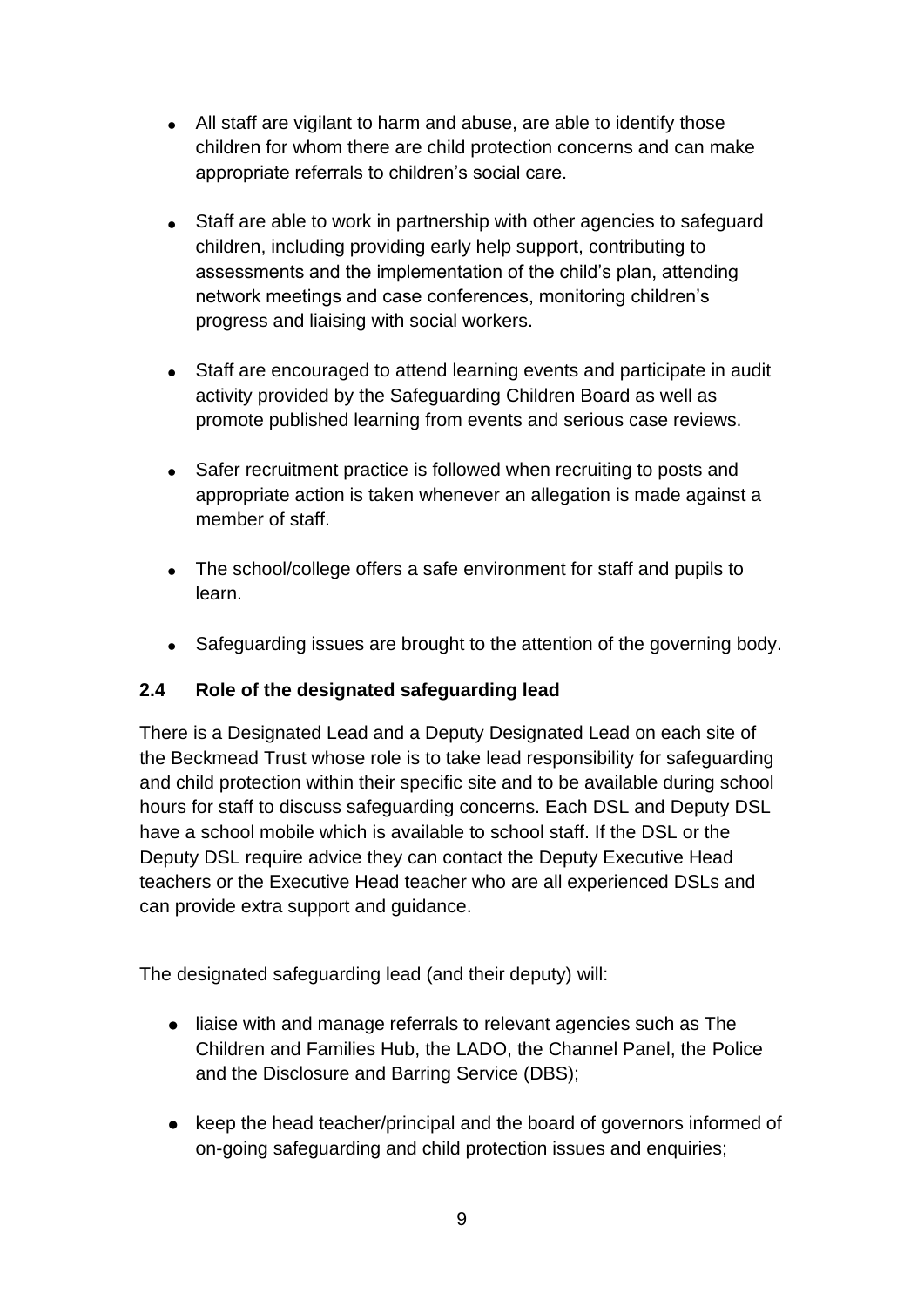- All staff are vigilant to harm and abuse, are able to identify those children for whom there are child protection concerns and can make appropriate referrals to children's social care.

- Staff are able to work in partnership with other agencies to safeguard children, including providing early help support, contributing to assessments and the implementation of the child's plan, attending network meetings and case conferences, monitoring children's progress and liaising with social workers.

- Staff are encouraged to attend learning events and participate in audit activity provided by the Safeguarding Children Board as well as promote published learning from events and serious case reviews.

- Safer recruitment practice is followed when recruiting to posts and appropriate action is taken whenever an allegation is made against a member of staff.

- The school/college offers a safe environment for staff and pupils to learn.

- Safeguarding issues are brought to the attention of the governing body.

### 2.4 Role of the designated safeguarding lead

There is a Designated Lead and a Deputy Designated Lead on each site of the Beckmead Trust whose role is to take lead responsibility for safeguarding and child protection within their specific site and to be available during school hours for staff to discuss safeguarding concerns. Each DSL and Deputy DSL have a school mobile which is available to school staff. If the DSL or the Deputy DSL require advice they can contact the Deputy Executive Head teachers or the Executive Head teacher who are all experienced DSLs and can provide extra support and guidance.

The designated safeguarding lead (and their deputy) will:

- liaise with and manage referrals to relevant agencies such as The Children and Families Hub, the LADO, the Channel Panel, the Police and the Disclosure and Barring Service (DBS);

- keep the head teacher/principal and the board of governors informed of on-going safeguarding and child protection issues and enquiries;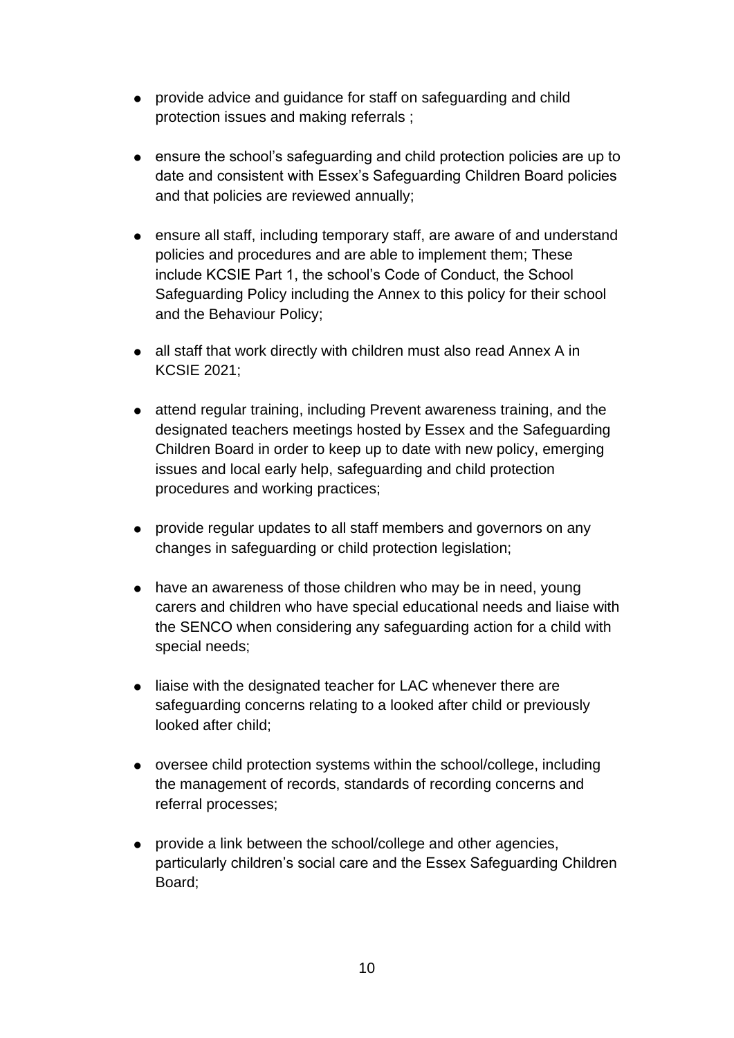- provide advice and guidance for staff on safeguarding and child protection issues and making referrals ;

- ensure the school's safeguarding and child protection policies are up to date and consistent with Essex's Safeguarding Children Board policies and that policies are reviewed annually;

- ensure all staff, including temporary staff, are aware of and understand policies and procedures and are able to implement them; These include KCSIE Part 1, the school's Code of Conduct, the School Safeguarding Policy including the Annex to this policy for their school and the Behaviour Policy;

- all staff that work directly with children must also read Annex A in KCSIE 2021;

- attend regular training, including Prevent awareness training, and the designated teachers meetings hosted by Essex and the Safeguarding Children Board in order to keep up to date with new policy, emerging issues and local early help, safeguarding and child protection procedures and working practices;

- provide regular updates to all staff members and governors on any changes in safeguarding or child protection legislation;

- have an awareness of those children who may be in need, young carers and children who have special educational needs and liaise with the SENCO when considering any safeguarding action for a child with special needs;

- liaise with the designated teacher for LAC whenever there are safeguarding concerns relating to a looked after child or previously looked after child;

- oversee child protection systems within the school/college, including the management of records, standards of recording concerns and referral processes;

- provide a link between the school/college and other agencies, particularly children's social care and the Essex Safeguarding Children Board;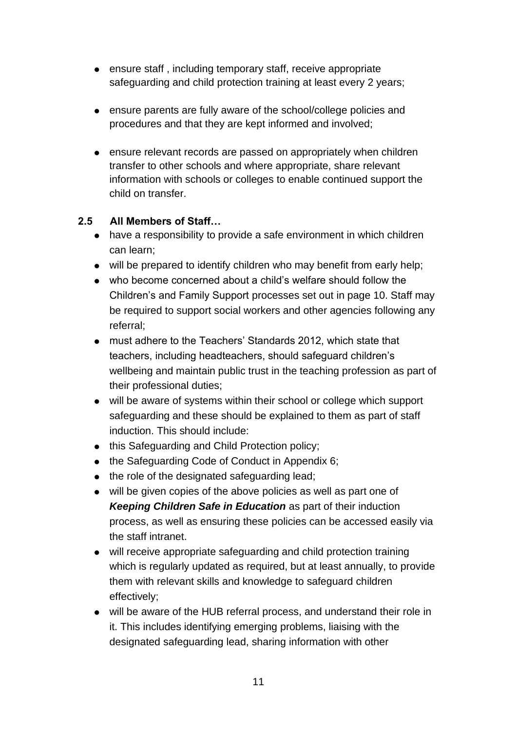- ensure staff , including temporary staff, receive appropriate safeguarding and child protection training at least every 2 years;

- ensure parents are fully aware of the school/college policies and procedures and that they are kept informed and involved;

- ensure relevant records are passed on appropriately when children transfer to other schools and where appropriate, share relevant information with schools or colleges to enable continued support the child on transfer.

### 2.5 All Members of Staff…

- have a responsibility to provide a safe environment in which children can learn;
- will be prepared to identify children who may benefit from early help;
- who become concerned about a child's welfare should follow the Children's and Family Support processes set out in page 10. Staff may be required to support social workers and other agencies following any referral;
- must adhere to the Teachers' Standards 2012, which state that teachers, including headteachers, should safeguard children's wellbeing and maintain public trust in the teaching profession as part of their professional duties;
- will be aware of systems within their school or college which support safeguarding and these should be explained to them as part of staff induction. This should include:
- this Safeguarding and Child Protection policy;
- the Safeguarding Code of Conduct in Appendix 6;
- the role of the designated safeguarding lead;
- will be given copies of the above policies as well as part one of ***Keeping Children Safe in Education*** as part of their induction process, as well as ensuring these policies can be accessed easily via the staff intranet.
- will receive appropriate safeguarding and child protection training which is regularly updated as required, but at least annually, to provide them with relevant skills and knowledge to safeguard children effectively;
- will be aware of the HUB referral process, and understand their role in it. This includes identifying emerging problems, liaising with the designated safeguarding lead, sharing information with other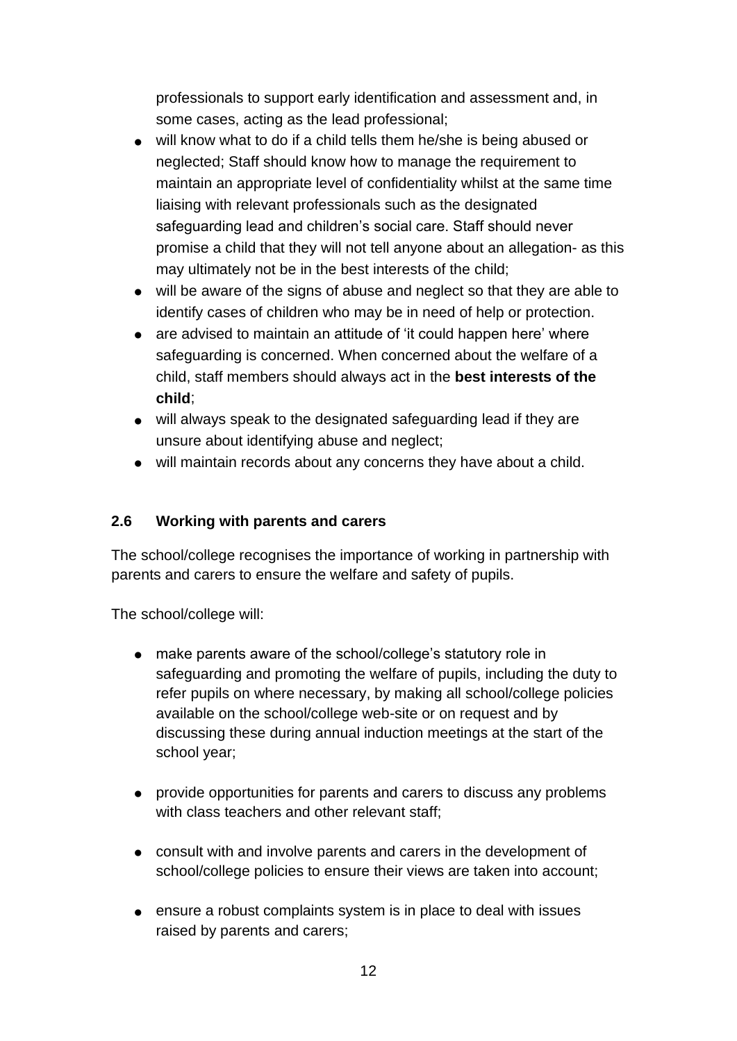professionals to support early identification and assessment and, in some cases, acting as the lead professional;

- will know what to do if a child tells them he/she is being abused or neglected; Staff should know how to manage the requirement to maintain an appropriate level of confidentiality whilst at the same time liaising with relevant professionals such as the designated safeguarding lead and children's social care. Staff should never promise a child that they will not tell anyone about an allegation- as this may ultimately not be in the best interests of the child;
- will be aware of the signs of abuse and neglect so that they are able to identify cases of children who may be in need of help or protection.
- are advised to maintain an attitude of 'it could happen here' where safeguarding is concerned. When concerned about the welfare of a child, staff members should always act in the **best interests of the child**;
- will always speak to the designated safeguarding lead if they are unsure about identifying abuse and neglect;
- will maintain records about any concerns they have about a child.

### 2.6 Working with parents and carers

The school/college recognises the importance of working in partnership with parents and carers to ensure the welfare and safety of pupils.

The school/college will:

- make parents aware of the school/college's statutory role in safeguarding and promoting the welfare of pupils, including the duty to refer pupils on where necessary, by making all school/college policies available on the school/college web-site or on request and by discussing these during annual induction meetings at the start of the school year;
- provide opportunities for parents and carers to discuss any problems with class teachers and other relevant staff;
- consult with and involve parents and carers in the development of school/college policies to ensure their views are taken into account;
- ensure a robust complaints system is in place to deal with issues raised by parents and carers;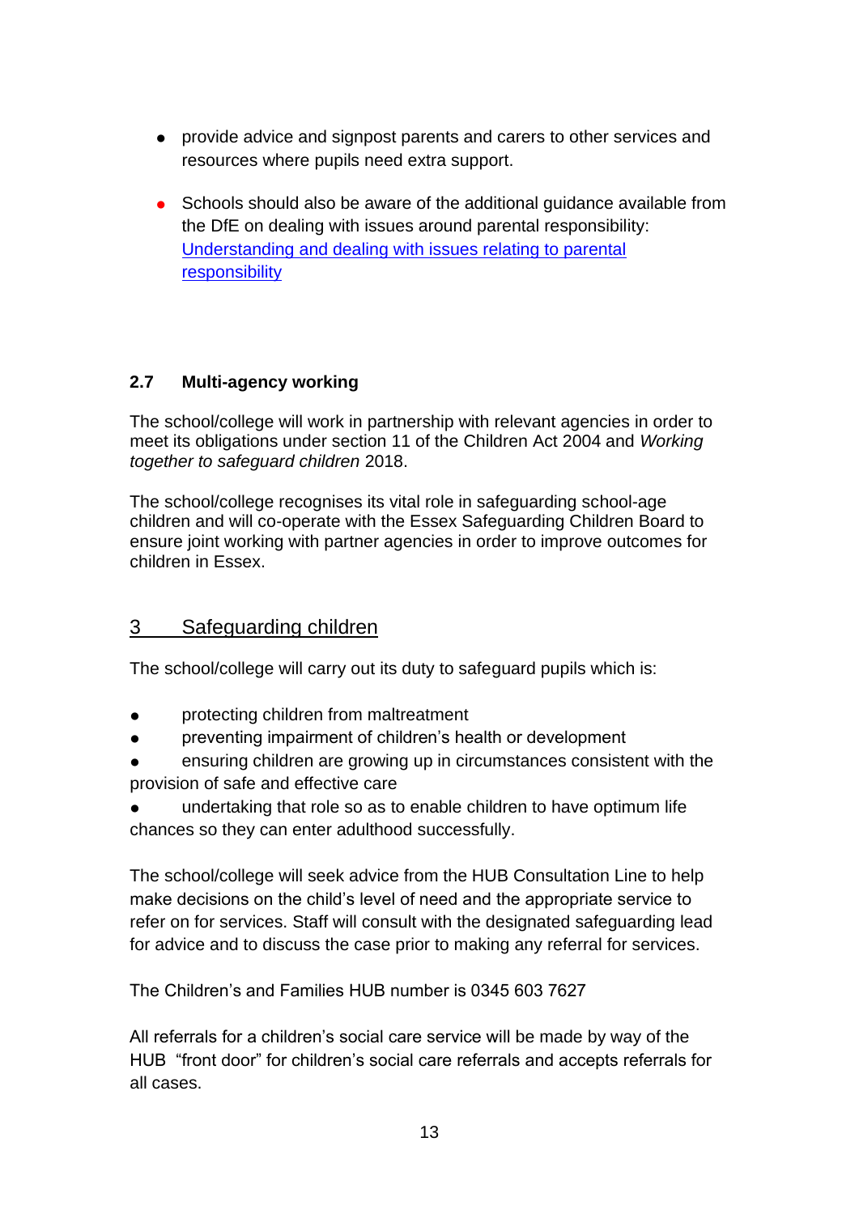- provide advice and signpost parents and carers to other services and resources where pupils need extra support.

- Schools should also be aware of the additional guidance available from the DfE on dealing with issues around parental responsibility: [Understanding and dealing with issues relating to parental responsibility]

### 2.7 Multi-agency working

The school/college will work in partnership with relevant agencies in order to meet its obligations under section 11 of the Children Act 2004 and *Working together to safeguard children* 2018.

The school/college recognises its vital role in safeguarding school-age children and will co-operate with the Essex Safeguarding Children Board to ensure joint working with partner agencies in order to improve outcomes for children in Essex.

## 3 Safeguarding children

The school/college will carry out its duty to safeguard pupils which is:

- protecting children from maltreatment
- preventing impairment of children's health or development
- ensuring children are growing up in circumstances consistent with the provision of safe and effective care
- undertaking that role so as to enable children to have optimum life chances so they can enter adulthood successfully.

The school/college will seek advice from the HUB Consultation Line to help make decisions on the child's level of need and the appropriate service to refer on for services. Staff will consult with the designated safeguarding lead for advice and to discuss the case prior to making any referral for services.

The Children's and Families HUB number is 0345 603 7627

All referrals for a children's social care service will be made by way of the HUB "front door" for children's social care referrals and accepts referrals for all cases.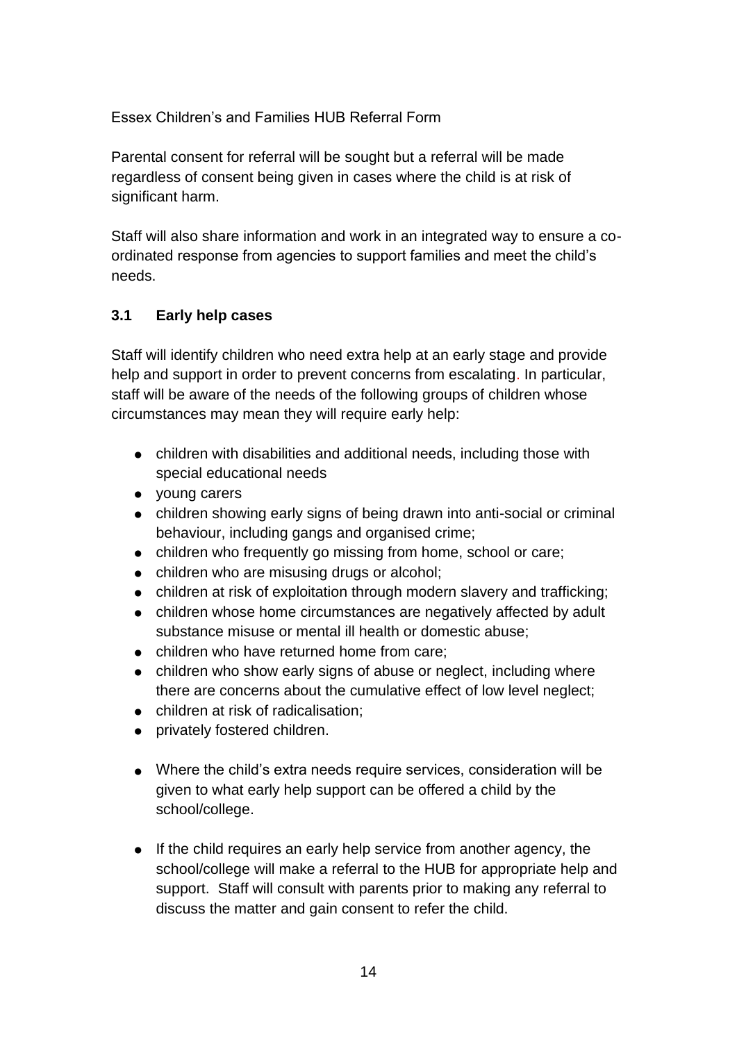Essex Children's and Families HUB Referral Form

Parental consent for referral will be sought but a referral will be made regardless of consent being given in cases where the child is at risk of significant harm.

Staff will also share information and work in an integrated way to ensure a co-ordinated response from agencies to support families and meet the child's needs.

### 3.1 Early help cases

Staff will identify children who need extra help at an early stage and provide help and support in order to prevent concerns from escalating. In particular, staff will be aware of the needs of the following groups of children whose circumstances may mean they will require early help:

- children with disabilities and additional needs, including those with special educational needs
- young carers
- children showing early signs of being drawn into anti-social or criminal behaviour, including gangs and organised crime;
- children who frequently go missing from home, school or care;
- children who are misusing drugs or alcohol;
- children at risk of exploitation through modern slavery and trafficking;
- children whose home circumstances are negatively affected by adult substance misuse or mental ill health or domestic abuse;
- children who have returned home from care;
- children who show early signs of abuse or neglect, including where there are concerns about the cumulative effect of low level neglect;
- children at risk of radicalisation;
- privately fostered children.

- Where the child's extra needs require services, consideration will be given to what early help support can be offered a child by the school/college.

- If the child requires an early help service from another agency, the school/college will make a referral to the HUB for appropriate help and support. Staff will consult with parents prior to making any referral to discuss the matter and gain consent to refer the child.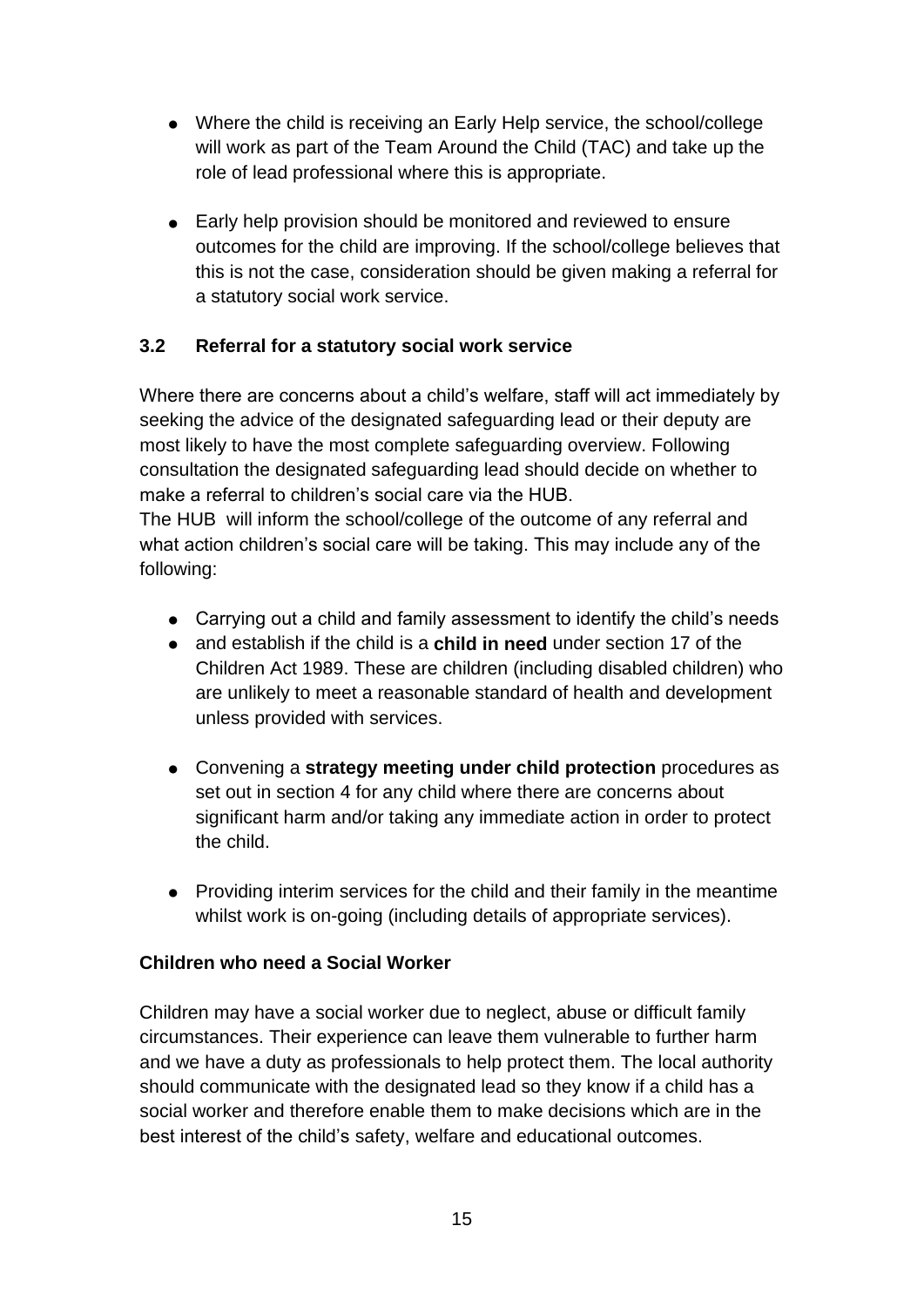- Where the child is receiving an Early Help service, the school/college will work as part of the Team Around the Child (TAC) and take up the role of lead professional where this is appropriate.

- Early help provision should be monitored and reviewed to ensure outcomes for the child are improving. If the school/college believes that this is not the case, consideration should be given making a referral for a statutory social work service.

### 3.2 Referral for a statutory social work service

Where there are concerns about a child's welfare, staff will act immediately by seeking the advice of the designated safeguarding lead or their deputy are most likely to have the most complete safeguarding overview. Following consultation the designated safeguarding lead should decide on whether to make a referral to children's social care via the HUB.
The HUB will inform the school/college of the outcome of any referral and what action children's social care will be taking. This may include any of the following:

- Carrying out a child and family assessment to identify the child's needs
- and establish if the child is a **child in need** under section 17 of the Children Act 1989. These are children (including disabled children) who are unlikely to meet a reasonable standard of health and development unless provided with services.

- Convening a **strategy meeting under child protection** procedures as set out in section 4 for any child where there are concerns about significant harm and/or taking any immediate action in order to protect the child.

- Providing interim services for the child and their family in the meantime whilst work is on-going (including details of appropriate services).

**Children who need a Social Worker**

Children may have a social worker due to neglect, abuse or difficult family circumstances. Their experience can leave them vulnerable to further harm and we have a duty as professionals to help protect them. The local authority should communicate with the designated lead so they know if a child has a social worker and therefore enable them to make decisions which are in the best interest of the child's safety, welfare and educational outcomes.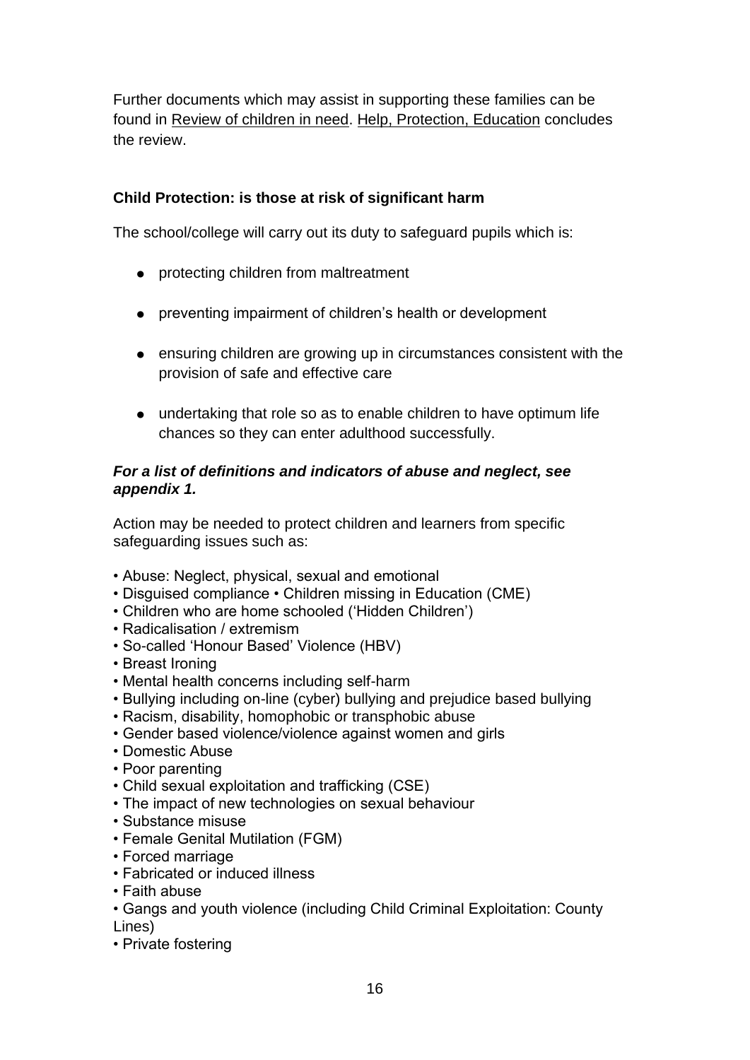Further documents which may assist in supporting these families can be found in Review of children in need. Help, Protection, Education concludes the review.

**Child Protection: is those at risk of significant harm**

The school/college will carry out its duty to safeguard pupils which is:

- protecting children from maltreatment
- preventing impairment of children's health or development
- ensuring children are growing up in circumstances consistent with the provision of safe and effective care
- undertaking that role so as to enable children to have optimum life chances so they can enter adulthood successfully.

***For a list of definitions and indicators of abuse and neglect, see appendix 1.***

Action may be needed to protect children and learners from specific safeguarding issues such as:

- Abuse: Neglect, physical, sexual and emotional
- Disguised compliance • Children missing in Education (CME)
- Children who are home schooled ('Hidden Children')
- Radicalisation / extremism
- So-called 'Honour Based' Violence (HBV)
- Breast Ironing
- Mental health concerns including self-harm
- Bullying including on-line (cyber) bullying and prejudice based bullying
- Racism, disability, homophobic or transphobic abuse
- Gender based violence/violence against women and girls
- Domestic Abuse
- Poor parenting
- Child sexual exploitation and trafficking (CSE)
- The impact of new technologies on sexual behaviour
- Substance misuse
- Female Genital Mutilation (FGM)
- Forced marriage
- Fabricated or induced illness
- Faith abuse
- Gangs and youth violence (including Child Criminal Exploitation: County Lines)
- Private fostering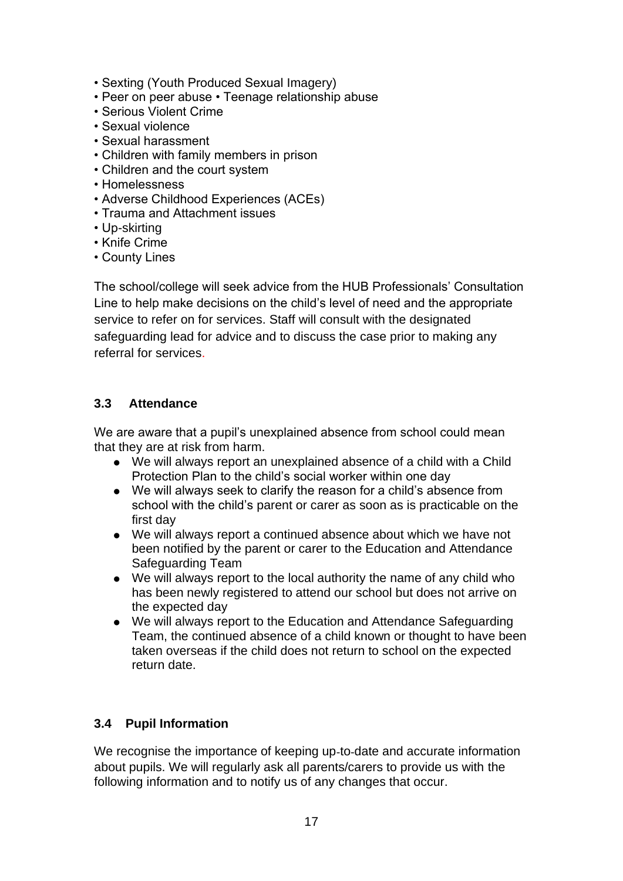- Sexting (Youth Produced Sexual Imagery)
- Peer on peer abuse • Teenage relationship abuse
- Serious Violent Crime
- Sexual violence
- Sexual harassment
- Children with family members in prison
- Children and the court system
- Homelessness
- Adverse Childhood Experiences (ACEs)
- Trauma and Attachment issues
- Up-skirting
- Knife Crime
- County Lines

The school/college will seek advice from the HUB Professionals' Consultation Line to help make decisions on the child's level of need and the appropriate service to refer on for services. Staff will consult with the designated safeguarding lead for advice and to discuss the case prior to making any referral for services.

### 3.3 Attendance

We are aware that a pupil's unexplained absence from school could mean that they are at risk from harm.

- We will always report an unexplained absence of a child with a Child Protection Plan to the child's social worker within one day
- We will always seek to clarify the reason for a child's absence from school with the child's parent or carer as soon as is practicable on the first day
- We will always report a continued absence about which we have not been notified by the parent or carer to the Education and Attendance Safeguarding Team
- We will always report to the local authority the name of any child who has been newly registered to attend our school but does not arrive on the expected day
- We will always report to the Education and Attendance Safeguarding Team, the continued absence of a child known or thought to have been taken overseas if the child does not return to school on the expected return date.

### 3.4 Pupil Information

We recognise the importance of keeping up-to-date and accurate information about pupils. We will regularly ask all parents/carers to provide us with the following information and to notify us of any changes that occur.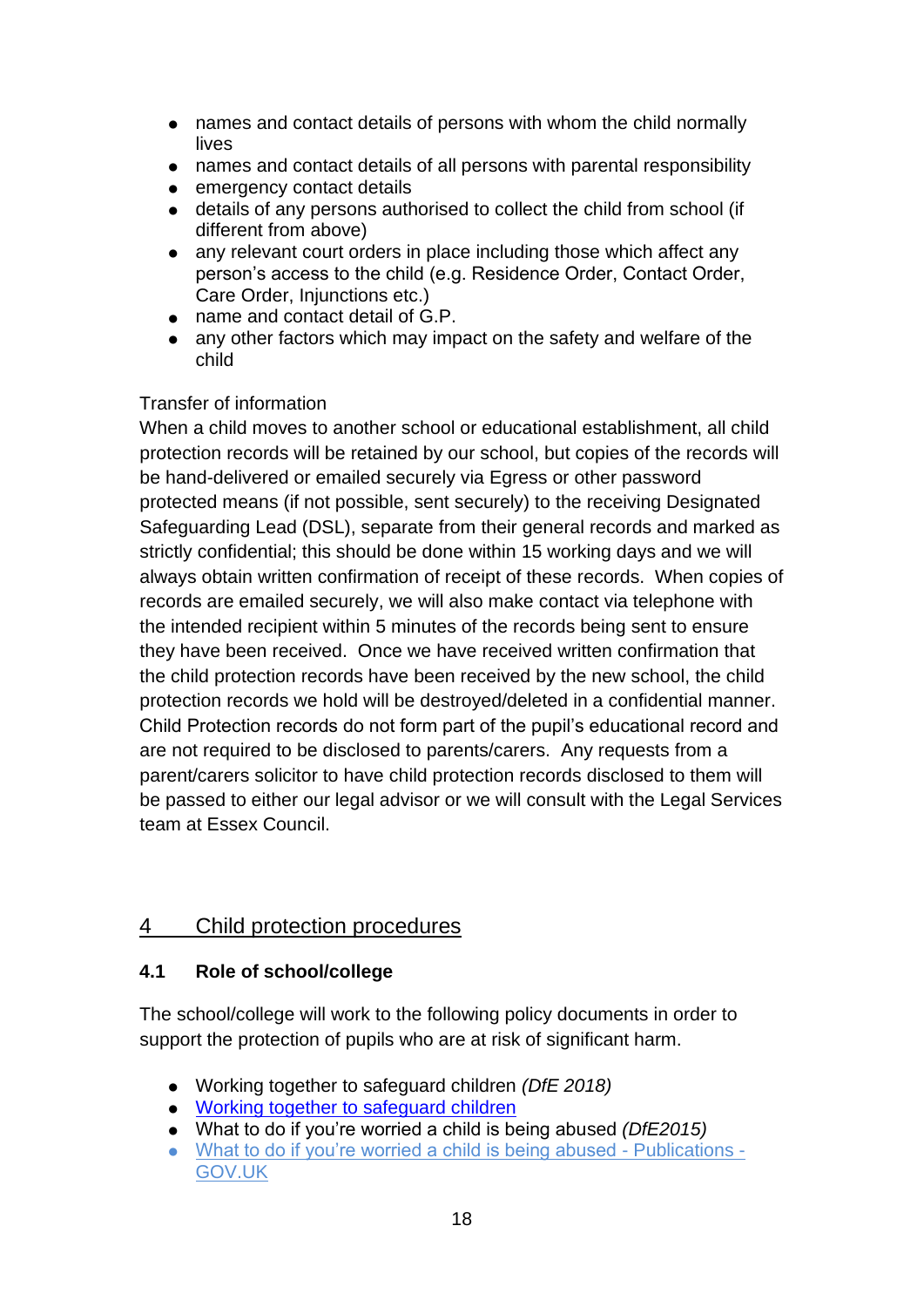- names and contact details of persons with whom the child normally lives
- names and contact details of all persons with parental responsibility
- emergency contact details
- details of any persons authorised to collect the child from school (if different from above)
- any relevant court orders in place including those which affect any person's access to the child (e.g. Residence Order, Contact Order, Care Order, Injunctions etc.)
- name and contact detail of G.P.
- any other factors which may impact on the safety and welfare of the child

Transfer of information

When a child moves to another school or educational establishment, all child protection records will be retained by our school, but copies of the records will be hand-delivered or emailed securely via Egress or other password protected means (if not possible, sent securely) to the receiving Designated Safeguarding Lead (DSL), separate from their general records and marked as strictly confidential; this should be done within 15 working days and we will always obtain written confirmation of receipt of these records. When copies of records are emailed securely, we will also make contact via telephone with the intended recipient within 5 minutes of the records being sent to ensure they have been received. Once we have received written confirmation that the child protection records have been received by the new school, the child protection records we hold will be destroyed/deleted in a confidential manner. Child Protection records do not form part of the pupil's educational record and are not required to be disclosed to parents/carers. Any requests from a parent/carers solicitor to have child protection records disclosed to them will be passed to either our legal advisor or we will consult with the Legal Services team at Essex Council.

## 4 Child protection procedures

### 4.1 Role of school/college

The school/college will work to the following policy documents in order to support the protection of pupils who are at risk of significant harm.

- Working together to safeguard children *(DfE 2018)*
- Working together to safeguard children
- What to do if you're worried a child is being abused *(DfE2015)*
- What to do if you're worried a child is being abused - Publications - GOV.UK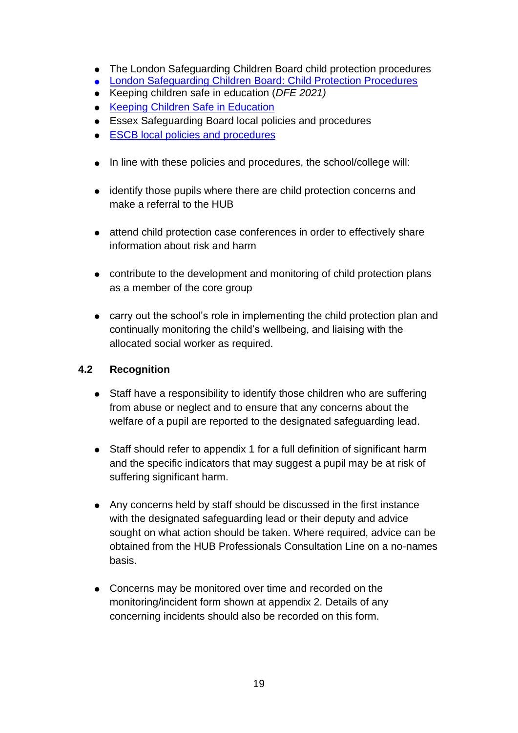- The London Safeguarding Children Board child protection procedures
- London Safeguarding Children Board: Child Protection Procedures
- Keeping children safe in education (*DFE 2021)*
- Keeping Children Safe in Education
- Essex Safeguarding Board local policies and procedures
- ESCB local policies and procedures

- In line with these policies and procedures, the school/college will:

- identify those pupils where there are child protection concerns and make a referral to the HUB

- attend child protection case conferences in order to effectively share information about risk and harm

- contribute to the development and monitoring of child protection plans as a member of the core group

- carry out the school's role in implementing the child protection plan and continually monitoring the child's wellbeing, and liaising with the allocated social worker as required.

### 4.2 Recognition

- Staff have a responsibility to identify those children who are suffering from abuse or neglect and to ensure that any concerns about the welfare of a pupil are reported to the designated safeguarding lead.

- Staff should refer to appendix 1 for a full definition of significant harm and the specific indicators that may suggest a pupil may be at risk of suffering significant harm.

- Any concerns held by staff should be discussed in the first instance with the designated safeguarding lead or their deputy and advice sought on what action should be taken. Where required, advice can be obtained from the HUB Professionals Consultation Line on a no-names basis.

- Concerns may be monitored over time and recorded on the monitoring/incident form shown at appendix 2. Details of any concerning incidents should also be recorded on this form.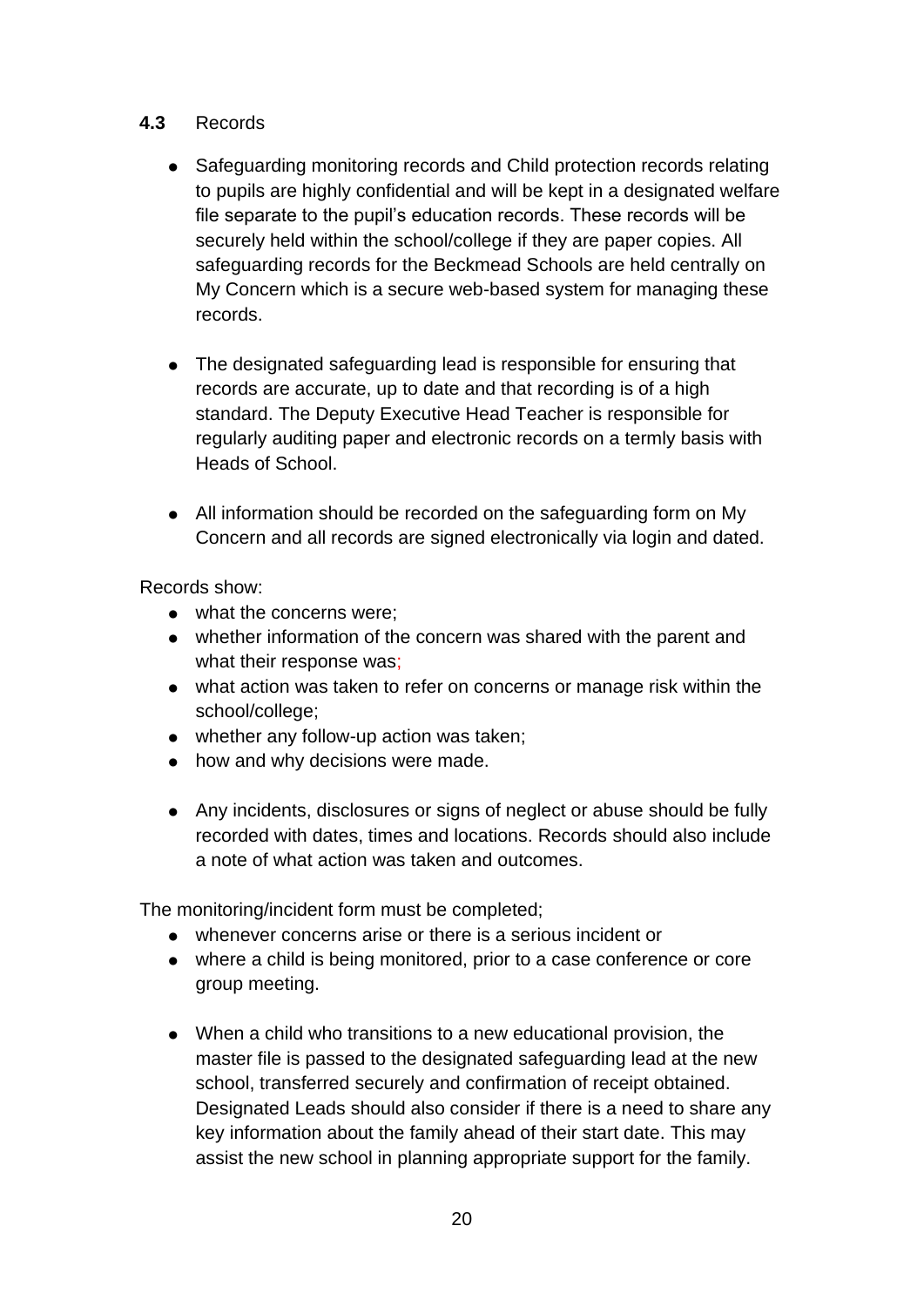**4.3** Records

- Safeguarding monitoring records and Child protection records relating to pupils are highly confidential and will be kept in a designated welfare file separate to the pupil's education records. These records will be securely held within the school/college if they are paper copies. All safeguarding records for the Beckmead Schools are held centrally on My Concern which is a secure web-based system for managing these records.

- The designated safeguarding lead is responsible for ensuring that records are accurate, up to date and that recording is of a high standard. The Deputy Executive Head Teacher is responsible for regularly auditing paper and electronic records on a termly basis with Heads of School.

- All information should be recorded on the safeguarding form on My Concern and all records are signed electronically via login and dated.

Records show:

- what the concerns were;
- whether information of the concern was shared with the parent and what their response was;
- what action was taken to refer on concerns or manage risk within the school/college;
- whether any follow-up action was taken;
- how and why decisions were made.

- Any incidents, disclosures or signs of neglect or abuse should be fully recorded with dates, times and locations. Records should also include a note of what action was taken and outcomes.

The monitoring/incident form must be completed;

- whenever concerns arise or there is a serious incident or
- where a child is being monitored, prior to a case conference or core group meeting.

- When a child who transitions to a new educational provision, the master file is passed to the designated safeguarding lead at the new school, transferred securely and confirmation of receipt obtained. Designated Leads should also consider if there is a need to share any key information about the family ahead of their start date. This may assist the new school in planning appropriate support for the family.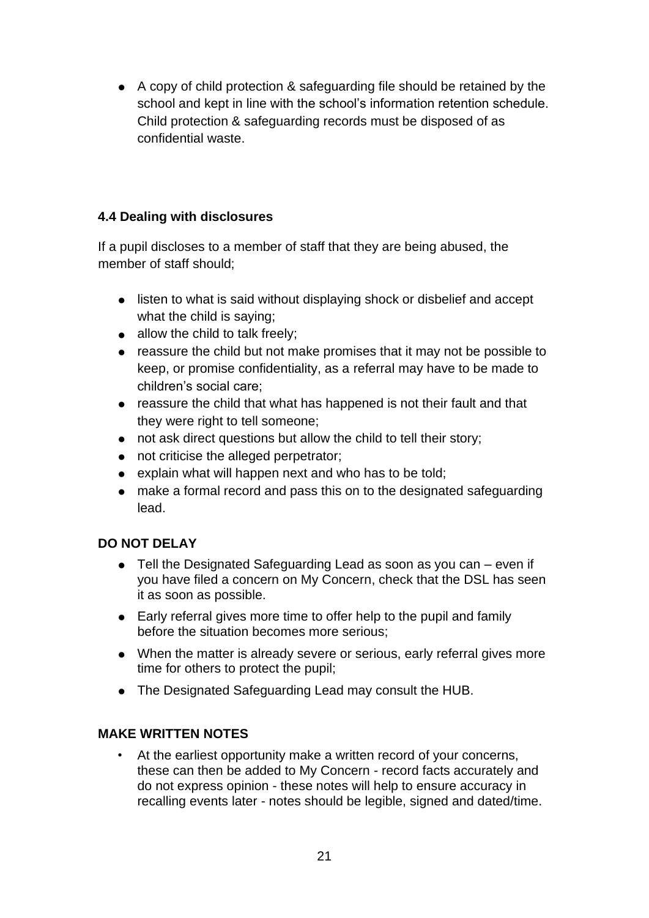- A copy of child protection & safeguarding file should be retained by the school and kept in line with the school's information retention schedule. Child protection & safeguarding records must be disposed of as confidential waste.

### 4.4 Dealing with disclosures

If a pupil discloses to a member of staff that they are being abused, the member of staff should;

- listen to what is said without displaying shock or disbelief and accept what the child is saying;
- allow the child to talk freely;
- reassure the child but not make promises that it may not be possible to keep, or promise confidentiality, as a referral may have to be made to children's social care;
- reassure the child that what has happened is not their fault and that they were right to tell someone;
- not ask direct questions but allow the child to tell their story;
- not criticise the alleged perpetrator;
- explain what will happen next and who has to be told;
- make a formal record and pass this on to the designated safeguarding lead.

**DO NOT DELAY**

- Tell the Designated Safeguarding Lead as soon as you can – even if you have filed a concern on My Concern, check that the DSL has seen it as soon as possible.
- Early referral gives more time to offer help to the pupil and family before the situation becomes more serious;
- When the matter is already severe or serious, early referral gives more time for others to protect the pupil;
- The Designated Safeguarding Lead may consult the HUB.

**MAKE WRITTEN NOTES**

- At the earliest opportunity make a written record of your concerns, these can then be added to My Concern - record facts accurately and do not express opinion - these notes will help to ensure accuracy in recalling events later - notes should be legible, signed and dated/time.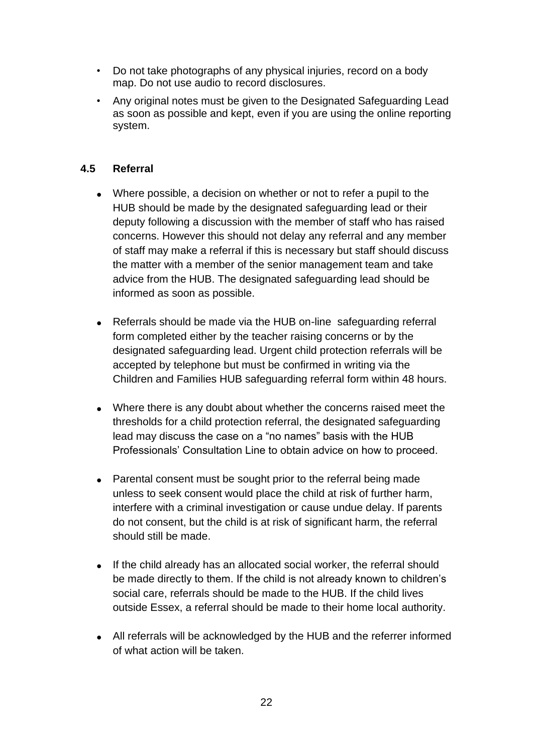- Do not take photographs of any physical injuries, record on a body map. Do not use audio to record disclosures.
- Any original notes must be given to the Designated Safeguarding Lead as soon as possible and kept, even if you are using the online reporting system.

### 4.5 Referral

- Where possible, a decision on whether or not to refer a pupil to the HUB should be made by the designated safeguarding lead or their deputy following a discussion with the member of staff who has raised concerns. However this should not delay any referral and any member of staff may make a referral if this is necessary but staff should discuss the matter with a member of the senior management team and take advice from the HUB. The designated safeguarding lead should be informed as soon as possible.

- Referrals should be made via the HUB on-line safeguarding referral form completed either by the teacher raising concerns or by the designated safeguarding lead. Urgent child protection referrals will be accepted by telephone but must be confirmed in writing via the Children and Families HUB safeguarding referral form within 48 hours.

- Where there is any doubt about whether the concerns raised meet the thresholds for a child protection referral, the designated safeguarding lead may discuss the case on a "no names" basis with the HUB Professionals' Consultation Line to obtain advice on how to proceed.

- Parental consent must be sought prior to the referral being made unless to seek consent would place the child at risk of further harm, interfere with a criminal investigation or cause undue delay. If parents do not consent, but the child is at risk of significant harm, the referral should still be made.

- If the child already has an allocated social worker, the referral should be made directly to them. If the child is not already known to children's social care, referrals should be made to the HUB. If the child lives outside Essex, a referral should be made to their home local authority.

- All referrals will be acknowledged by the HUB and the referrer informed of what action will be taken.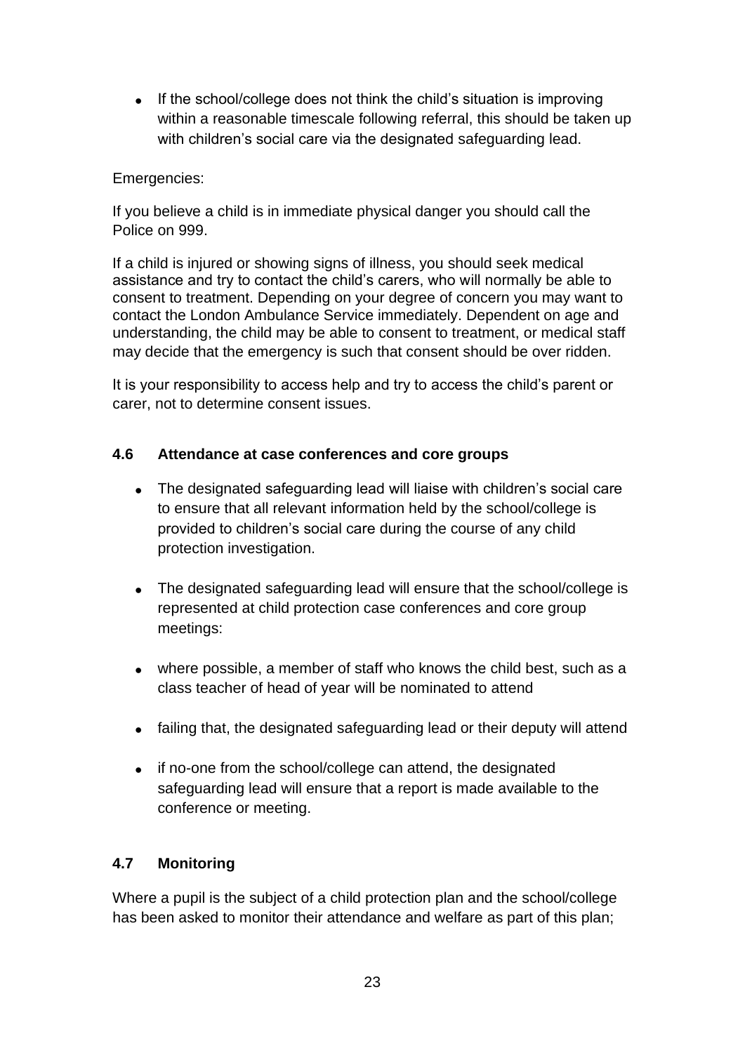- If the school/college does not think the child's situation is improving within a reasonable timescale following referral, this should be taken up with children's social care via the designated safeguarding lead.

Emergencies:

If you believe a child is in immediate physical danger you should call the Police on 999.

If a child is injured or showing signs of illness, you should seek medical assistance and try to contact the child's carers, who will normally be able to consent to treatment. Depending on your degree of concern you may want to contact the London Ambulance Service immediately. Dependent on age and understanding, the child may be able to consent to treatment, or medical staff may decide that the emergency is such that consent should be over ridden.

It is your responsibility to access help and try to access the child's parent or carer, not to determine consent issues.

### 4.6 Attendance at case conferences and core groups

- The designated safeguarding lead will liaise with children's social care to ensure that all relevant information held by the school/college is provided to children's social care during the course of any child protection investigation.
- The designated safeguarding lead will ensure that the school/college is represented at child protection case conferences and core group meetings:
- where possible, a member of staff who knows the child best, such as a class teacher of head of year will be nominated to attend
- failing that, the designated safeguarding lead or their deputy will attend
- if no-one from the school/college can attend, the designated safeguarding lead will ensure that a report is made available to the conference or meeting.

### 4.7 Monitoring

Where a pupil is the subject of a child protection plan and the school/college has been asked to monitor their attendance and welfare as part of this plan;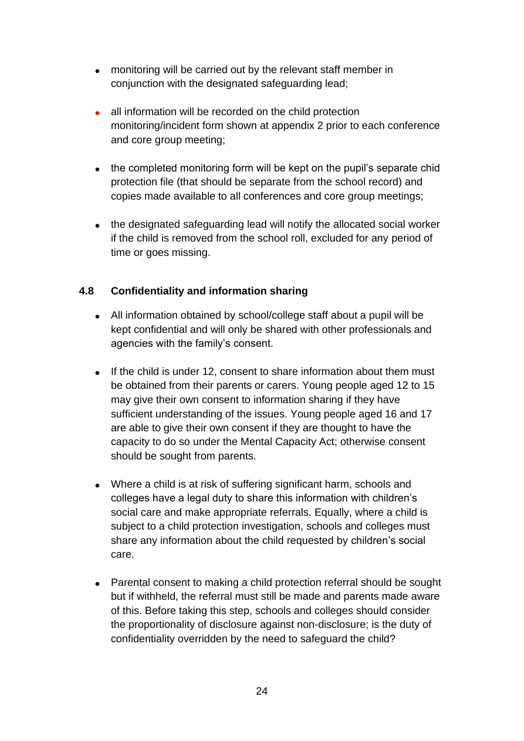- monitoring will be carried out by the relevant staff member in conjunction with the designated safeguarding lead;
- all information will be recorded on the child protection monitoring/incident form shown at appendix 2 prior to each conference and core group meeting;
- the completed monitoring form will be kept on the pupil's separate chid protection file (that should be separate from the school record) and copies made available to all conferences and core group meetings;
- the designated safeguarding lead will notify the allocated social worker if the child is removed from the school roll, excluded for any period of time or goes missing.

### 4.8 Confidentiality and information sharing

- All information obtained by school/college staff about a pupil will be kept confidential and will only be shared with other professionals and agencies with the family's consent.
- If the child is under 12, consent to share information about them must be obtained from their parents or carers. Young people aged 12 to 15 may give their own consent to information sharing if they have sufficient understanding of the issues. Young people aged 16 and 17 are able to give their own consent if they are thought to have the capacity to do so under the Mental Capacity Act; otherwise consent should be sought from parents.
- Where a child is at risk of suffering significant harm, schools and colleges have a legal duty to share this information with children's social care and make appropriate referrals. Equally, where a child is subject to a child protection investigation, schools and colleges must share any information about the child requested by children's social care.
- Parental consent to making a child protection referral should be sought but if withheld, the referral must still be made and parents made aware of this. Before taking this step, schools and colleges should consider the proportionality of disclosure against non-disclosure; is the duty of confidentiality overridden by the need to safeguard the child?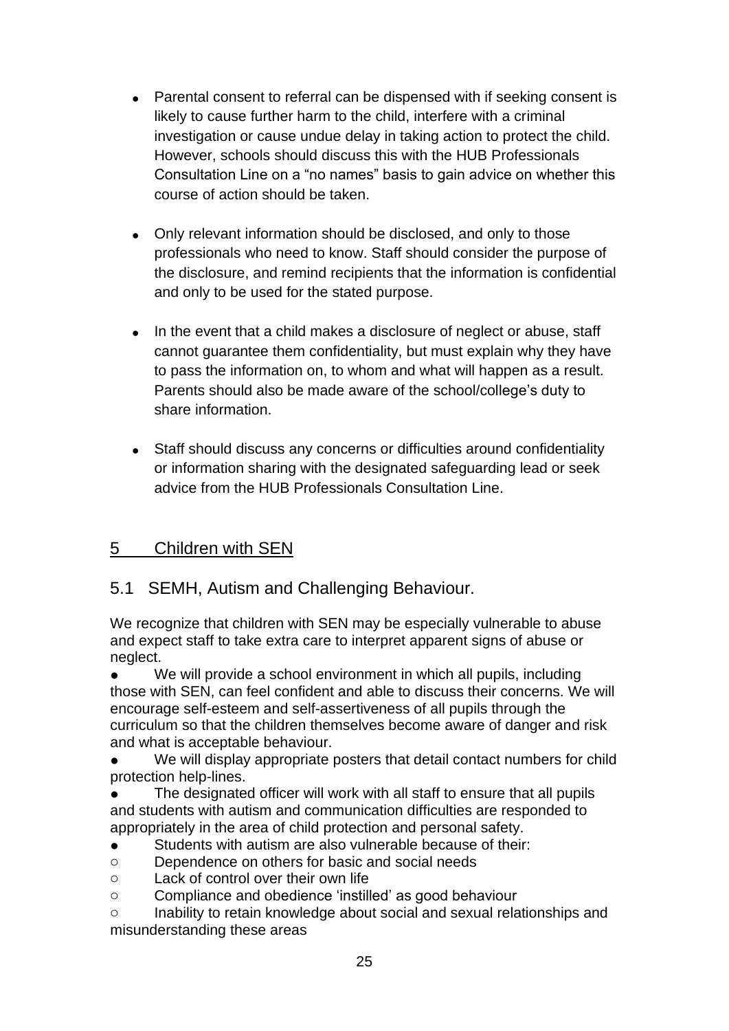- Parental consent to referral can be dispensed with if seeking consent is likely to cause further harm to the child, interfere with a criminal investigation or cause undue delay in taking action to protect the child. However, schools should discuss this with the HUB Professionals Consultation Line on a "no names" basis to gain advice on whether this course of action should be taken.

- Only relevant information should be disclosed, and only to those professionals who need to know. Staff should consider the purpose of the disclosure, and remind recipients that the information is confidential and only to be used for the stated purpose.

- In the event that a child makes a disclosure of neglect or abuse, staff cannot guarantee them confidentiality, but must explain why they have to pass the information on, to whom and what will happen as a result. Parents should also be made aware of the school/college's duty to share information.

- Staff should discuss any concerns or difficulties around confidentiality or information sharing with the designated safeguarding lead or seek advice from the HUB Professionals Consultation Line.

## 5 Children with SEN

### 5.1 SEMH, Autism and Challenging Behaviour.

We recognize that children with SEN may be especially vulnerable to abuse and expect staff to take extra care to interpret apparent signs of abuse or neglect.

- We will provide a school environment in which all pupils, including those with SEN, can feel confident and able to discuss their concerns. We will encourage self-esteem and self-assertiveness of all pupils through the curriculum so that the children themselves become aware of danger and risk and what is acceptable behaviour.
- We will display appropriate posters that detail contact numbers for child protection help-lines.
- The designated officer will work with all staff to ensure that all pupils and students with autism and communication difficulties are responded to appropriately in the area of child protection and personal safety.
- Students with autism are also vulnerable because of their:
  - Dependence on others for basic and social needs
  - Lack of control over their own life
  - Compliance and obedience 'instilled' as good behaviour
  - Inability to retain knowledge about social and sexual relationships and misunderstanding these areas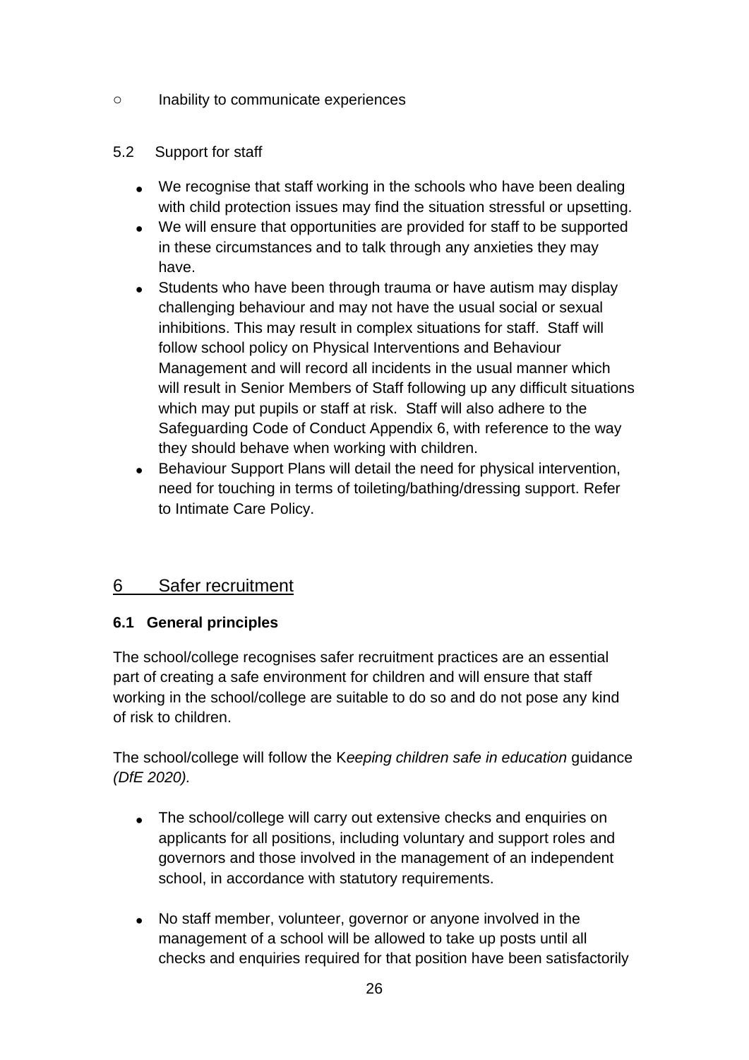- Inability to communicate experiences

5.2 Support for staff

- We recognise that staff working in the schools who have been dealing with child protection issues may find the situation stressful or upsetting.
- We will ensure that opportunities are provided for staff to be supported in these circumstances and to talk through any anxieties they may have.
- Students who have been through trauma or have autism may display challenging behaviour and may not have the usual social or sexual inhibitions. This may result in complex situations for staff. Staff will follow school policy on Physical Interventions and Behaviour Management and will record all incidents in the usual manner which will result in Senior Members of Staff following up any difficult situations which may put pupils or staff at risk. Staff will also adhere to the Safeguarding Code of Conduct Appendix 6, with reference to the way they should behave when working with children.
- Behaviour Support Plans will detail the need for physical intervention, need for touching in terms of toileting/bathing/dressing support. Refer to Intimate Care Policy.

## 6 Safer recruitment

### 6.1 General principles

The school/college recognises safer recruitment practices are an essential part of creating a safe environment for children and will ensure that staff working in the school/college are suitable to do so and do not pose any kind of risk to children.

The school/college will follow the K*eeping children safe in education* guidance *(DfE 2020).*

- The school/college will carry out extensive checks and enquiries on applicants for all positions, including voluntary and support roles and governors and those involved in the management of an independent school, in accordance with statutory requirements.

- No staff member, volunteer, governor or anyone involved in the management of a school will be allowed to take up posts until all checks and enquiries required for that position have been satisfactorily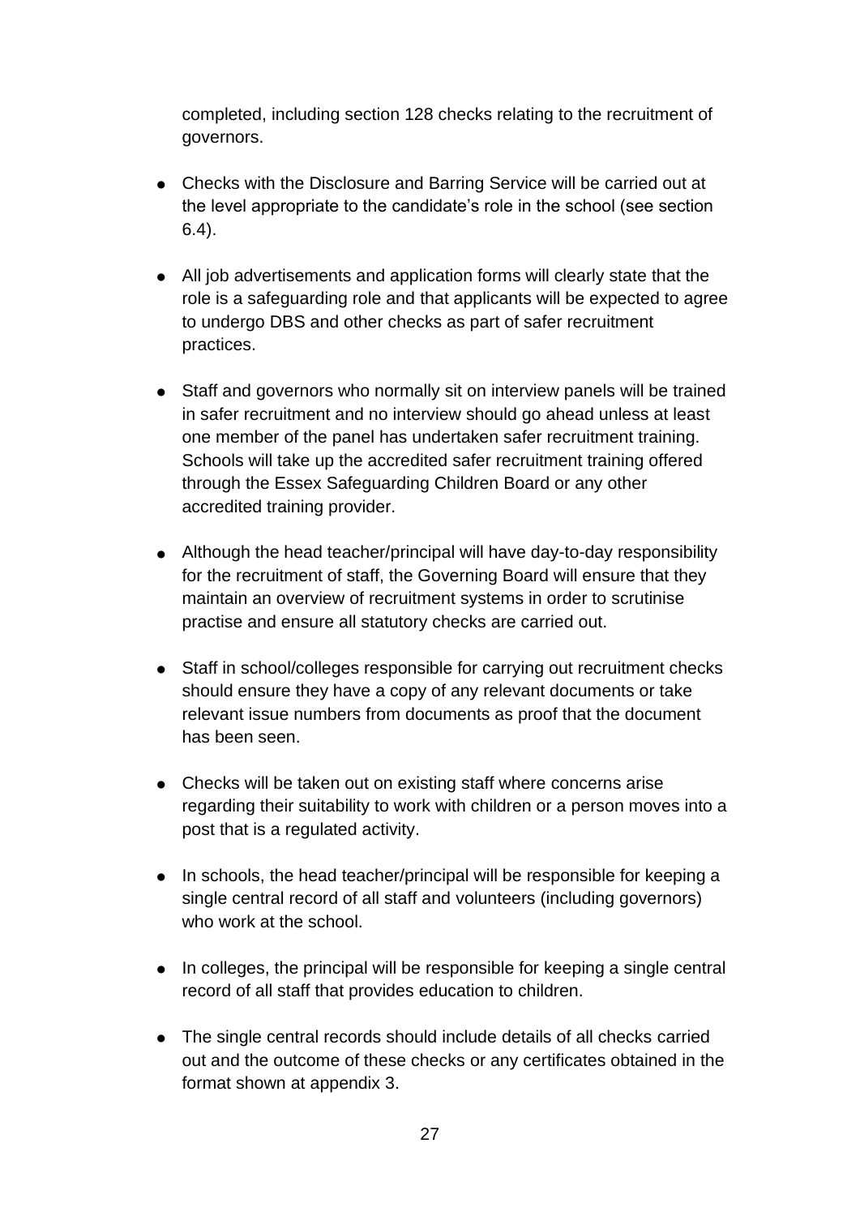completed, including section 128 checks relating to the recruitment of governors.

- Checks with the Disclosure and Barring Service will be carried out at the level appropriate to the candidate's role in the school (see section 6.4).

- All job advertisements and application forms will clearly state that the role is a safeguarding role and that applicants will be expected to agree to undergo DBS and other checks as part of safer recruitment practices.

- Staff and governors who normally sit on interview panels will be trained in safer recruitment and no interview should go ahead unless at least one member of the panel has undertaken safer recruitment training. Schools will take up the accredited safer recruitment training offered through the Essex Safeguarding Children Board or any other accredited training provider.

- Although the head teacher/principal will have day-to-day responsibility for the recruitment of staff, the Governing Board will ensure that they maintain an overview of recruitment systems in order to scrutinise practise and ensure all statutory checks are carried out.

- Staff in school/colleges responsible for carrying out recruitment checks should ensure they have a copy of any relevant documents or take relevant issue numbers from documents as proof that the document has been seen.

- Checks will be taken out on existing staff where concerns arise regarding their suitability to work with children or a person moves into a post that is a regulated activity.

- In schools, the head teacher/principal will be responsible for keeping a single central record of all staff and volunteers (including governors) who work at the school.

- In colleges, the principal will be responsible for keeping a single central record of all staff that provides education to children.

- The single central records should include details of all checks carried out and the outcome of these checks or any certificates obtained in the format shown at appendix 3.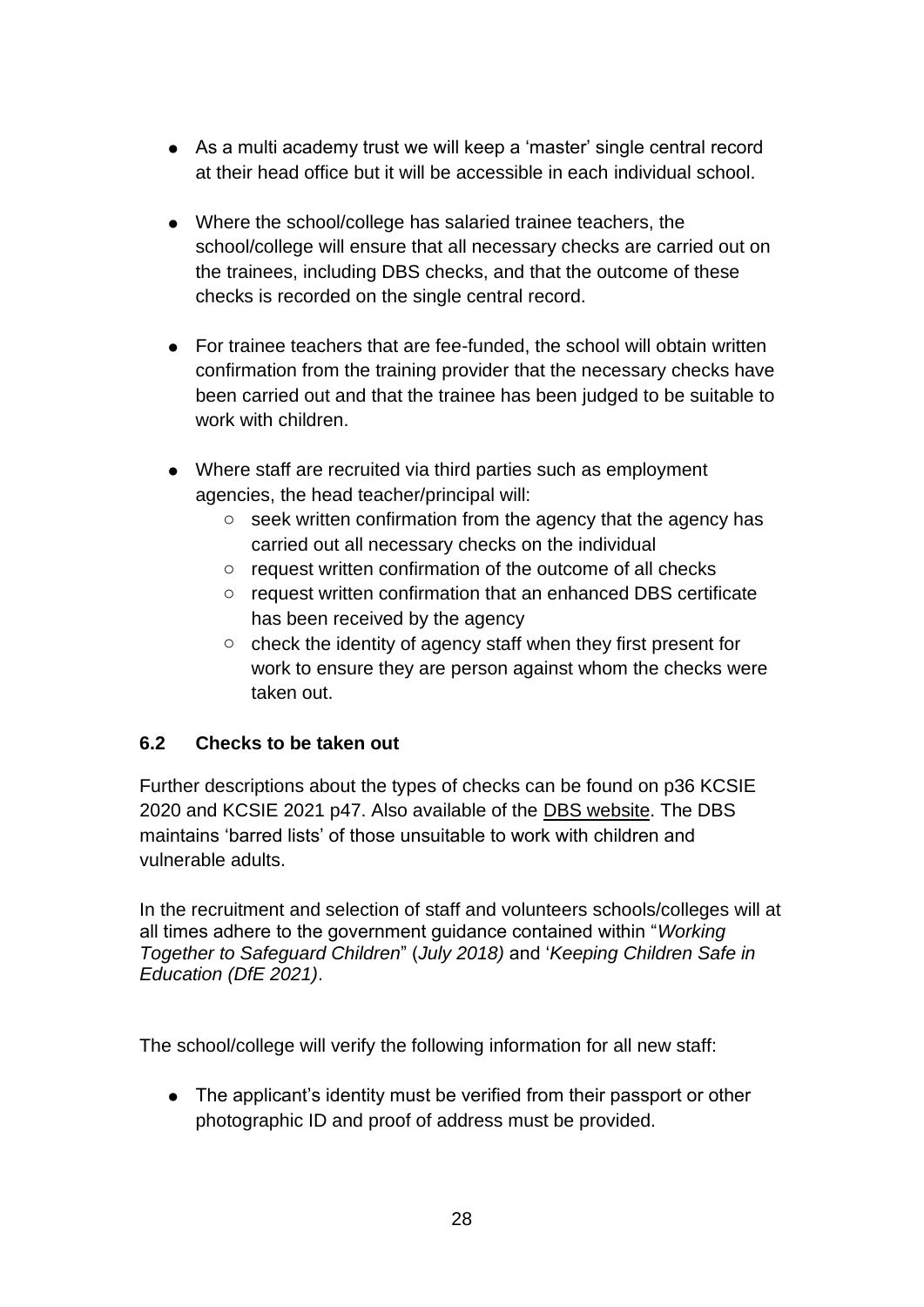- As a multi academy trust we will keep a 'master' single central record at their head office but it will be accessible in each individual school.
- Where the school/college has salaried trainee teachers, the school/college will ensure that all necessary checks are carried out on the trainees, including DBS checks, and that the outcome of these checks is recorded on the single central record.
- For trainee teachers that are fee-funded, the school will obtain written confirmation from the training provider that the necessary checks have been carried out and that the trainee has been judged to be suitable to work with children.
- Where staff are recruited via third parties such as employment agencies, the head teacher/principal will:
  - seek written confirmation from the agency that the agency has carried out all necessary checks on the individual
  - request written confirmation of the outcome of all checks
  - request written confirmation that an enhanced DBS certificate has been received by the agency
  - check the identity of agency staff when they first present for work to ensure they are person against whom the checks were taken out.

### 6.2 Checks to be taken out

Further descriptions about the types of checks can be found on p36 KCSIE 2020 and KCSIE 2021 p47. Also available of the DBS website. The DBS maintains 'barred lists' of those unsuitable to work with children and vulnerable adults.

In the recruitment and selection of staff and volunteers schools/colleges will at all times adhere to the government guidance contained within "*Working Together to Safeguard Children*" (*July 2018)* and '*Keeping Children Safe in Education (DfE 2021)*.

The school/college will verify the following information for all new staff:

- The applicant's identity must be verified from their passport or other photographic ID and proof of address must be provided.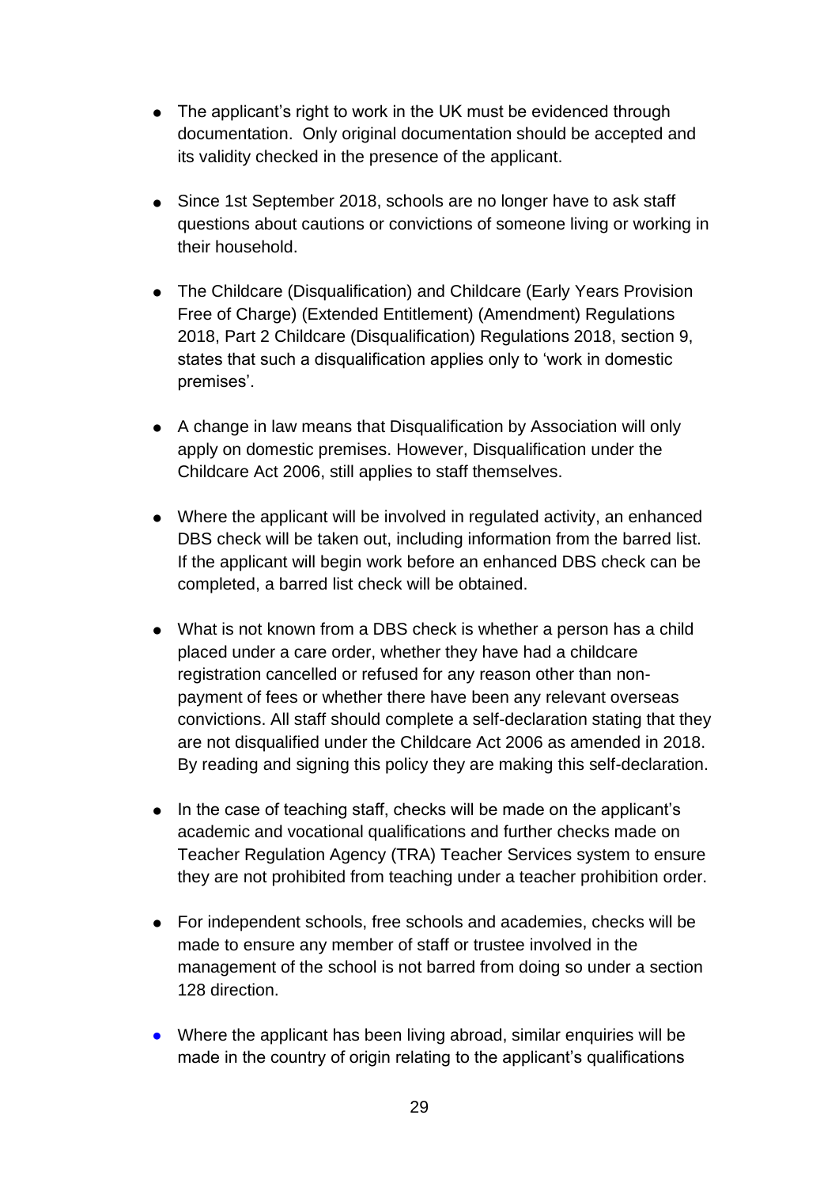- The applicant's right to work in the UK must be evidenced through documentation. Only original documentation should be accepted and its validity checked in the presence of the applicant.

- Since 1st September 2018, schools are no longer have to ask staff questions about cautions or convictions of someone living or working in their household.

- The Childcare (Disqualification) and Childcare (Early Years Provision Free of Charge) (Extended Entitlement) (Amendment) Regulations 2018, Part 2 Childcare (Disqualification) Regulations 2018, section 9, states that such a disqualification applies only to 'work in domestic premises'.

- A change in law means that Disqualification by Association will only apply on domestic premises. However, Disqualification under the Childcare Act 2006, still applies to staff themselves.

- Where the applicant will be involved in regulated activity, an enhanced DBS check will be taken out, including information from the barred list. If the applicant will begin work before an enhanced DBS check can be completed, a barred list check will be obtained.

- What is not known from a DBS check is whether a person has a child placed under a care order, whether they have had a childcare registration cancelled or refused for any reason other than non-payment of fees or whether there have been any relevant overseas convictions. All staff should complete a self-declaration stating that they are not disqualified under the Childcare Act 2006 as amended in 2018. By reading and signing this policy they are making this self-declaration.

- In the case of teaching staff, checks will be made on the applicant's academic and vocational qualifications and further checks made on Teacher Regulation Agency (TRA) Teacher Services system to ensure they are not prohibited from teaching under a teacher prohibition order.

- For independent schools, free schools and academies, checks will be made to ensure any member of staff or trustee involved in the management of the school is not barred from doing so under a section 128 direction.

- Where the applicant has been living abroad, similar enquiries will be made in the country of origin relating to the applicant's qualifications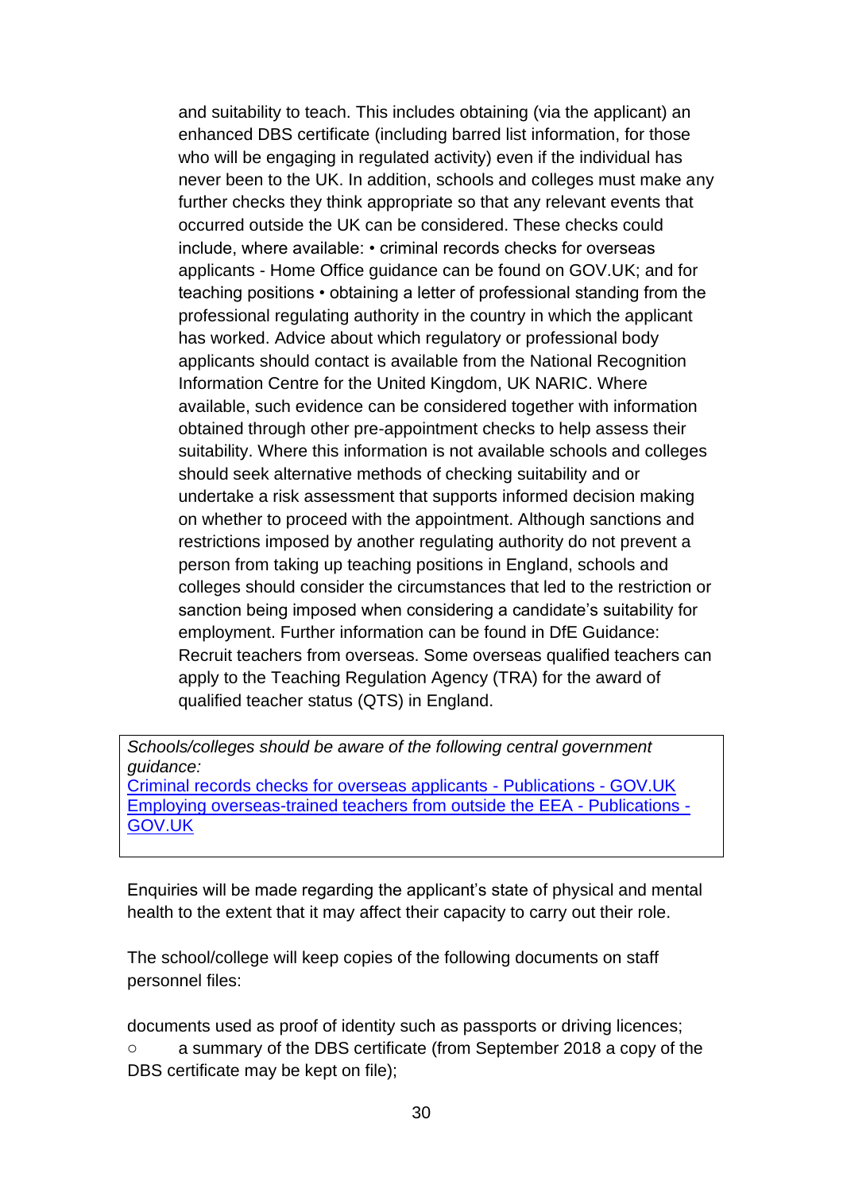and suitability to teach. This includes obtaining (via the applicant) an enhanced DBS certificate (including barred list information, for those who will be engaging in regulated activity) even if the individual has never been to the UK. In addition, schools and colleges must make any further checks they think appropriate so that any relevant events that occurred outside the UK can be considered. These checks could include, where available: • criminal records checks for overseas applicants - Home Office guidance can be found on GOV.UK; and for teaching positions • obtaining a letter of professional standing from the professional regulating authority in the country in which the applicant has worked. Advice about which regulatory or professional body applicants should contact is available from the National Recognition Information Centre for the United Kingdom, UK NARIC. Where available, such evidence can be considered together with information obtained through other pre-appointment checks to help assess their suitability. Where this information is not available schools and colleges should seek alternative methods of checking suitability and or undertake a risk assessment that supports informed decision making on whether to proceed with the appointment. Although sanctions and restrictions imposed by another regulating authority do not prevent a person from taking up teaching positions in England, schools and colleges should consider the circumstances that led to the restriction or sanction being imposed when considering a candidate's suitability for employment. Further information can be found in DfE Guidance: Recruit teachers from overseas. Some overseas qualified teachers can apply to the Teaching Regulation Agency (TRA) for the award of qualified teacher status (QTS) in England.

*Schools/colleges should be aware of the following central government guidance:*
Criminal records checks for overseas applicants - Publications - GOV.UK
Employing overseas-trained teachers from outside the EEA - Publications - GOV.UK

Enquiries will be made regarding the applicant's state of physical and mental health to the extent that it may affect their capacity to carry out their role.

The school/college will keep copies of the following documents on staff personnel files:

documents used as proof of identity such as passports or driving licences;

- a summary of the DBS certificate (from September 2018 a copy of the DBS certificate may be kept on file);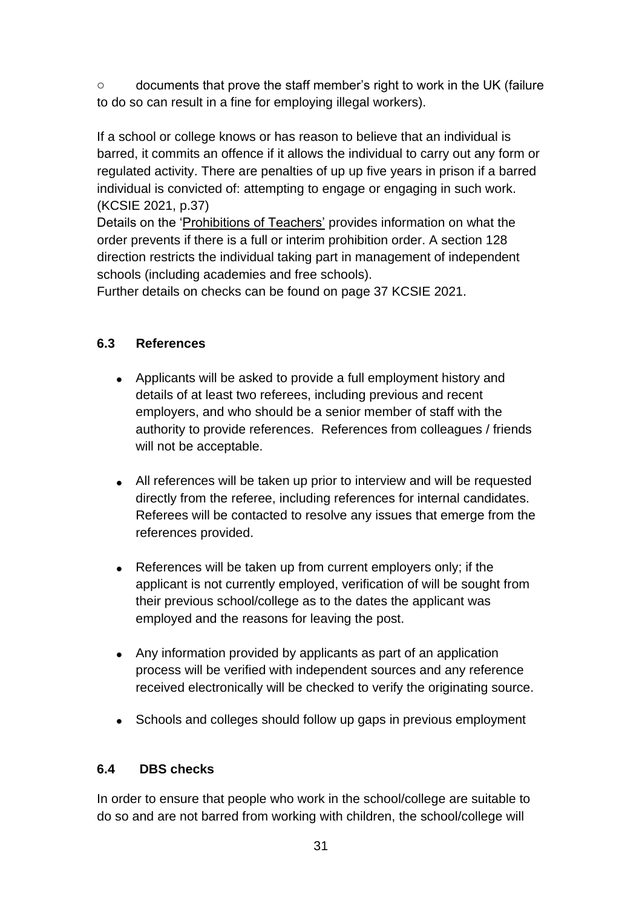○ documents that prove the staff member's right to work in the UK (failure to do so can result in a fine for employing illegal workers).

If a school or college knows or has reason to believe that an individual is barred, it commits an offence if it allows the individual to carry out any form or regulated activity. There are penalties of up up five years in prison if a barred individual is convicted of: attempting to engage or engaging in such work. (KCSIE 2021, p.37)
Details on the 'Prohibitions of Teachers' provides information on what the order prevents if there is a full or interim prohibition order. A section 128 direction restricts the individual taking part in management of independent schools (including academies and free schools).
Further details on checks can be found on page 37 KCSIE 2021.

### 6.3 References

- Applicants will be asked to provide a full employment history and details of at least two referees, including previous and recent employers, and who should be a senior member of staff with the authority to provide references. References from colleagues / friends will not be acceptable.
- All references will be taken up prior to interview and will be requested directly from the referee, including references for internal candidates. Referees will be contacted to resolve any issues that emerge from the references provided.
- References will be taken up from current employers only; if the applicant is not currently employed, verification of will be sought from their previous school/college as to the dates the applicant was employed and the reasons for leaving the post.
- Any information provided by applicants as part of an application process will be verified with independent sources and any reference received electronically will be checked to verify the originating source.
- Schools and colleges should follow up gaps in previous employment

### 6.4 DBS checks

In order to ensure that people who work in the school/college are suitable to do so and are not barred from working with children, the school/college will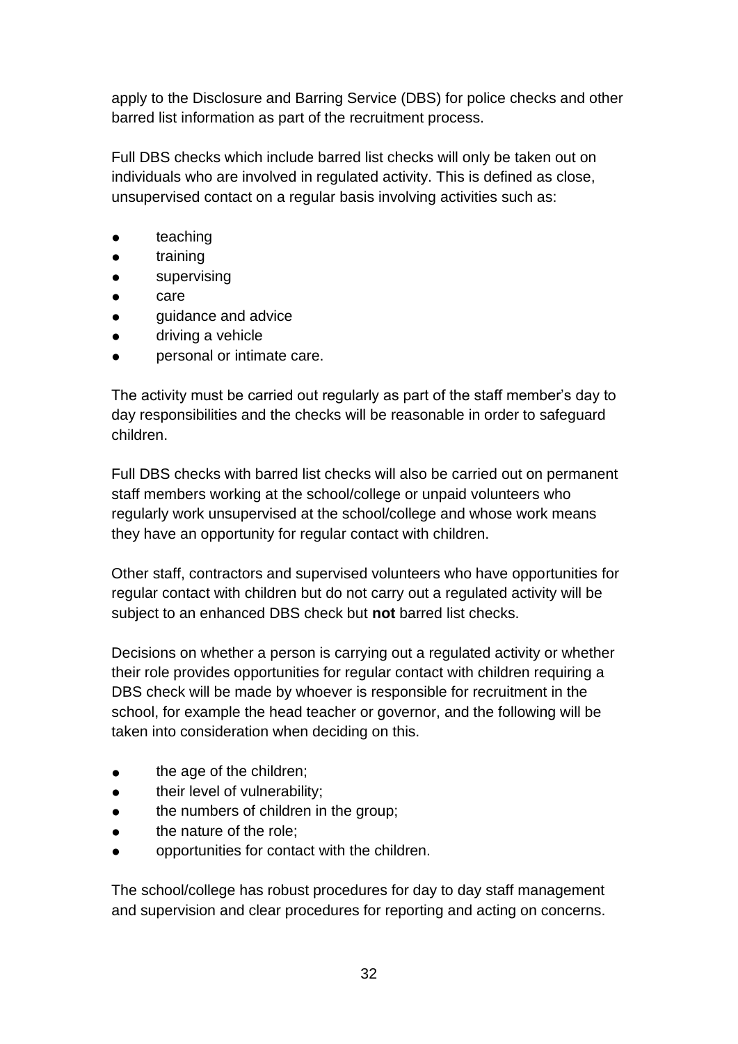apply to the Disclosure and Barring Service (DBS) for police checks and other barred list information as part of the recruitment process.

Full DBS checks which include barred list checks will only be taken out on individuals who are involved in regulated activity. This is defined as close, unsupervised contact on a regular basis involving activities such as:

- teaching
- training
- supervising
- care
- guidance and advice
- driving a vehicle
- personal or intimate care.

The activity must be carried out regularly as part of the staff member's day to day responsibilities and the checks will be reasonable in order to safeguard children.

Full DBS checks with barred list checks will also be carried out on permanent staff members working at the school/college or unpaid volunteers who regularly work unsupervised at the school/college and whose work means they have an opportunity for regular contact with children.

Other staff, contractors and supervised volunteers who have opportunities for regular contact with children but do not carry out a regulated activity will be subject to an enhanced DBS check but **not** barred list checks.

Decisions on whether a person is carrying out a regulated activity or whether their role provides opportunities for regular contact with children requiring a DBS check will be made by whoever is responsible for recruitment in the school, for example the head teacher or governor, and the following will be taken into consideration when deciding on this.

- the age of the children;
- their level of vulnerability;
- the numbers of children in the group;
- the nature of the role;
- opportunities for contact with the children.

The school/college has robust procedures for day to day staff management and supervision and clear procedures for reporting and acting on concerns.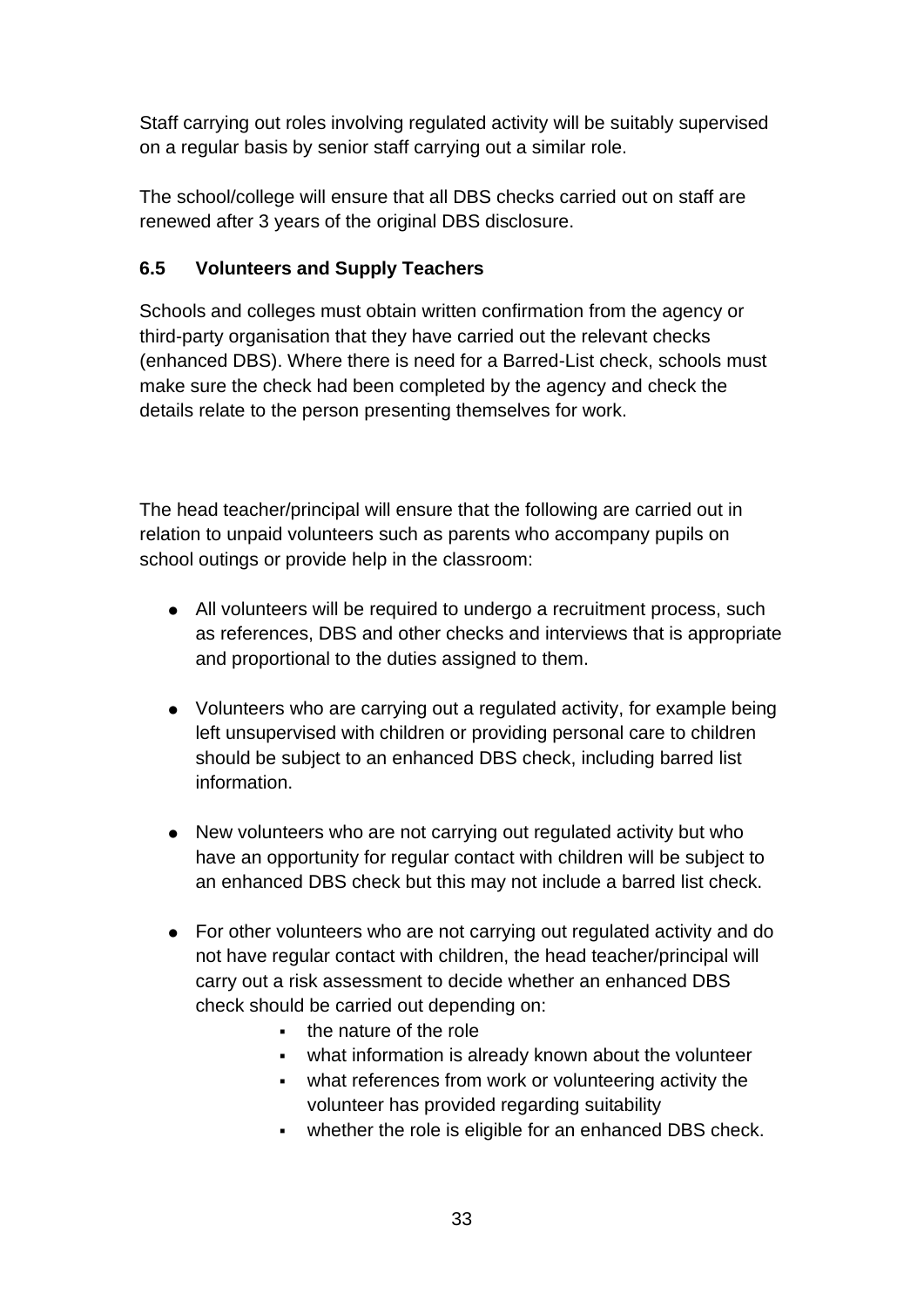Staff carrying out roles involving regulated activity will be suitably supervised on a regular basis by senior staff carrying out a similar role.

The school/college will ensure that all DBS checks carried out on staff are renewed after 3 years of the original DBS disclosure.

### 6.5 Volunteers and Supply Teachers

Schools and colleges must obtain written confirmation from the agency or third-party organisation that they have carried out the relevant checks (enhanced DBS). Where there is need for a Barred-List check, schools must make sure the check had been completed by the agency and check the details relate to the person presenting themselves for work.

The head teacher/principal will ensure that the following are carried out in relation to unpaid volunteers such as parents who accompany pupils on school outings or provide help in the classroom:

- All volunteers will be required to undergo a recruitment process, such as references, DBS and other checks and interviews that is appropriate and proportional to the duties assigned to them.
- Volunteers who are carrying out a regulated activity, for example being left unsupervised with children or providing personal care to children should be subject to an enhanced DBS check, including barred list information.
- New volunteers who are not carrying out regulated activity but who have an opportunity for regular contact with children will be subject to an enhanced DBS check but this may not include a barred list check.
- For other volunteers who are not carrying out regulated activity and do not have regular contact with children, the head teacher/principal will carry out a risk assessment to decide whether an enhanced DBS check should be carried out depending on:
  - the nature of the role
  - what information is already known about the volunteer
  - what references from work or volunteering activity the volunteer has provided regarding suitability
  - whether the role is eligible for an enhanced DBS check.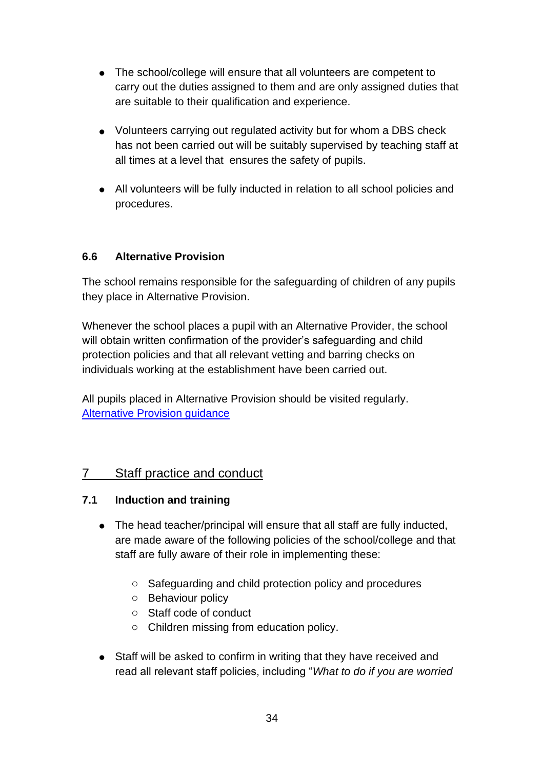- The school/college will ensure that all volunteers are competent to carry out the duties assigned to them and are only assigned duties that are suitable to their qualification and experience.

- Volunteers carrying out regulated activity but for whom a DBS check has not been carried out will be suitably supervised by teaching staff at all times at a level that ensures the safety of pupils.

- All volunteers will be fully inducted in relation to all school policies and procedures.

### 6.6 Alternative Provision

The school remains responsible for the safeguarding of children of any pupils they place in Alternative Provision.

Whenever the school places a pupil with an Alternative Provider, the school will obtain written confirmation of the provider's safeguarding and child protection policies and that all relevant vetting and barring checks on individuals working at the establishment have been carried out.

All pupils placed in Alternative Provision should be visited regularly.
[Alternative Provision guidance]

## 7 Staff practice and conduct

### 7.1 Induction and training

- The head teacher/principal will ensure that all staff are fully inducted, are made aware of the following policies of the school/college and that staff are fully aware of their role in implementing these:
  - Safeguarding and child protection policy and procedures
  - Behaviour policy
  - Staff code of conduct
  - Children missing from education policy.

- Staff will be asked to confirm in writing that they have received and read all relevant staff policies, including "*What to do if you are worried*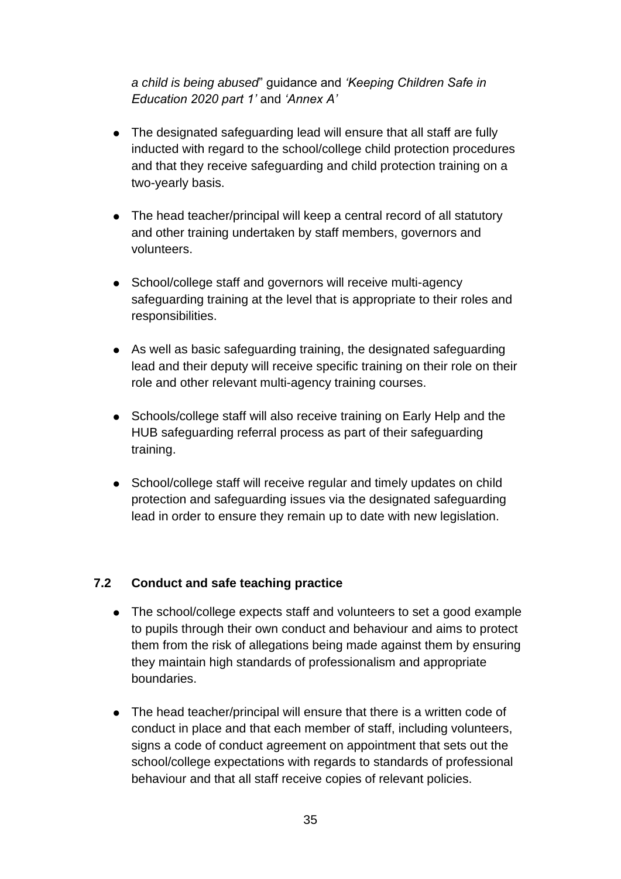*a child is being abused*" guidance and *'Keeping Children Safe in Education 2020 part 1'* and *'Annex A'*

- The designated safeguarding lead will ensure that all staff are fully inducted with regard to the school/college child protection procedures and that they receive safeguarding and child protection training on a two-yearly basis.

- The head teacher/principal will keep a central record of all statutory and other training undertaken by staff members, governors and volunteers.

- School/college staff and governors will receive multi-agency safeguarding training at the level that is appropriate to their roles and responsibilities.

- As well as basic safeguarding training, the designated safeguarding lead and their deputy will receive specific training on their role on their role and other relevant multi-agency training courses.

- Schools/college staff will also receive training on Early Help and the HUB safeguarding referral process as part of their safeguarding training.

- School/college staff will receive regular and timely updates on child protection and safeguarding issues via the designated safeguarding lead in order to ensure they remain up to date with new legislation.

### 7.2 Conduct and safe teaching practice

- The school/college expects staff and volunteers to set a good example to pupils through their own conduct and behaviour and aims to protect them from the risk of allegations being made against them by ensuring they maintain high standards of professionalism and appropriate boundaries.

- The head teacher/principal will ensure that there is a written code of conduct in place and that each member of staff, including volunteers, signs a code of conduct agreement on appointment that sets out the school/college expectations with regards to standards of professional behaviour and that all staff receive copies of relevant policies.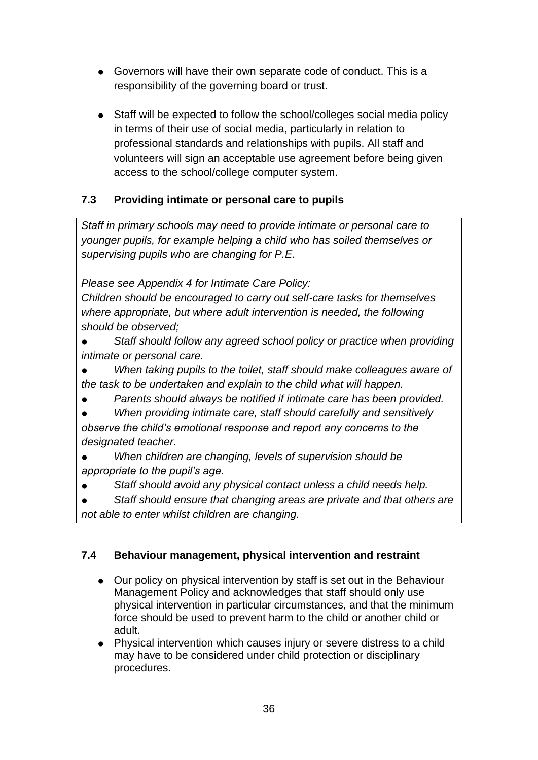- Governors will have their own separate code of conduct. This is a responsibility of the governing board or trust.

- Staff will be expected to follow the school/colleges social media policy in terms of their use of social media, particularly in relation to professional standards and relationships with pupils. All staff and volunteers will sign an acceptable use agreement before being given access to the school/college computer system.

### 7.3 Providing intimate or personal care to pupils

*Staff in primary schools may need to provide intimate or personal care to younger pupils, for example helping a child who has soiled themselves or supervising pupils who are changing for P.E.*

*Please see Appendix 4 for Intimate Care Policy:*
*Children should be encouraged to carry out self-care tasks for themselves where appropriate, but where adult intervention is needed, the following should be observed;*

- *Staff should follow any agreed school policy or practice when providing intimate or personal care.*
- *When taking pupils to the toilet, staff should make colleagues aware of the task to be undertaken and explain to the child what will happen.*
- *Parents should always be notified if intimate care has been provided.*
- *When providing intimate care, staff should carefully and sensitively observe the child's emotional response and report any concerns to the designated teacher.*
- *When children are changing, levels of supervision should be appropriate to the pupil's age.*
- *Staff should avoid any physical contact unless a child needs help.*
- *Staff should ensure that changing areas are private and that others are not able to enter whilst children are changing.*

### 7.4 Behaviour management, physical intervention and restraint

- Our policy on physical intervention by staff is set out in the Behaviour Management Policy and acknowledges that staff should only use physical intervention in particular circumstances, and that the minimum force should be used to prevent harm to the child or another child or adult.
- Physical intervention which causes injury or severe distress to a child may have to be considered under child protection or disciplinary procedures.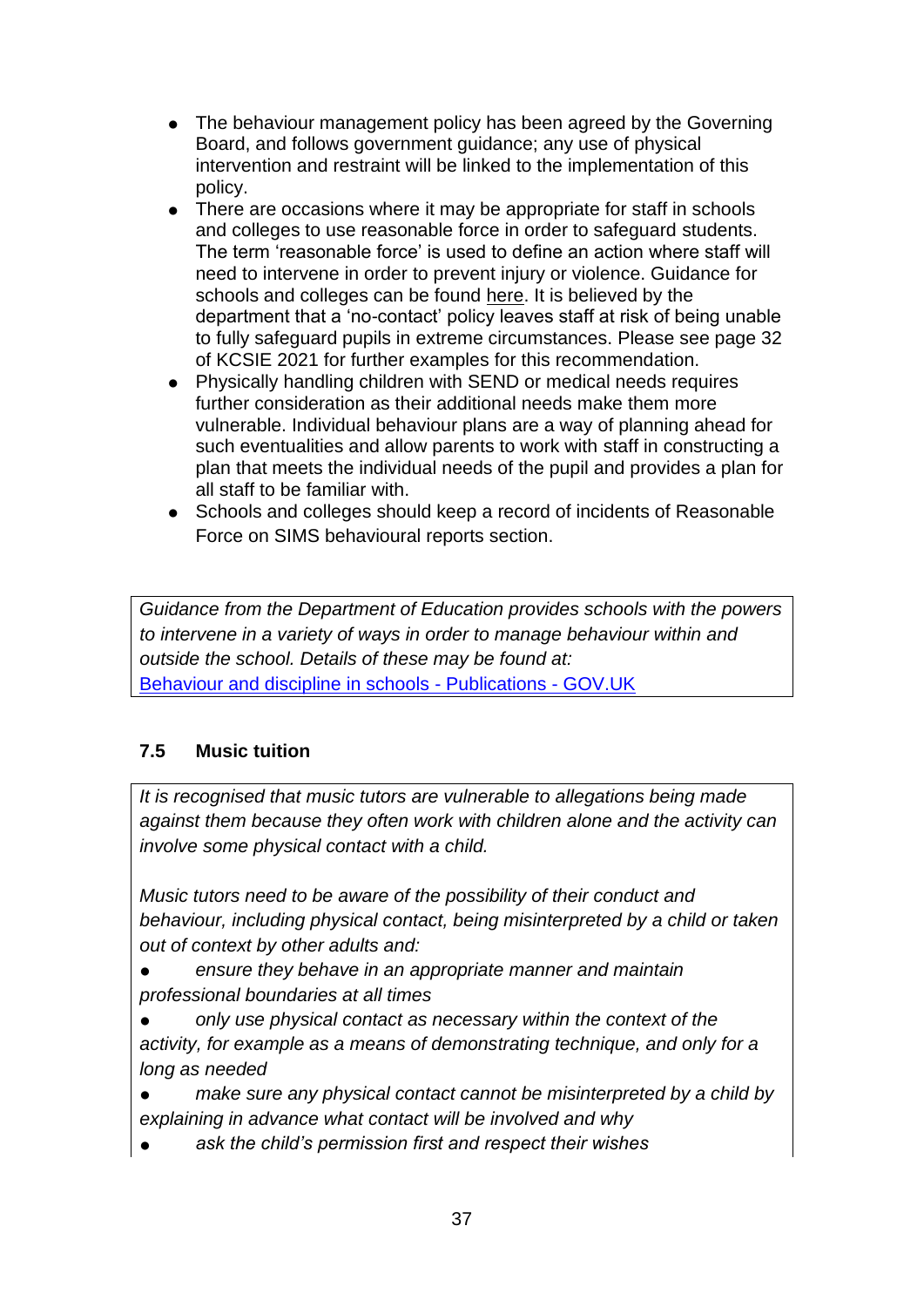- The behaviour management policy has been agreed by the Governing Board, and follows government guidance; any use of physical intervention and restraint will be linked to the implementation of this policy.
- There are occasions where it may be appropriate for staff in schools and colleges to use reasonable force in order to safeguard students. The term 'reasonable force' is used to define an action where staff will need to intervene in order to prevent injury or violence. Guidance for schools and colleges can be found here. It is believed by the department that a 'no-contact' policy leaves staff at risk of being unable to fully safeguard pupils in extreme circumstances. Please see page 32 of KCSIE 2021 for further examples for this recommendation.
- Physically handling children with SEND or medical needs requires further consideration as their additional needs make them more vulnerable. Individual behaviour plans are a way of planning ahead for such eventualities and allow parents to work with staff in constructing a plan that meets the individual needs of the pupil and provides a plan for all staff to be familiar with.
- Schools and colleges should keep a record of incidents of Reasonable Force on SIMS behavioural reports section.

*Guidance from the Department of Education provides schools with the powers to intervene in a variety of ways in order to manage behaviour within and outside the school. Details of these may be found at:*
[Behaviour and discipline in schools - Publications - GOV.UK]

### 7.5 Music tuition

*It is recognised that music tutors are vulnerable to allegations being made against them because they often work with children alone and the activity can involve some physical contact with a child.*

*Music tutors need to be aware of the possibility of their conduct and behaviour, including physical contact, being misinterpreted by a child or taken out of context by other adults and:*

- *ensure they behave in an appropriate manner and maintain professional boundaries at all times*
- *only use physical contact as necessary within the context of the activity, for example as a means of demonstrating technique, and only for a long as needed*
- *make sure any physical contact cannot be misinterpreted by a child by explaining in advance what contact will be involved and why*
- *ask the child's permission first and respect their wishes*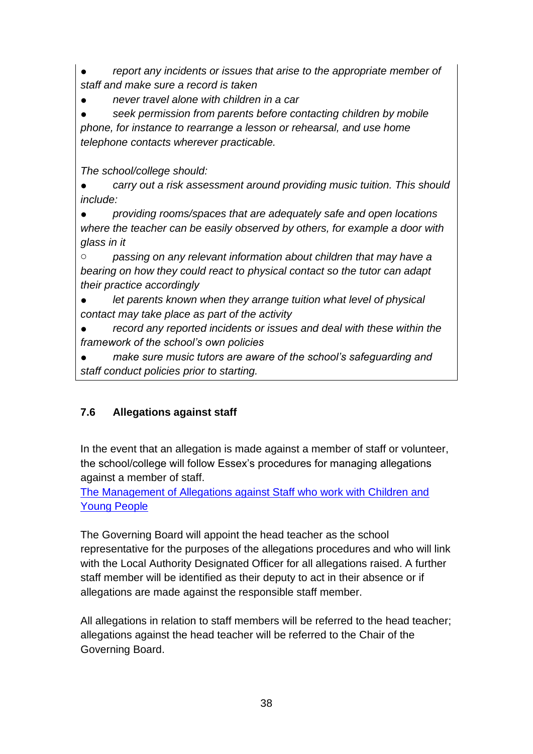- *report any incidents or issues that arise to the appropriate member of staff and make sure a record is taken*
- *never travel alone with children in a car*
- *seek permission from parents before contacting children by mobile phone, for instance to rearrange a lesson or rehearsal, and use home telephone contacts wherever practicable.*

*The school/college should:*

- *carry out a risk assessment around providing music tuition. This should include:*
- *providing rooms/spaces that are adequately safe and open locations where the teacher can be easily observed by others, for example a door with glass in it*
  - *passing on any relevant information about children that may have a bearing on how they could react to physical contact so the tutor can adapt their practice accordingly*
- *let parents known when they arrange tuition what level of physical contact may take place as part of the activity*
- *record any reported incidents or issues and deal with these within the framework of the school's own policies*
- *make sure music tutors are aware of the school's safeguarding and staff conduct policies prior to starting.*

### 7.6 Allegations against staff

In the event that an allegation is made against a member of staff or volunteer, the school/college will follow Essex's procedures for managing allegations against a member of staff.
[The Management of Allegations against Staff who work with Children and Young People]

The Governing Board will appoint the head teacher as the school representative for the purposes of the allegations procedures and who will link with the Local Authority Designated Officer for all allegations raised. A further staff member will be identified as their deputy to act in their absence or if allegations are made against the responsible staff member.

All allegations in relation to staff members will be referred to the head teacher; allegations against the head teacher will be referred to the Chair of the Governing Board.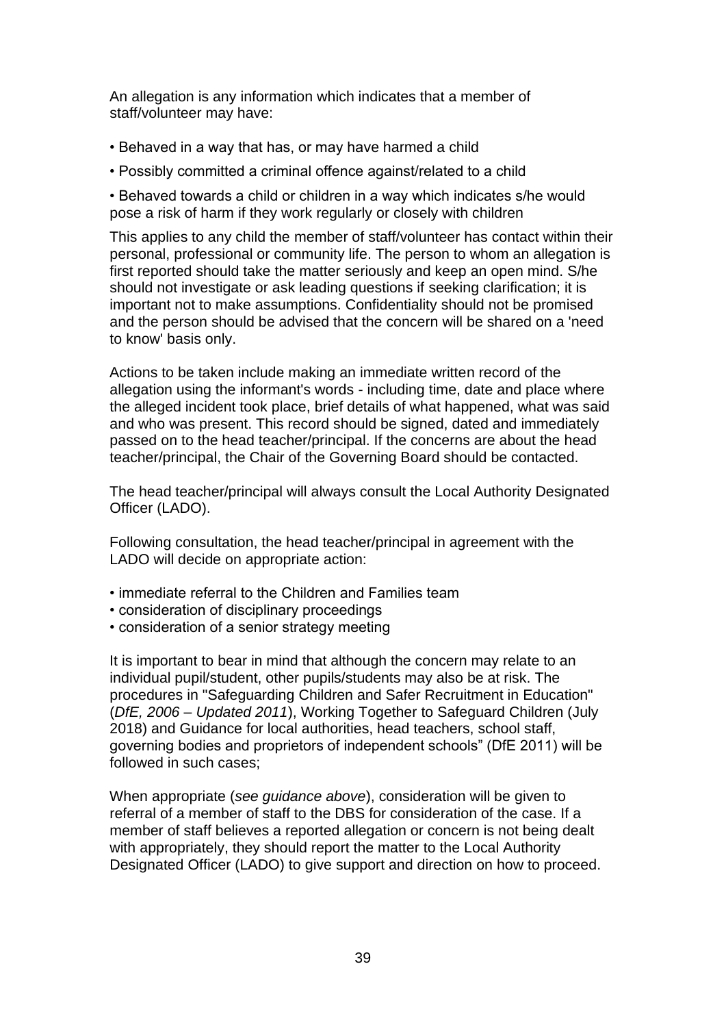An allegation is any information which indicates that a member of staff/volunteer may have:

- Behaved in a way that has, or may have harmed a child
- Possibly committed a criminal offence against/related to a child
- Behaved towards a child or children in a way which indicates s/he would pose a risk of harm if they work regularly or closely with children

This applies to any child the member of staff/volunteer has contact within their personal, professional or community life. The person to whom an allegation is first reported should take the matter seriously and keep an open mind. S/he should not investigate or ask leading questions if seeking clarification; it is important not to make assumptions. Confidentiality should not be promised and the person should be advised that the concern will be shared on a 'need to know' basis only.

Actions to be taken include making an immediate written record of the allegation using the informant's words - including time, date and place where the alleged incident took place, brief details of what happened, what was said and who was present. This record should be signed, dated and immediately passed on to the head teacher/principal. If the concerns are about the head teacher/principal, the Chair of the Governing Board should be contacted.

The head teacher/principal will always consult the Local Authority Designated Officer (LADO).

Following consultation, the head teacher/principal in agreement with the LADO will decide on appropriate action:

- immediate referral to the Children and Families team
- consideration of disciplinary proceedings
- consideration of a senior strategy meeting

It is important to bear in mind that although the concern may relate to an individual pupil/student, other pupils/students may also be at risk. The procedures in "Safeguarding Children and Safer Recruitment in Education" (*DfE, 2006 – Updated 2011*), Working Together to Safeguard Children (July 2018) and Guidance for local authorities, head teachers, school staff, governing bodies and proprietors of independent schools" (DfE 2011) will be followed in such cases;

When appropriate (*see guidance above*), consideration will be given to referral of a member of staff to the DBS for consideration of the case. If a member of staff believes a reported allegation or concern is not being dealt with appropriately, they should report the matter to the Local Authority Designated Officer (LADO) to give support and direction on how to proceed.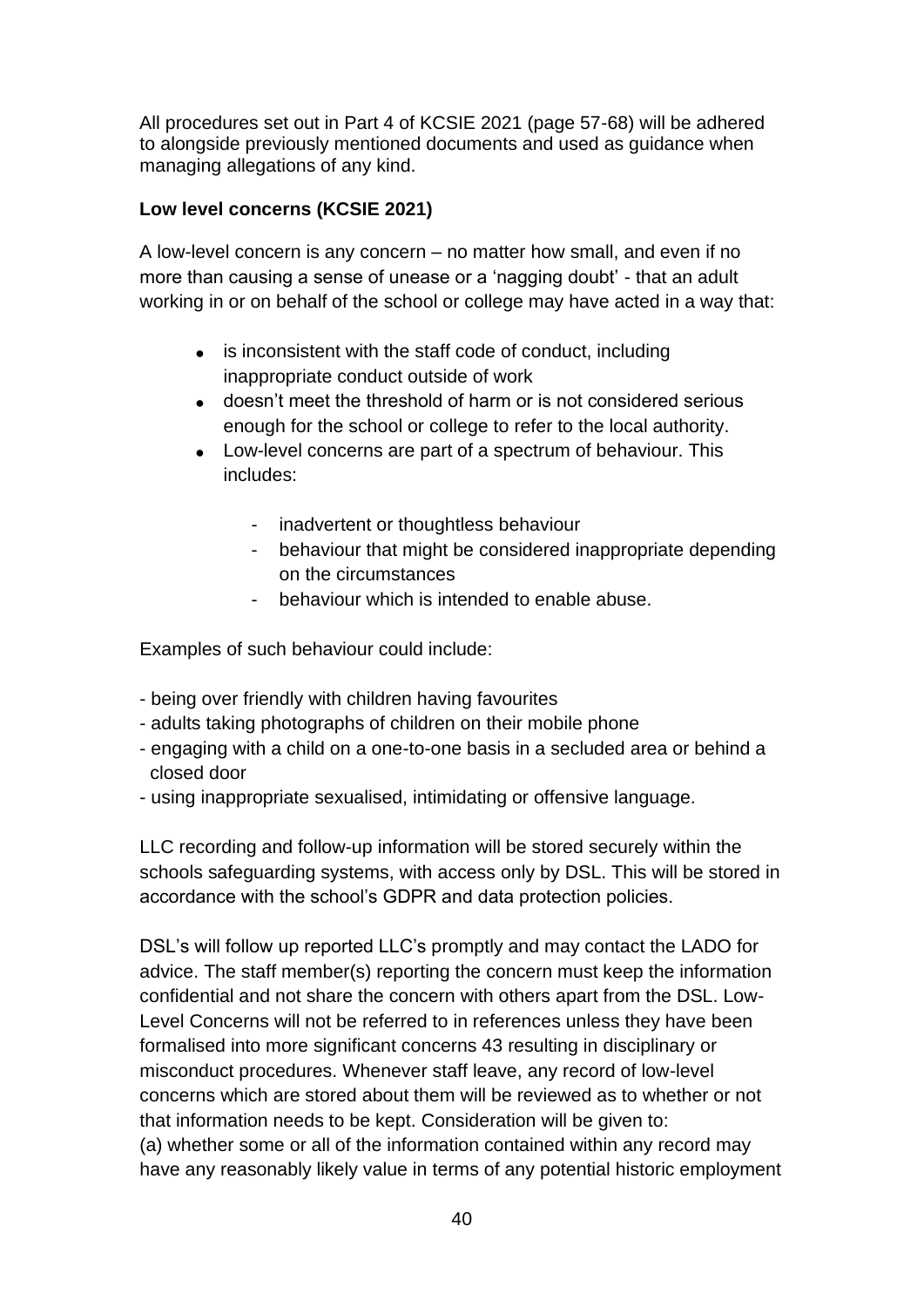All procedures set out in Part 4 of KCSIE 2021 (page 57-68) will be adhered to alongside previously mentioned documents and used as guidance when managing allegations of any kind.

**Low level concerns (KCSIE 2021)**

A low-level concern is any concern – no matter how small, and even if no more than causing a sense of unease or a 'nagging doubt' - that an adult working in or on behalf of the school or college may have acted in a way that:

- is inconsistent with the staff code of conduct, including inappropriate conduct outside of work
- doesn't meet the threshold of harm or is not considered serious enough for the school or college to refer to the local authority.
- Low-level concerns are part of a spectrum of behaviour. This includes:
    - inadvertent or thoughtless behaviour
    - behaviour that might be considered inappropriate depending on the circumstances
    - behaviour which is intended to enable abuse.

Examples of such behaviour could include:

- being over friendly with children having favourites
- adults taking photographs of children on their mobile phone
- engaging with a child on a one-to-one basis in a secluded area or behind a closed door
- using inappropriate sexualised, intimidating or offensive language.

LLC recording and follow-up information will be stored securely within the schools safeguarding systems, with access only by DSL. This will be stored in accordance with the school's GDPR and data protection policies.

DSL's will follow up reported LLC's promptly and may contact the LADO for advice. The staff member(s) reporting the concern must keep the information confidential and not share the concern with others apart from the DSL. Low-Level Concerns will not be referred to in references unless they have been formalised into more significant concerns 43 resulting in disciplinary or misconduct procedures. Whenever staff leave, any record of low-level concerns which are stored about them will be reviewed as to whether or not that information needs to be kept. Consideration will be given to:
(a) whether some or all of the information contained within any record may have any reasonably likely value in terms of any potential historic employment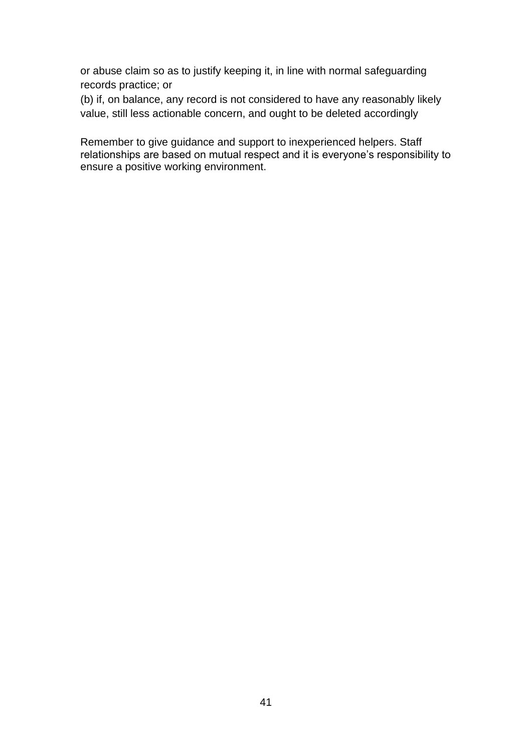or abuse claim so as to justify keeping it, in line with normal safeguarding records practice; or

(b) if, on balance, any record is not considered to have any reasonably likely value, still less actionable concern, and ought to be deleted accordingly

Remember to give guidance and support to inexperienced helpers. Staff relationships are based on mutual respect and it is everyone's responsibility to ensure a positive working environment.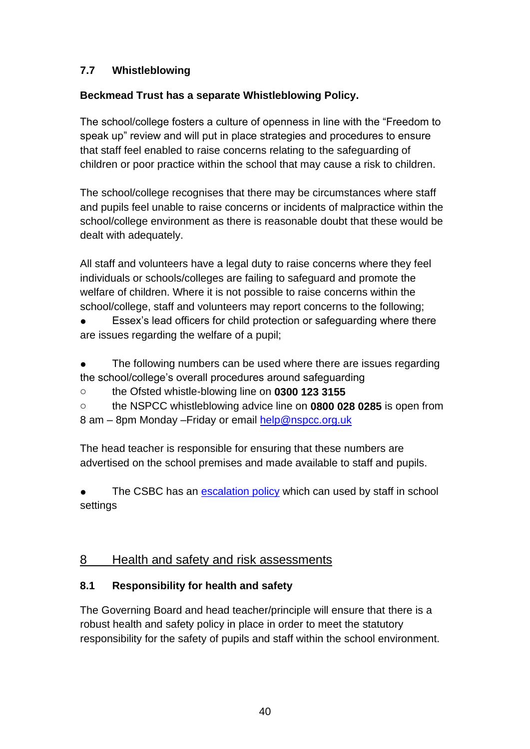### 7.7 Whistleblowing

**Beckmead Trust has a separate Whistleblowing Policy.**

The school/college fosters a culture of openness in line with the "Freedom to speak up" review and will put in place strategies and procedures to ensure that staff feel enabled to raise concerns relating to the safeguarding of children or poor practice within the school that may cause a risk to children.

The school/college recognises that there may be circumstances where staff and pupils feel unable to raise concerns or incidents of malpractice within the school/college environment as there is reasonable doubt that these would be dealt with adequately.

All staff and volunteers have a legal duty to raise concerns where they feel individuals or schools/colleges are failing to safeguard and promote the welfare of children. Where it is not possible to raise concerns within the school/college, staff and volunteers may report concerns to the following;

- Essex's lead officers for child protection or safeguarding where there are issues regarding the welfare of a pupil;

- The following numbers can be used where there are issues regarding the school/college's overall procedures around safeguarding
  - the Ofsted whistle-blowing line on **0300 123 3155**
  - the NSPCC whistleblowing advice line on **0800 028 0285** is open from 8 am – 8pm Monday –Friday or email help@nspcc.org.uk

The head teacher is responsible for ensuring that these numbers are advertised on the school premises and made available to staff and pupils.

- The CSBC has an escalation policy which can used by staff in school settings

## 8 Health and safety and risk assessments

### 8.1 Responsibility for health and safety

The Governing Board and head teacher/principle will ensure that there is a robust health and safety policy in place in order to meet the statutory responsibility for the safety of pupils and staff within the school environment.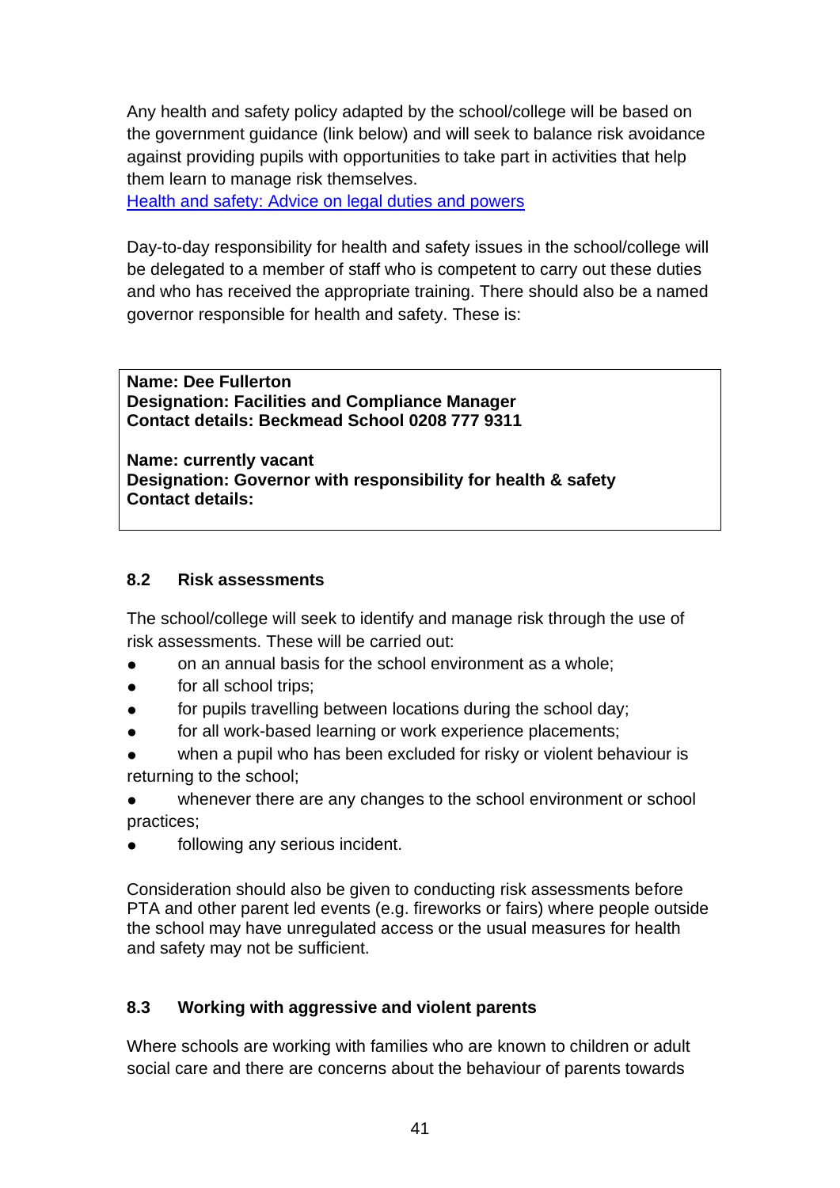Any health and safety policy adapted by the school/college will be based on the government guidance (link below) and will seek to balance risk avoidance against providing pupils with opportunities to take part in activities that help them learn to manage risk themselves.
[Health and safety: Advice on legal duties and powers](#)

Day-to-day responsibility for health and safety issues in the school/college will be delegated to a member of staff who is competent to carry out these duties and who has received the appropriate training. There should also be a named governor responsible for health and safety. These is:

**Name: Dee Fullerton**
**Designation: Facilities and Compliance Manager**
**Contact details: Beckmead School 0208 777 9311**

**Name: currently vacant**
**Designation: Governor with responsibility for health & safety**
**Contact details:**

### 8.2 Risk assessments

The school/college will seek to identify and manage risk through the use of risk assessments. These will be carried out:

- on an annual basis for the school environment as a whole;
- for all school trips;
- for pupils travelling between locations during the school day;
- for all work-based learning or work experience placements;
- when a pupil who has been excluded for risky or violent behaviour is returning to the school;
- whenever there are any changes to the school environment or school practices;
- following any serious incident.

Consideration should also be given to conducting risk assessments before PTA and other parent led events (e.g. fireworks or fairs) where people outside the school may have unregulated access or the usual measures for health and safety may not be sufficient.

### 8.3 Working with aggressive and violent parents

Where schools are working with families who are known to children or adult social care and there are concerns about the behaviour of parents towards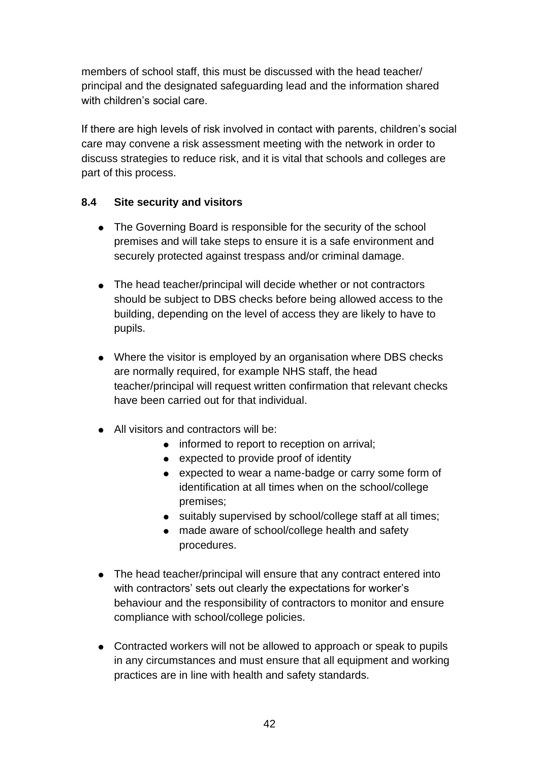members of school staff, this must be discussed with the head teacher/ principal and the designated safeguarding lead and the information shared with children's social care.

If there are high levels of risk involved in contact with parents, children's social care may convene a risk assessment meeting with the network in order to discuss strategies to reduce risk, and it is vital that schools and colleges are part of this process.

### 8.4 Site security and visitors

- The Governing Board is responsible for the security of the school premises and will take steps to ensure it is a safe environment and securely protected against trespass and/or criminal damage.
- The head teacher/principal will decide whether or not contractors should be subject to DBS checks before being allowed access to the building, depending on the level of access they are likely to have to pupils.
- Where the visitor is employed by an organisation where DBS checks are normally required, for example NHS staff, the head teacher/principal will request written confirmation that relevant checks have been carried out for that individual.
- All visitors and contractors will be:
    - informed to report to reception on arrival;
    - expected to provide proof of identity
    - expected to wear a name-badge or carry some form of identification at all times when on the school/college premises;
    - suitably supervised by school/college staff at all times;
    - made aware of school/college health and safety procedures.
- The head teacher/principal will ensure that any contract entered into with contractors' sets out clearly the expectations for worker's behaviour and the responsibility of contractors to monitor and ensure compliance with school/college policies.
- Contracted workers will not be allowed to approach or speak to pupils in any circumstances and must ensure that all equipment and working practices are in line with health and safety standards.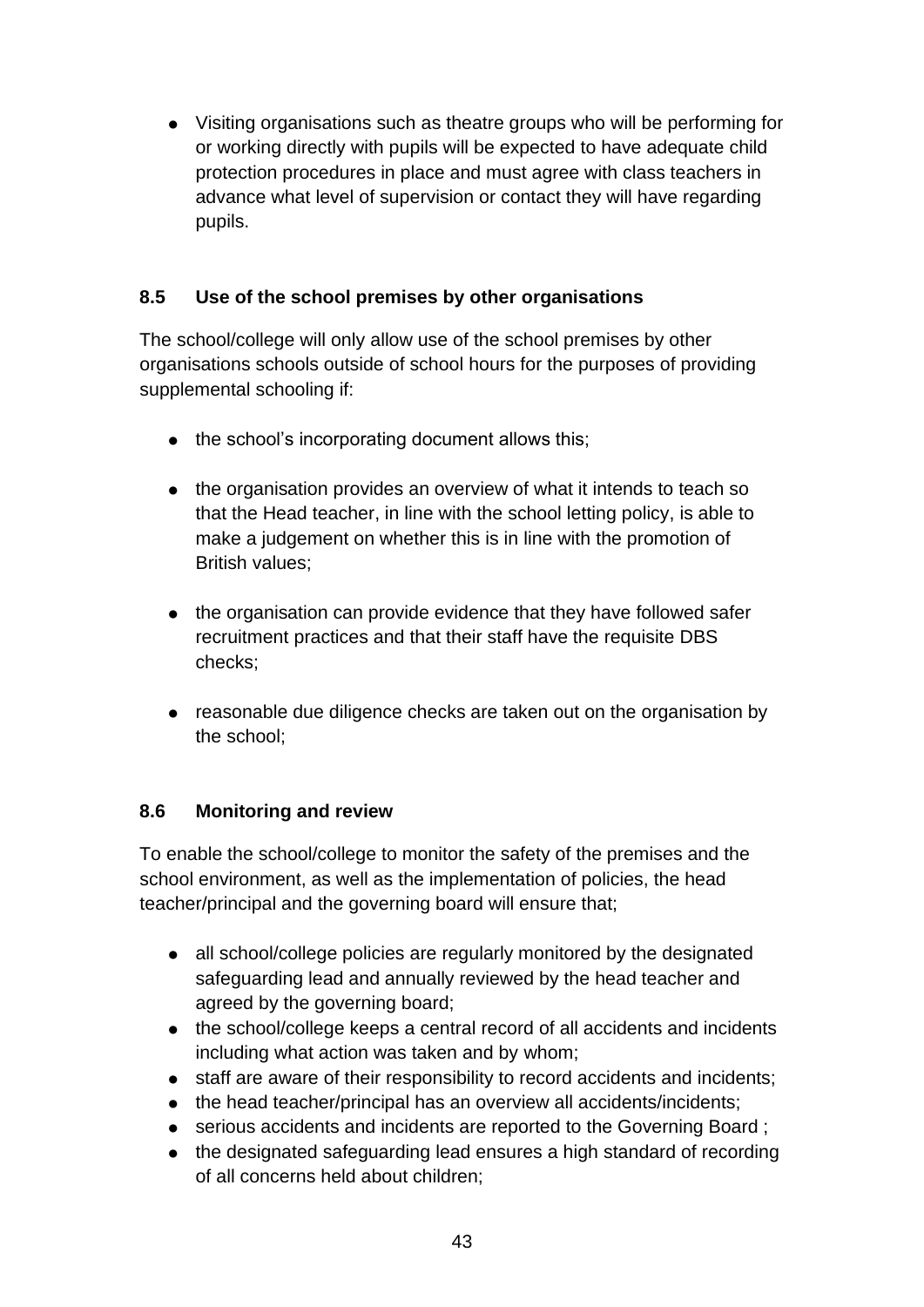- Visiting organisations such as theatre groups who will be performing for or working directly with pupils will be expected to have adequate child protection procedures in place and must agree with class teachers in advance what level of supervision or contact they will have regarding pupils.

### 8.5 Use of the school premises by other organisations

The school/college will only allow use of the school premises by other organisations schools outside of school hours for the purposes of providing supplemental schooling if:

- the school's incorporating document allows this;
- the organisation provides an overview of what it intends to teach so that the Head teacher, in line with the school letting policy, is able to make a judgement on whether this is in line with the promotion of British values;
- the organisation can provide evidence that they have followed safer recruitment practices and that their staff have the requisite DBS checks;
- reasonable due diligence checks are taken out on the organisation by the school;

### 8.6 Monitoring and review

To enable the school/college to monitor the safety of the premises and the school environment, as well as the implementation of policies, the head teacher/principal and the governing board will ensure that;

- all school/college policies are regularly monitored by the designated safeguarding lead and annually reviewed by the head teacher and agreed by the governing board;
- the school/college keeps a central record of all accidents and incidents including what action was taken and by whom;
- staff are aware of their responsibility to record accidents and incidents;
- the head teacher/principal has an overview all accidents/incidents;
- serious accidents and incidents are reported to the Governing Board ;
- the designated safeguarding lead ensures a high standard of recording of all concerns held about children;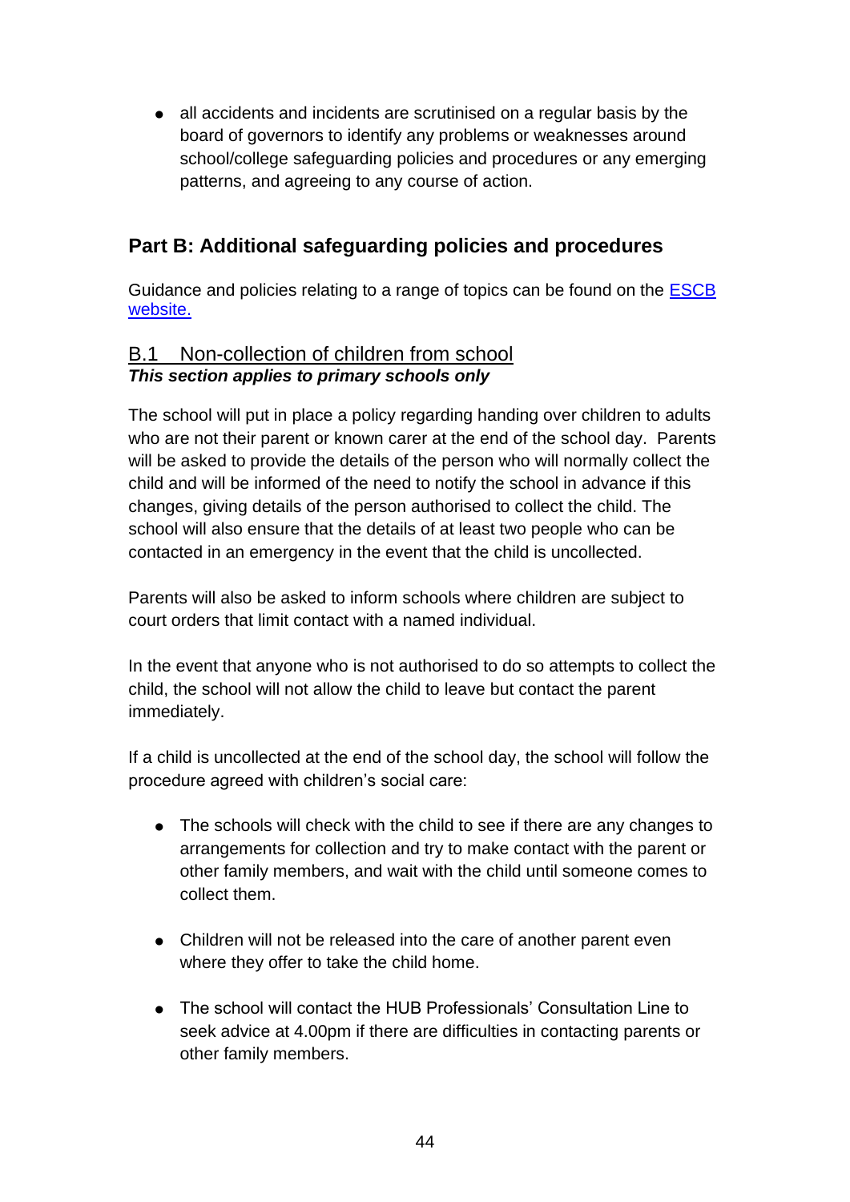- all accidents and incidents are scrutinised on a regular basis by the board of governors to identify any problems or weaknesses around school/college safeguarding policies and procedures or any emerging patterns, and agreeing to any course of action.

## Part B: Additional safeguarding policies and procedures

Guidance and policies relating to a range of topics can be found on the [ESCB website.]()

### B.1 Non-collection of children from school

***This section applies to primary schools only***

The school will put in place a policy regarding handing over children to adults who are not their parent or known carer at the end of the school day. Parents will be asked to provide the details of the person who will normally collect the child and will be informed of the need to notify the school in advance if this changes, giving details of the person authorised to collect the child. The school will also ensure that the details of at least two people who can be contacted in an emergency in the event that the child is uncollected.

Parents will also be asked to inform schools where children are subject to court orders that limit contact with a named individual.

In the event that anyone who is not authorised to do so attempts to collect the child, the school will not allow the child to leave but contact the parent immediately.

If a child is uncollected at the end of the school day, the school will follow the procedure agreed with children's social care:

- The schools will check with the child to see if there are any changes to arrangements for collection and try to make contact with the parent or other family members, and wait with the child until someone comes to collect them.
- Children will not be released into the care of another parent even where they offer to take the child home.
- The school will contact the HUB Professionals' Consultation Line to seek advice at 4.00pm if there are difficulties in contacting parents or other family members.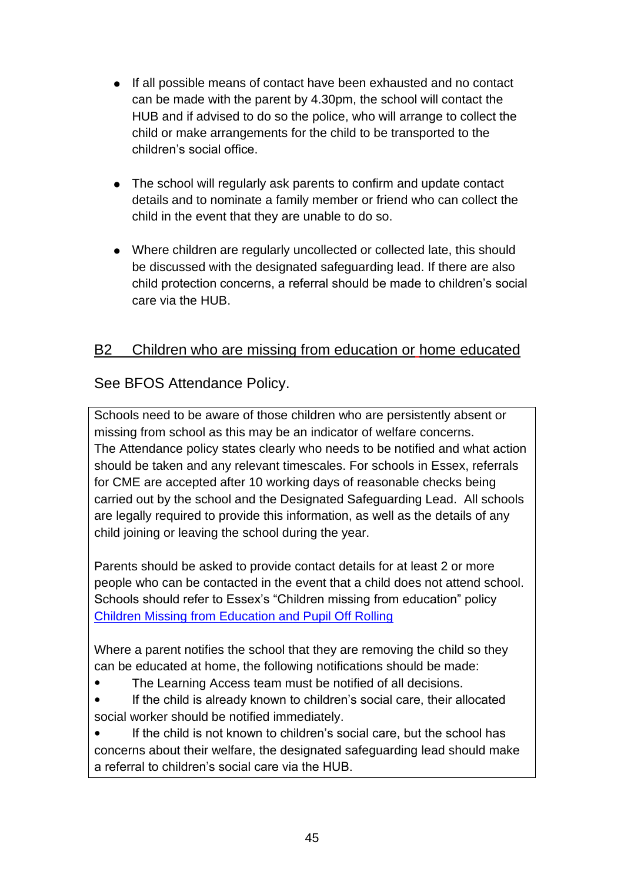- If all possible means of contact have been exhausted and no contact can be made with the parent by 4.30pm, the school will contact the HUB and if advised to do so the police, who will arrange to collect the child or make arrangements for the child to be transported to the children's social office.

- The school will regularly ask parents to confirm and update contact details and to nominate a family member or friend who can collect the child in the event that they are unable to do so.

- Where children are regularly uncollected or collected late, this should be discussed with the designated safeguarding lead. If there are also child protection concerns, a referral should be made to children's social care via the HUB.

## B2 Children who are missing from education or home educated

See BFOS Attendance Policy.

Schools need to be aware of those children who are persistently absent or missing from school as this may be an indicator of welfare concerns. The Attendance policy states clearly who needs to be notified and what action should be taken and any relevant timescales. For schools in Essex, referrals for CME are accepted after 10 working days of reasonable checks being carried out by the school and the Designated Safeguarding Lead. All schools are legally required to provide this information, as well as the details of any child joining or leaving the school during the year.

Parents should be asked to provide contact details for at least 2 or more people who can be contacted in the event that a child does not attend school. Schools should refer to Essex's "Children missing from education" policy Children Missing from Education and Pupil Off Rolling

Where a parent notifies the school that they are removing the child so they can be educated at home, the following notifications should be made:

- The Learning Access team must be notified of all decisions.
- If the child is already known to children's social care, their allocated social worker should be notified immediately.
- If the child is not known to children's social care, but the school has concerns about their welfare, the designated safeguarding lead should make a referral to children's social care via the HUB.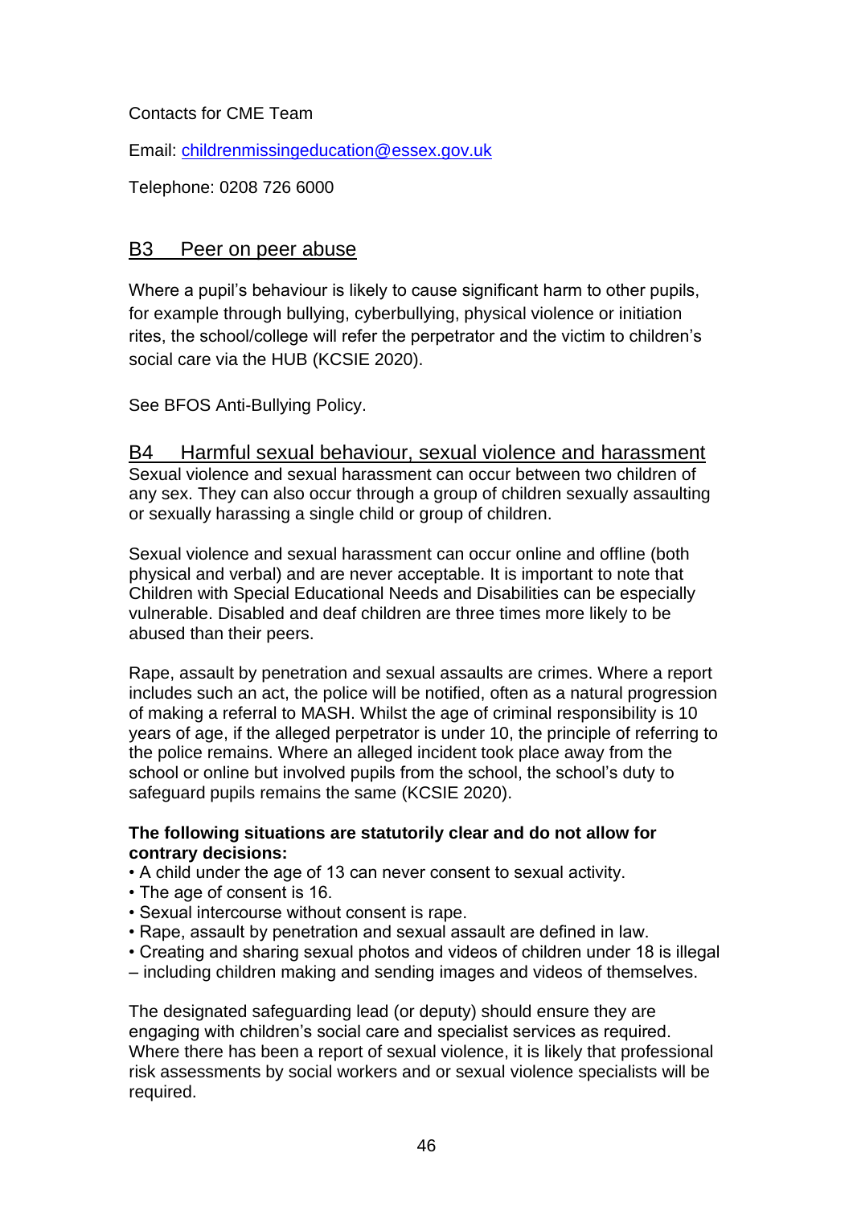Contacts for CME Team

Email: childrenmissingeducation@essex.gov.uk

Telephone: 0208 726 6000

## B3 Peer on peer abuse

Where a pupil's behaviour is likely to cause significant harm to other pupils, for example through bullying, cyberbullying, physical violence or initiation rites, the school/college will refer the perpetrator and the victim to children's social care via the HUB (KCSIE 2020).

See BFOS Anti-Bullying Policy.

## B4 Harmful sexual behaviour, sexual violence and harassment

Sexual violence and sexual harassment can occur between two children of any sex. They can also occur through a group of children sexually assaulting or sexually harassing a single child or group of children.

Sexual violence and sexual harassment can occur online and offline (both physical and verbal) and are never acceptable. It is important to note that Children with Special Educational Needs and Disabilities can be especially vulnerable. Disabled and deaf children are three times more likely to be abused than their peers.

Rape, assault by penetration and sexual assaults are crimes. Where a report includes such an act, the police will be notified, often as a natural progression of making a referral to MASH. Whilst the age of criminal responsibility is 10 years of age, if the alleged perpetrator is under 10, the principle of referring to the police remains. Where an alleged incident took place away from the school or online but involved pupils from the school, the school's duty to safeguard pupils remains the same (KCSIE 2020).

**The following situations are statutorily clear and do not allow for contrary decisions:**

- A child under the age of 13 can never consent to sexual activity.
- The age of consent is 16.
- Sexual intercourse without consent is rape.
- Rape, assault by penetration and sexual assault are defined in law.
- Creating and sharing sexual photos and videos of children under 18 is illegal – including children making and sending images and videos of themselves.

The designated safeguarding lead (or deputy) should ensure they are engaging with children's social care and specialist services as required. Where there has been a report of sexual violence, it is likely that professional risk assessments by social workers and or sexual violence specialists will be required.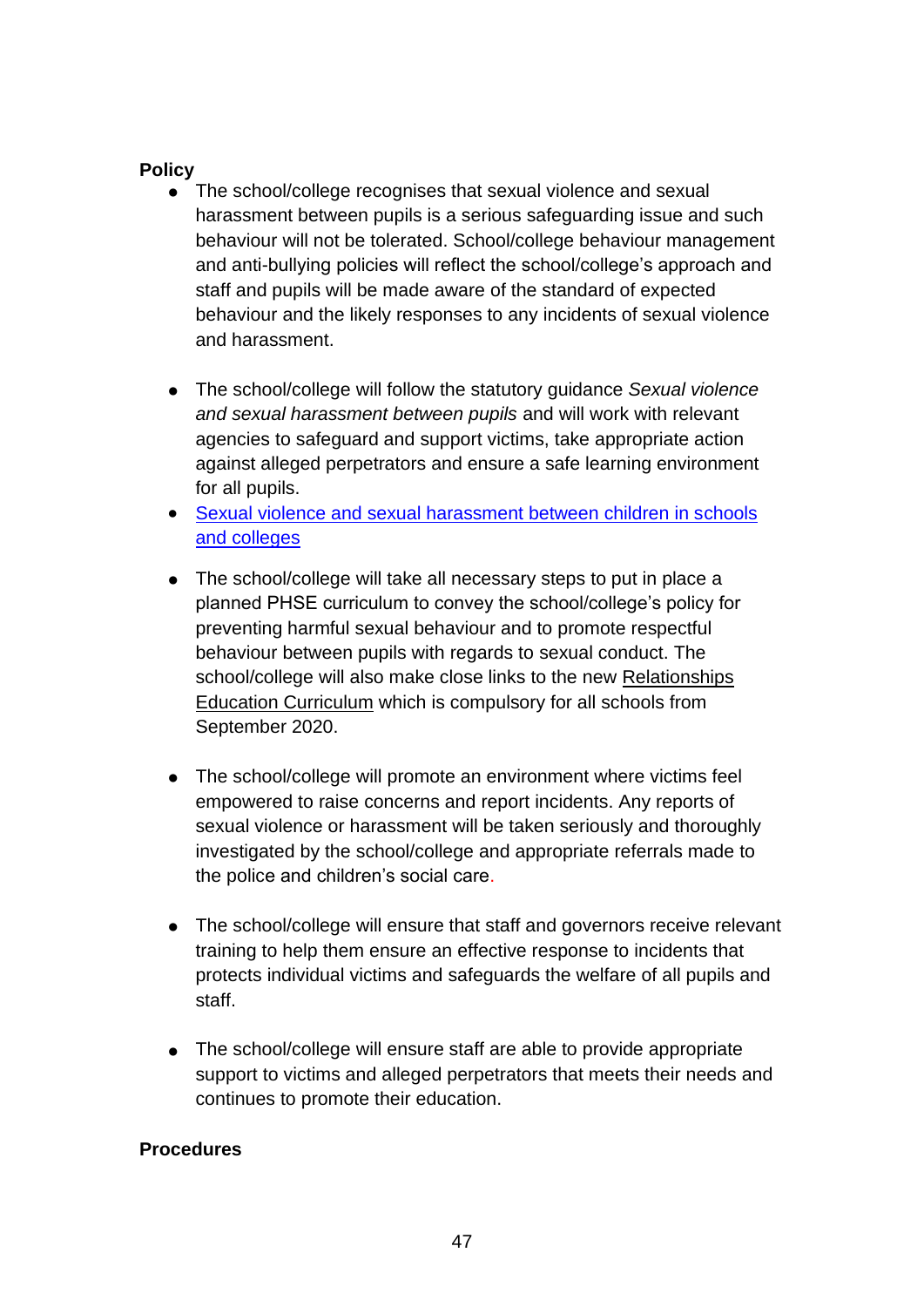**Policy**

- The school/college recognises that sexual violence and sexual harassment between pupils is a serious safeguarding issue and such behaviour will not be tolerated. School/college behaviour management and anti-bullying policies will reflect the school/college's approach and staff and pupils will be made aware of the standard of expected behaviour and the likely responses to any incidents of sexual violence and harassment.

- The school/college will follow the statutory guidance *Sexual violence and sexual harassment between pupils* and will work with relevant agencies to safeguard and support victims, take appropriate action against alleged perpetrators and ensure a safe learning environment for all pupils.
- [Sexual violence and sexual harassment between children in schools and colleges]()

- The school/college will take all necessary steps to put in place a planned PHSE curriculum to convey the school/college's policy for preventing harmful sexual behaviour and to promote respectful behaviour between pupils with regards to sexual conduct. The school/college will also make close links to the new Relationships Education Curriculum which is compulsory for all schools from September 2020.

- The school/college will promote an environment where victims feel empowered to raise concerns and report incidents. Any reports of sexual violence or harassment will be taken seriously and thoroughly investigated by the school/college and appropriate referrals made to the police and children's social care.

- The school/college will ensure that staff and governors receive relevant training to help them ensure an effective response to incidents that protects individual victims and safeguards the welfare of all pupils and staff.

- The school/college will ensure staff are able to provide appropriate support to victims and alleged perpetrators that meets their needs and continues to promote their education.

**Procedures**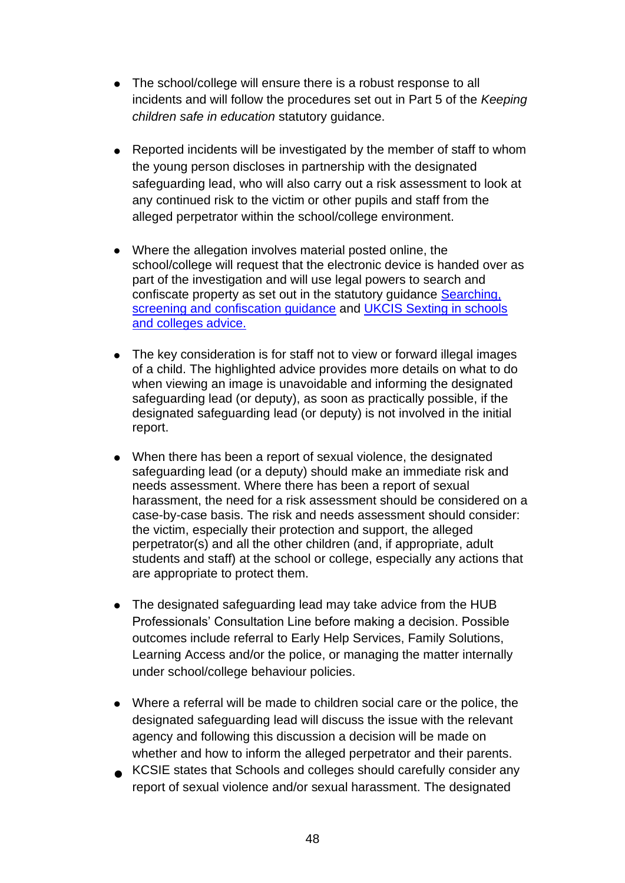- The school/college will ensure there is a robust response to all incidents and will follow the procedures set out in Part 5 of the *Keeping children safe in education* statutory guidance.

- Reported incidents will be investigated by the member of staff to whom the young person discloses in partnership with the designated safeguarding lead, who will also carry out a risk assessment to look at any continued risk to the victim or other pupils and staff from the alleged perpetrator within the school/college environment.

- Where the allegation involves material posted online, the school/college will request that the electronic device is handed over as part of the investigation and will use legal powers to search and confiscate property as set out in the statutory guidance [Searching, screening and confiscation guidance] and [UKCIS Sexting in schools and colleges advice.]

- The key consideration is for staff not to view or forward illegal images of a child. The highlighted advice provides more details on what to do when viewing an image is unavoidable and informing the designated safeguarding lead (or deputy), as soon as practically possible, if the designated safeguarding lead (or deputy) is not involved in the initial report.

- When there has been a report of sexual violence, the designated safeguarding lead (or a deputy) should make an immediate risk and needs assessment. Where there has been a report of sexual harassment, the need for a risk assessment should be considered on a case-by-case basis. The risk and needs assessment should consider: the victim, especially their protection and support, the alleged perpetrator(s) and all the other children (and, if appropriate, adult students and staff) at the school or college, especially any actions that are appropriate to protect them.

- The designated safeguarding lead may take advice from the HUB Professionals' Consultation Line before making a decision. Possible outcomes include referral to Early Help Services, Family Solutions, Learning Access and/or the police, or managing the matter internally under school/college behaviour policies.

- Where a referral will be made to children social care or the police, the designated safeguarding lead will discuss the issue with the relevant agency and following this discussion a decision will be made on whether and how to inform the alleged perpetrator and their parents.
- KCSIE states that Schools and colleges should carefully consider any report of sexual violence and/or sexual harassment. The designated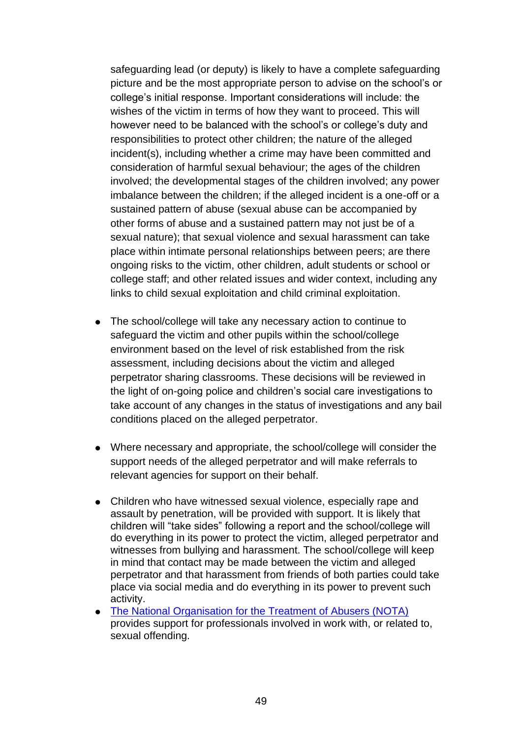safeguarding lead (or deputy) is likely to have a complete safeguarding picture and be the most appropriate person to advise on the school's or college's initial response. Important considerations will include: the wishes of the victim in terms of how they want to proceed. This will however need to be balanced with the school's or college's duty and responsibilities to protect other children; the nature of the alleged incident(s), including whether a crime may have been committed and consideration of harmful sexual behaviour; the ages of the children involved; the developmental stages of the children involved; any power imbalance between the children; if the alleged incident is a one-off or a sustained pattern of abuse (sexual abuse can be accompanied by other forms of abuse and a sustained pattern may not just be of a sexual nature); that sexual violence and sexual harassment can take place within intimate personal relationships between peers; are there ongoing risks to the victim, other children, adult students or school or college staff; and other related issues and wider context, including any links to child sexual exploitation and child criminal exploitation.

- The school/college will take any necessary action to continue to safeguard the victim and other pupils within the school/college environment based on the level of risk established from the risk assessment, including decisions about the victim and alleged perpetrator sharing classrooms. These decisions will be reviewed in the light of on-going police and children's social care investigations to take account of any changes in the status of investigations and any bail conditions placed on the alleged perpetrator.

- Where necessary and appropriate, the school/college will consider the support needs of the alleged perpetrator and will make referrals to relevant agencies for support on their behalf.

- Children who have witnessed sexual violence, especially rape and assault by penetration, will be provided with support. It is likely that children will "take sides" following a report and the school/college will do everything in its power to protect the victim, alleged perpetrator and witnesses from bullying and harassment. The school/college will keep in mind that contact may be made between the victim and alleged perpetrator and that harassment from friends of both parties could take place via social media and do everything in its power to prevent such activity.
- The National Organisation for the Treatment of Abusers (NOTA) provides support for professionals involved in work with, or related to, sexual offending.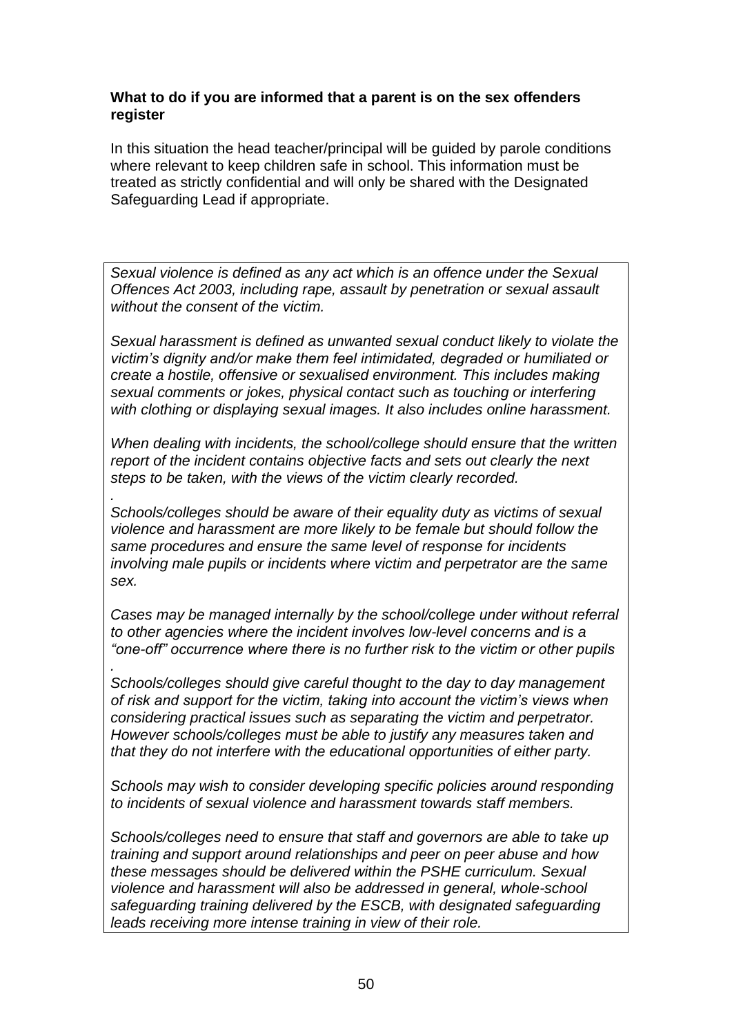**What to do if you are informed that a parent is on the sex offenders register**

In this situation the head teacher/principal will be guided by parole conditions where relevant to keep children safe in school. This information must be treated as strictly confidential and will only be shared with the Designated Safeguarding Lead if appropriate.

*Sexual violence is defined as any act which is an offence under the Sexual Offences Act 2003, including rape, assault by penetration or sexual assault without the consent of the victim.*

*Sexual harassment is defined as unwanted sexual conduct likely to violate the victim's dignity and/or make them feel intimidated, degraded or humiliated or create a hostile, offensive or sexualised environment. This includes making sexual comments or jokes, physical contact such as touching or interfering with clothing or displaying sexual images. It also includes online harassment.*

*When dealing with incidents, the school/college should ensure that the written report of the incident contains objective facts and sets out clearly the next steps to be taken, with the views of the victim clearly recorded.*
*.*
*Schools/colleges should be aware of their equality duty as victims of sexual violence and harassment are more likely to be female but should follow the same procedures and ensure the same level of response for incidents involving male pupils or incidents where victim and perpetrator are the same sex.*

*Cases may be managed internally by the school/college under without referral to other agencies where the incident involves low-level concerns and is a "one-off" occurrence where there is no further risk to the victim or other pupils*
*.*
*Schools/colleges should give careful thought to the day to day management of risk and support for the victim, taking into account the victim's views when considering practical issues such as separating the victim and perpetrator. However schools/colleges must be able to justify any measures taken and that they do not interfere with the educational opportunities of either party.*

*Schools may wish to consider developing specific policies around responding to incidents of sexual violence and harassment towards staff members.*

*Schools/colleges need to ensure that staff and governors are able to take up training and support around relationships and peer on peer abuse and how these messages should be delivered within the PSHE curriculum. Sexual violence and harassment will also be addressed in general, whole-school safeguarding training delivered by the ESCB, with designated safeguarding leads receiving more intense training in view of their role.*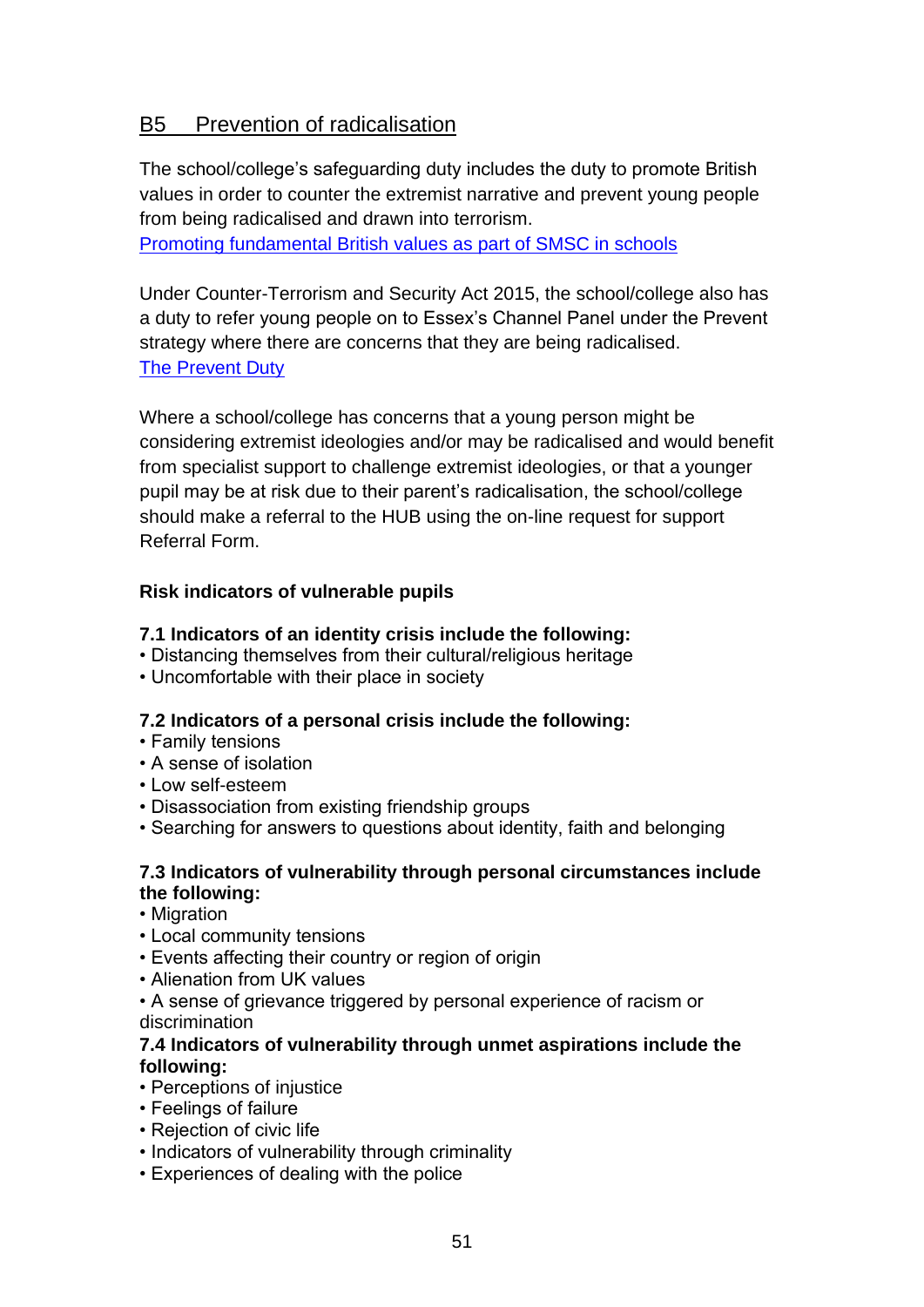## B5 Prevention of radicalisation

The school/college's safeguarding duty includes the duty to promote British values in order to counter the extremist narrative and prevent young people from being radicalised and drawn into terrorism.
[Promoting fundamental British values as part of SMSC in schools]

Under Counter-Terrorism and Security Act 2015, the school/college also has a duty to refer young people on to Essex's Channel Panel under the Prevent strategy where there are concerns that they are being radicalised.
[The Prevent Duty]

Where a school/college has concerns that a young person might be considering extremist ideologies and/or may be radicalised and would benefit from specialist support to challenge extremist ideologies, or that a younger pupil may be at risk due to their parent's radicalisation, the school/college should make a referral to the HUB using the on-line request for support Referral Form.

**Risk indicators of vulnerable pupils**

**7.1 Indicators of an identity crisis include the following:**
- Distancing themselves from their cultural/religious heritage
- Uncomfortable with their place in society

**7.2 Indicators of a personal crisis include the following:**
- Family tensions
- A sense of isolation
- Low self-esteem
- Disassociation from existing friendship groups
- Searching for answers to questions about identity, faith and belonging

**7.3 Indicators of vulnerability through personal circumstances include the following:**
- Migration
- Local community tensions
- Events affecting their country or region of origin
- Alienation from UK values
- A sense of grievance triggered by personal experience of racism or discrimination

**7.4 Indicators of vulnerability through unmet aspirations include the following:**
- Perceptions of injustice
- Feelings of failure
- Rejection of civic life
- Indicators of vulnerability through criminality
- Experiences of dealing with the police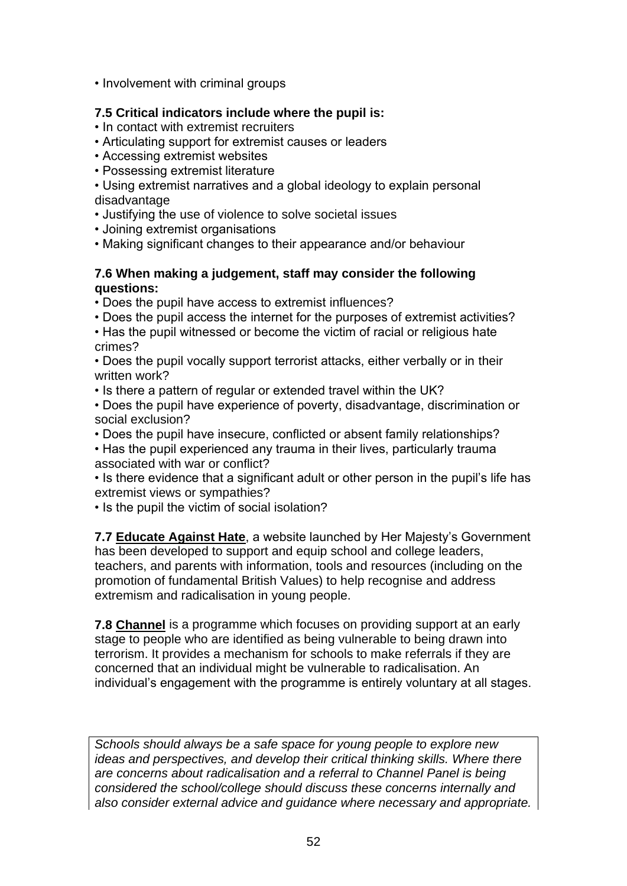- Involvement with criminal groups

**7.5 Critical indicators include where the pupil is:**

- In contact with extremist recruiters
- Articulating support for extremist causes or leaders
- Accessing extremist websites
- Possessing extremist literature
- Using extremist narratives and a global ideology to explain personal disadvantage
- Justifying the use of violence to solve societal issues
- Joining extremist organisations
- Making significant changes to their appearance and/or behaviour

**7.6 When making a judgement, staff may consider the following questions:**

- Does the pupil have access to extremist influences?
- Does the pupil access the internet for the purposes of extremist activities?
- Has the pupil witnessed or become the victim of racial or religious hate crimes?
- Does the pupil vocally support terrorist attacks, either verbally or in their written work?
- Is there a pattern of regular or extended travel within the UK?
- Does the pupil have experience of poverty, disadvantage, discrimination or social exclusion?
- Does the pupil have insecure, conflicted or absent family relationships?
- Has the pupil experienced any trauma in their lives, particularly trauma associated with war or conflict?
- Is there evidence that a significant adult or other person in the pupil's life has extremist views or sympathies?
- Is the pupil the victim of social isolation?

**7.7 Educate Against Hate**, a website launched by Her Majesty's Government has been developed to support and equip school and college leaders, teachers, and parents with information, tools and resources (including on the promotion of fundamental British Values) to help recognise and address extremism and radicalisation in young people.

**7.8 Channel** is a programme which focuses on providing support at an early stage to people who are identified as being vulnerable to being drawn into terrorism. It provides a mechanism for schools to make referrals if they are concerned that an individual might be vulnerable to radicalisation. An individual's engagement with the programme is entirely voluntary at all stages.

*Schools should always be a safe space for young people to explore new ideas and perspectives, and develop their critical thinking skills. Where there are concerns about radicalisation and a referral to Channel Panel is being considered the school/college should discuss these concerns internally and also consider external advice and guidance where necessary and appropriate.*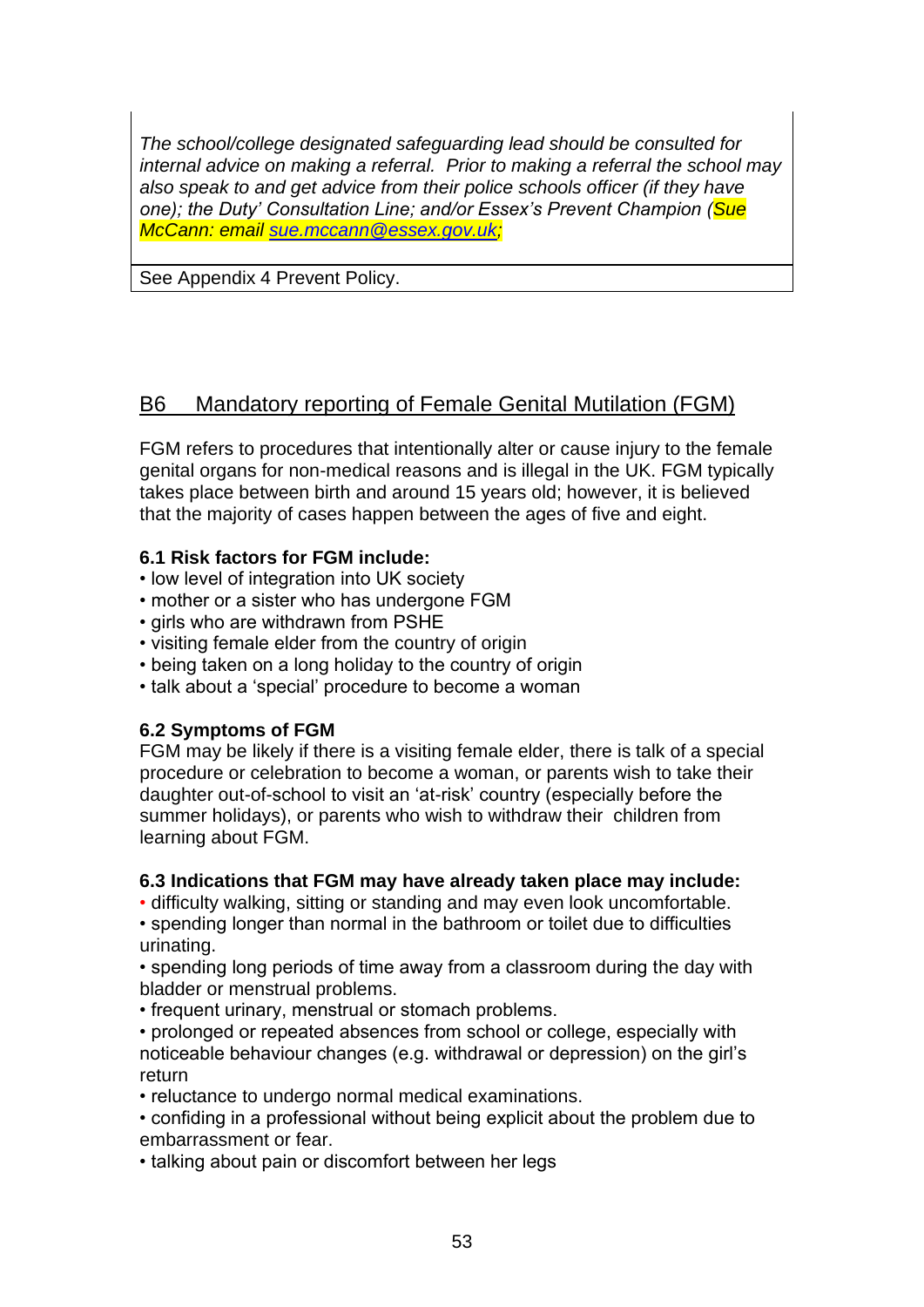*The school/college designated safeguarding lead should be consulted for internal advice on making a referral. Prior to making a referral the school may also speak to and get advice from their police schools officer (if they have one); the Duty' Consultation Line; and/or Essex's Prevent Champion (Sue McCann: email sue.mccann@essex.gov.uk;*

See Appendix 4 Prevent Policy.

## B6 Mandatory reporting of Female Genital Mutilation (FGM)

FGM refers to procedures that intentionally alter or cause injury to the female genital organs for non-medical reasons and is illegal in the UK. FGM typically takes place between birth and around 15 years old; however, it is believed that the majority of cases happen between the ages of five and eight.

**6.1 Risk factors for FGM include:**

- low level of integration into UK society
- mother or a sister who has undergone FGM
- girls who are withdrawn from PSHE
- visiting female elder from the country of origin
- being taken on a long holiday to the country of origin
- talk about a 'special' procedure to become a woman

**6.2 Symptoms of FGM**

FGM may be likely if there is a visiting female elder, there is talk of a special procedure or celebration to become a woman, or parents wish to take their daughter out-of-school to visit an 'at-risk' country (especially before the summer holidays), or parents who wish to withdraw their children from learning about FGM.

**6.3 Indications that FGM may have already taken place may include:**

- difficulty walking, sitting or standing and may even look uncomfortable.
- spending longer than normal in the bathroom or toilet due to difficulties urinating.
- spending long periods of time away from a classroom during the day with bladder or menstrual problems.
- frequent urinary, menstrual or stomach problems.
- prolonged or repeated absences from school or college, especially with noticeable behaviour changes (e.g. withdrawal or depression) on the girl's return
- reluctance to undergo normal medical examinations.
- confiding in a professional without being explicit about the problem due to embarrassment or fear.
- talking about pain or discomfort between her legs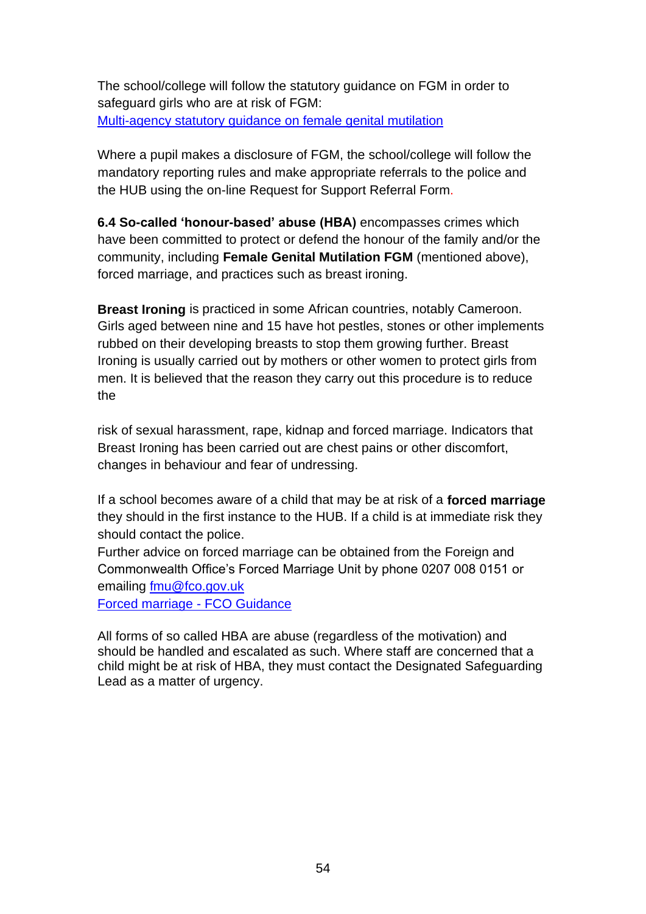The school/college will follow the statutory guidance on FGM in order to safeguard girls who are at risk of FGM:
[Multi-agency statutory guidance on female genital mutilation]

Where a pupil makes a disclosure of FGM, the school/college will follow the mandatory reporting rules and make appropriate referrals to the police and the HUB using the on-line Request for Support Referral Form.

**6.4 So-called 'honour-based' abuse (HBA)** encompasses crimes which have been committed to protect or defend the honour of the family and/or the community, including **Female Genital Mutilation FGM** (mentioned above), forced marriage, and practices such as breast ironing.

**Breast Ironing** is practiced in some African countries, notably Cameroon. Girls aged between nine and 15 have hot pestles, stones or other implements rubbed on their developing breasts to stop them growing further. Breast Ironing is usually carried out by mothers or other women to protect girls from men. It is believed that the reason they carry out this procedure is to reduce the risk of sexual harassment, rape, kidnap and forced marriage. Indicators that Breast Ironing has been carried out are chest pains or other discomfort, changes in behaviour and fear of undressing.

If a school becomes aware of a child that may be at risk of a **forced marriage** they should in the first instance to the HUB. If a child is at immediate risk they should contact the police.
Further advice on forced marriage can be obtained from the Foreign and Commonwealth Office's Forced Marriage Unit by phone 0207 008 0151 or emailing fmu@fco.gov.uk
[Forced marriage - FCO Guidance]

All forms of so called HBA are abuse (regardless of the motivation) and should be handled and escalated as such. Where staff are concerned that a child might be at risk of HBA, they must contact the Designated Safeguarding Lead as a matter of urgency.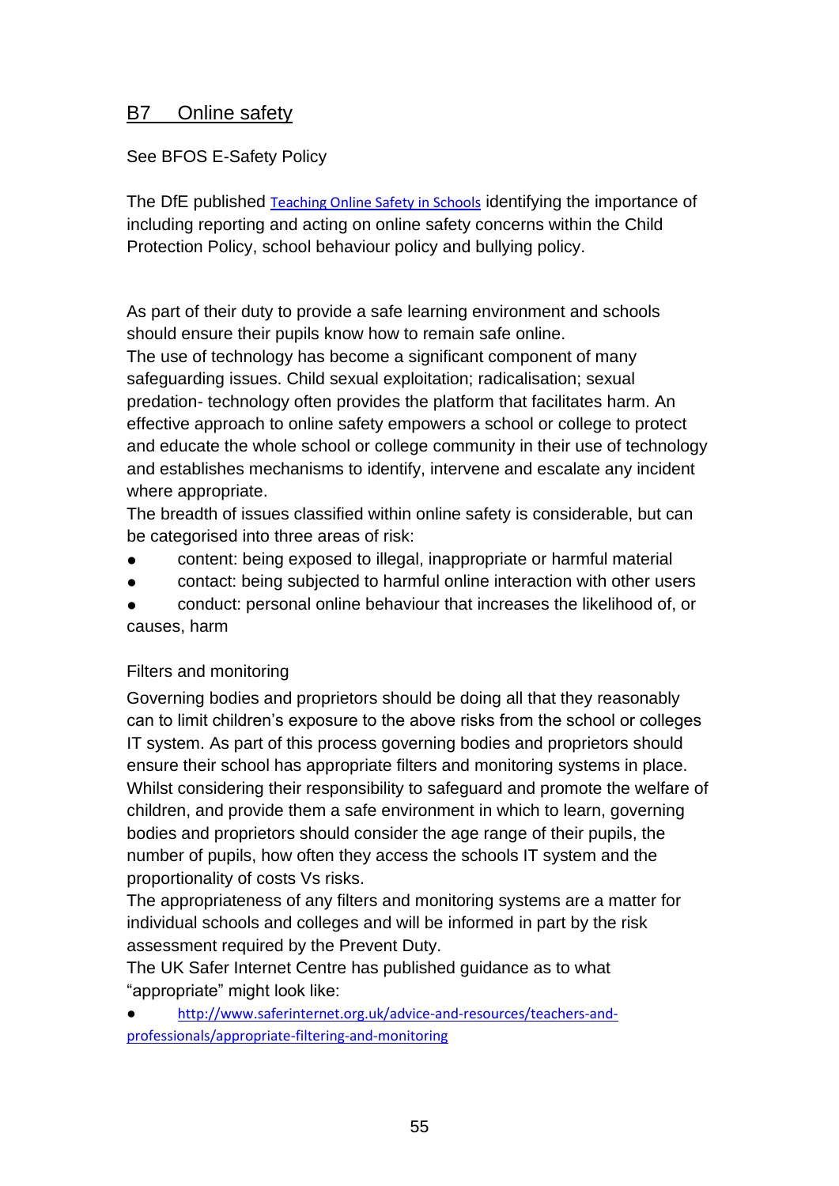## B7 Online safety

See BFOS E-Safety Policy

The DfE published [Teaching Online Safety in Schools](#) identifying the importance of including reporting and acting on online safety concerns within the Child Protection Policy, school behaviour policy and bullying policy.

As part of their duty to provide a safe learning environment and schools should ensure their pupils know how to remain safe online.
The use of technology has become a significant component of many safeguarding issues. Child sexual exploitation; radicalisation; sexual predation- technology often provides the platform that facilitates harm. An effective approach to online safety empowers a school or college to protect and educate the whole school or college community in their use of technology and establishes mechanisms to identify, intervene and escalate any incident where appropriate.
The breadth of issues classified within online safety is considerable, but can be categorised into three areas of risk:

- content: being exposed to illegal, inappropriate or harmful material
- contact: being subjected to harmful online interaction with other users
- conduct: personal online behaviour that increases the likelihood of, or causes, harm

Filters and monitoring

Governing bodies and proprietors should be doing all that they reasonably can to limit children's exposure to the above risks from the school or colleges IT system. As part of this process governing bodies and proprietors should ensure their school has appropriate filters and monitoring systems in place. Whilst considering their responsibility to safeguard and promote the welfare of children, and provide them a safe environment in which to learn, governing bodies and proprietors should consider the age range of their pupils, the number of pupils, how often they access the schools IT system and the proportionality of costs Vs risks.
The appropriateness of any filters and monitoring systems are a matter for individual schools and colleges and will be informed in part by the risk assessment required by the Prevent Duty.
The UK Safer Internet Centre has published guidance as to what "appropriate" might look like:

- http://www.saferinternet.org.uk/advice-and-resources/teachers-and-professionals/appropriate-filtering-and-monitoring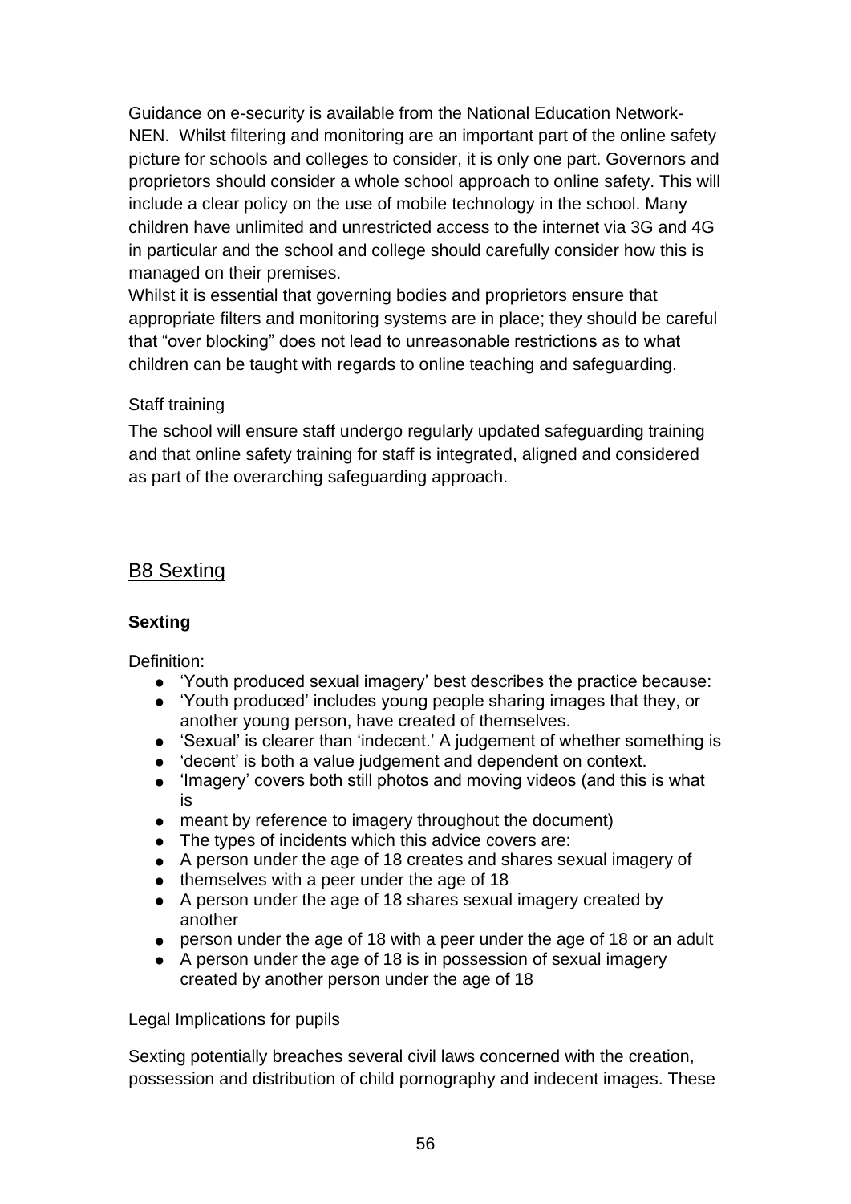Guidance on e-security is available from the National Education Network-NEN. Whilst filtering and monitoring are an important part of the online safety picture for schools and colleges to consider, it is only one part. Governors and proprietors should consider a whole school approach to online safety. This will include a clear policy on the use of mobile technology in the school. Many children have unlimited and unrestricted access to the internet via 3G and 4G in particular and the school and college should carefully consider how this is managed on their premises.
Whilst it is essential that governing bodies and proprietors ensure that appropriate filters and monitoring systems are in place; they should be careful that "over blocking" does not lead to unreasonable restrictions as to what children can be taught with regards to online teaching and safeguarding.

Staff training

The school will ensure staff undergo regularly updated safeguarding training and that online safety training for staff is integrated, aligned and considered as part of the overarching safeguarding approach.

## B8 Sexting

### Sexting

Definition:

- 'Youth produced sexual imagery' best describes the practice because:
- 'Youth produced' includes young people sharing images that they, or another young person, have created of themselves.
- 'Sexual' is clearer than 'indecent.' A judgement of whether something is
- 'decent' is both a value judgement and dependent on context.
- 'Imagery' covers both still photos and moving videos (and this is what is
- meant by reference to imagery throughout the document)
- The types of incidents which this advice covers are:
- A person under the age of 18 creates and shares sexual imagery of
- themselves with a peer under the age of 18
- A person under the age of 18 shares sexual imagery created by another
- person under the age of 18 with a peer under the age of 18 or an adult
- A person under the age of 18 is in possession of sexual imagery created by another person under the age of 18

Legal Implications for pupils

Sexting potentially breaches several civil laws concerned with the creation, possession and distribution of child pornography and indecent images. These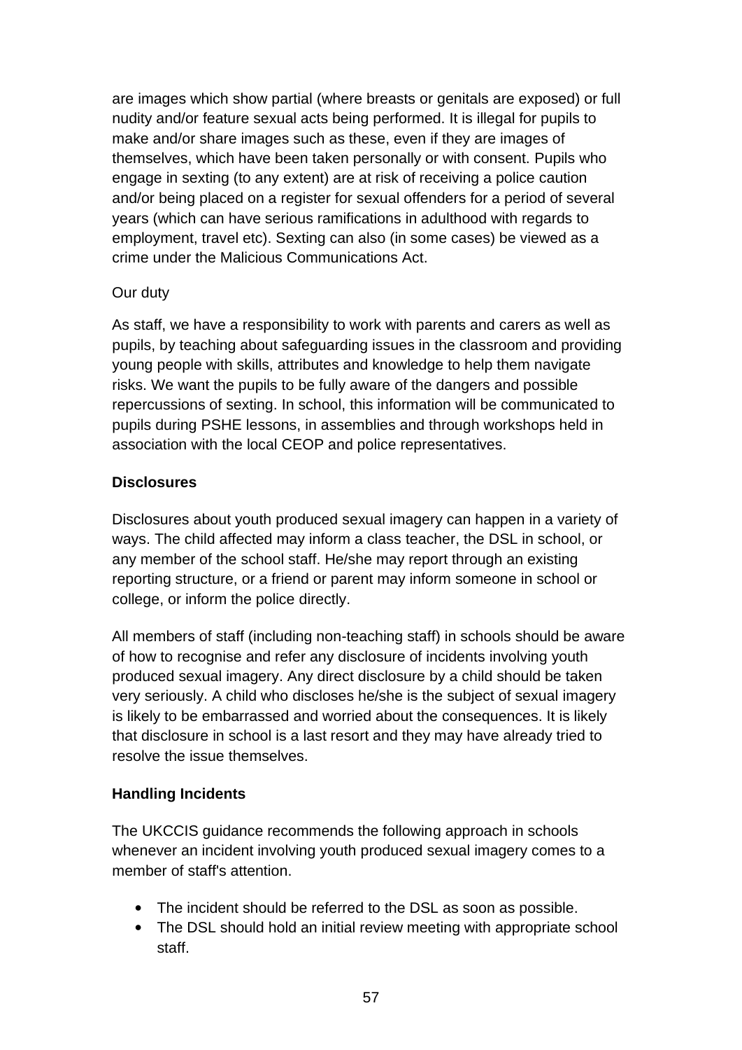are images which show partial (where breasts or genitals are exposed) or full nudity and/or feature sexual acts being performed. It is illegal for pupils to make and/or share images such as these, even if they are images of themselves, which have been taken personally or with consent. Pupils who engage in sexting (to any extent) are at risk of receiving a police caution and/or being placed on a register for sexual offenders for a period of several years (which can have serious ramifications in adulthood with regards to employment, travel etc). Sexting can also (in some cases) be viewed as a crime under the Malicious Communications Act.

Our duty

As staff, we have a responsibility to work with parents and carers as well as pupils, by teaching about safeguarding issues in the classroom and providing young people with skills, attributes and knowledge to help them navigate risks. We want the pupils to be fully aware of the dangers and possible repercussions of sexting. In school, this information will be communicated to pupils during PSHE lessons, in assemblies and through workshops held in association with the local CEOP and police representatives.

**Disclosures**

Disclosures about youth produced sexual imagery can happen in a variety of ways. The child affected may inform a class teacher, the DSL in school, or any member of the school staff. He/she may report through an existing reporting structure, or a friend or parent may inform someone in school or college, or inform the police directly.

All members of staff (including non-teaching staff) in schools should be aware of how to recognise and refer any disclosure of incidents involving youth produced sexual imagery. Any direct disclosure by a child should be taken very seriously. A child who discloses he/she is the subject of sexual imagery is likely to be embarrassed and worried about the consequences. It is likely that disclosure in school is a last resort and they may have already tried to resolve the issue themselves.

**Handling Incidents**

The UKCCIS guidance recommends the following approach in schools whenever an incident involving youth produced sexual imagery comes to a member of staff's attention.

- The incident should be referred to the DSL as soon as possible.
- The DSL should hold an initial review meeting with appropriate school staff.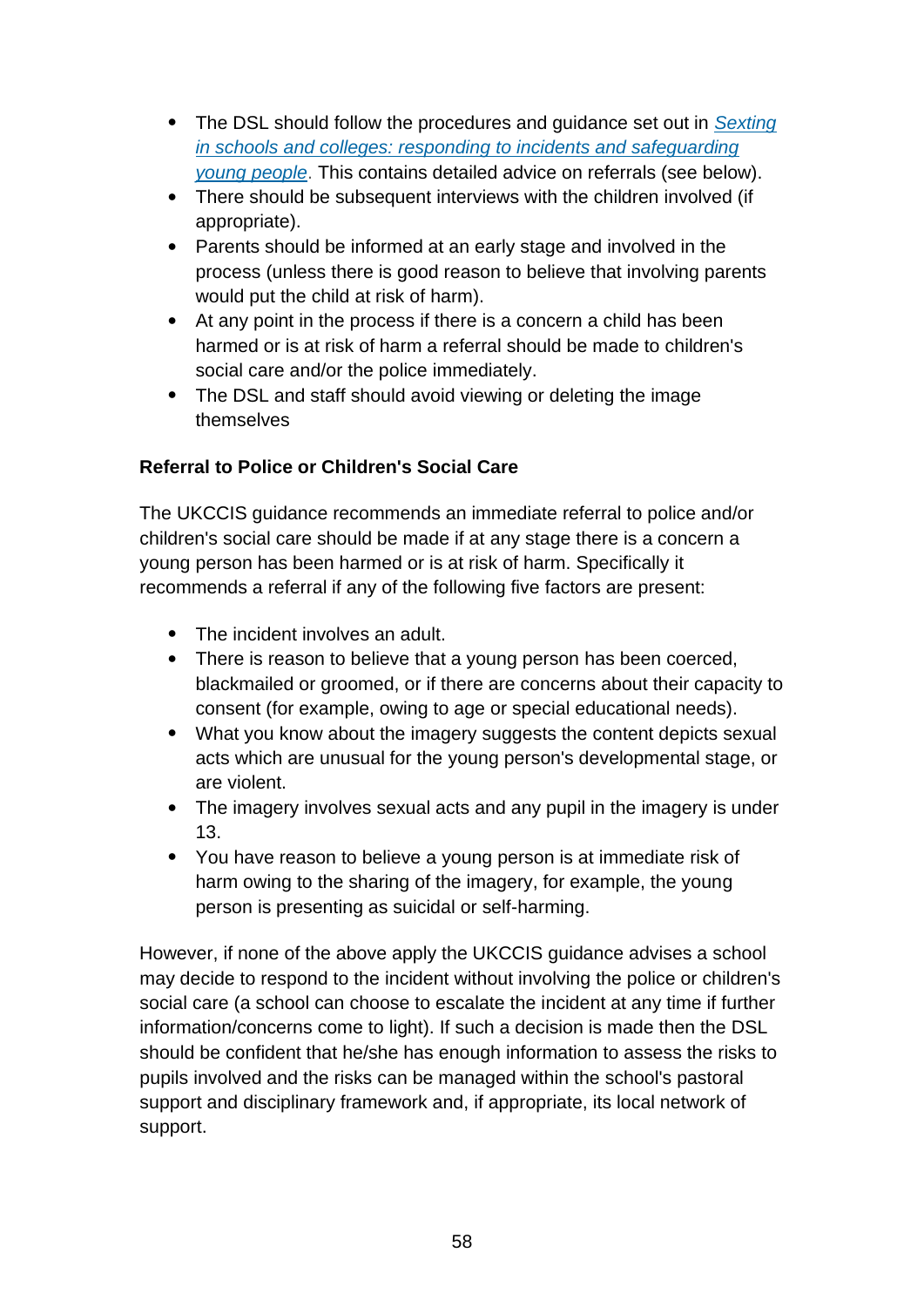- The DSL should follow the procedures and guidance set out in *Sexting in schools and colleges: responding to incidents and safeguarding young people*. This contains detailed advice on referrals (see below).
- There should be subsequent interviews with the children involved (if appropriate).
- Parents should be informed at an early stage and involved in the process (unless there is good reason to believe that involving parents would put the child at risk of harm).
- At any point in the process if there is a concern a child has been harmed or is at risk of harm a referral should be made to children's social care and/or the police immediately.
- The DSL and staff should avoid viewing or deleting the image themselves

**Referral to Police or Children's Social Care**

The UKCCIS guidance recommends an immediate referral to police and/or children's social care should be made if at any stage there is a concern a young person has been harmed or is at risk of harm. Specifically it recommends a referral if any of the following five factors are present:

- The incident involves an adult.
- There is reason to believe that a young person has been coerced, blackmailed or groomed, or if there are concerns about their capacity to consent (for example, owing to age or special educational needs).
- What you know about the imagery suggests the content depicts sexual acts which are unusual for the young person's developmental stage, or are violent.
- The imagery involves sexual acts and any pupil in the imagery is under 13.
- You have reason to believe a young person is at immediate risk of harm owing to the sharing of the imagery, for example, the young person is presenting as suicidal or self-harming.

However, if none of the above apply the UKCCIS guidance advises a school may decide to respond to the incident without involving the police or children's social care (a school can choose to escalate the incident at any time if further information/concerns come to light). If such a decision is made then the DSL should be confident that he/she has enough information to assess the risks to pupils involved and the risks can be managed within the school's pastoral support and disciplinary framework and, if appropriate, its local network of support.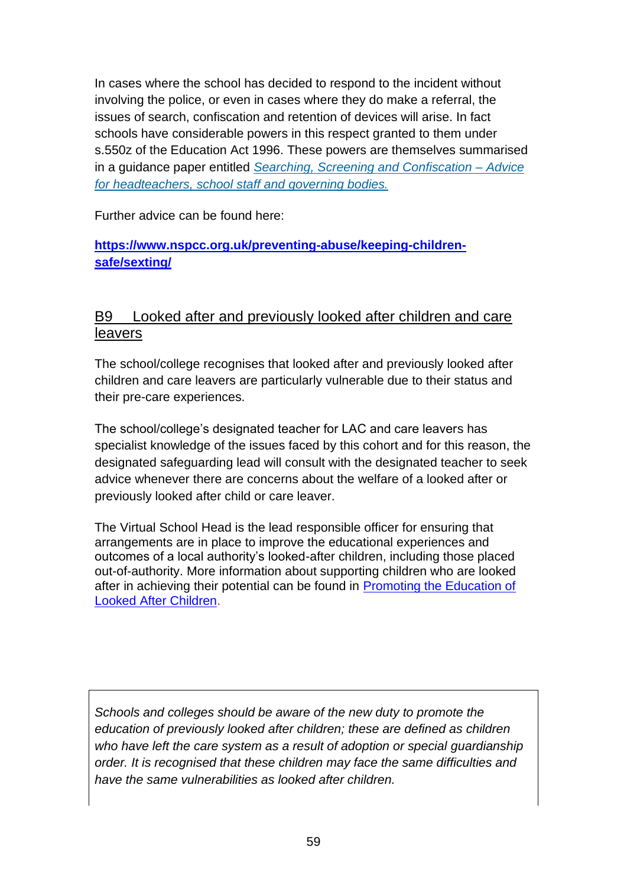In cases where the school has decided to respond to the incident without involving the police, or even in cases where they do make a referral, the issues of search, confiscation and retention of devices will arise. In fact schools have considerable powers in this respect granted to them under s.550z of the Education Act 1996. These powers are themselves summarised in a guidance paper entitled *Searching, Screening and Confiscation – Advice for headteachers, school staff and governing bodies.*

Further advice can be found here:

**https://www.nspcc.org.uk/preventing-abuse/keeping-children-safe/sexting/**

## B9 Looked after and previously looked after children and care leavers

The school/college recognises that looked after and previously looked after children and care leavers are particularly vulnerable due to their status and their pre-care experiences.

The school/college's designated teacher for LAC and care leavers has specialist knowledge of the issues faced by this cohort and for this reason, the designated safeguarding lead will consult with the designated teacher to seek advice whenever there are concerns about the welfare of a looked after or previously looked after child or care leaver.

The Virtual School Head is the lead responsible officer for ensuring that arrangements are in place to improve the educational experiences and outcomes of a local authority's looked-after children, including those placed out-of-authority. More information about supporting children who are looked after in achieving their potential can be found in Promoting the Education of Looked After Children.

*Schools and colleges should be aware of the new duty to promote the education of previously looked after children; these are defined as children who have left the care system as a result of adoption or special guardianship order. It is recognised that these children may face the same difficulties and have the same vulnerabilities as looked after children.*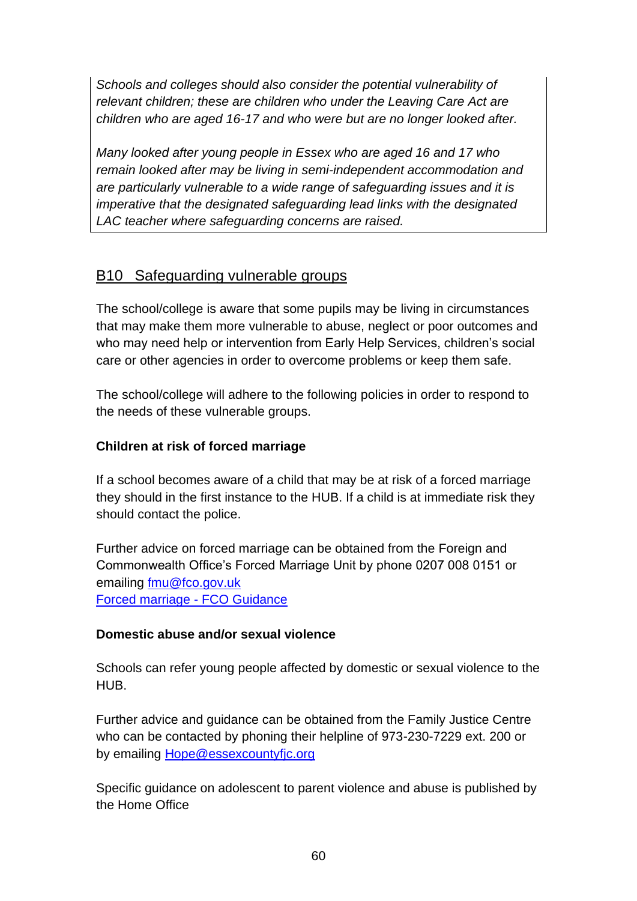*Schools and colleges should also consider the potential vulnerability of relevant children; these are children who under the Leaving Care Act are children who are aged 16-17 and who were but are no longer looked after.*

*Many looked after young people in Essex who are aged 16 and 17 who remain looked after may be living in semi-independent accommodation and are particularly vulnerable to a wide range of safeguarding issues and it is imperative that the designated safeguarding lead links with the designated LAC teacher where safeguarding concerns are raised.*

## B10 Safeguarding vulnerable groups

The school/college is aware that some pupils may be living in circumstances that may make them more vulnerable to abuse, neglect or poor outcomes and who may need help or intervention from Early Help Services, children's social care or other agencies in order to overcome problems or keep them safe.

The school/college will adhere to the following policies in order to respond to the needs of these vulnerable groups.

**Children at risk of forced marriage**

If a school becomes aware of a child that may be at risk of a forced marriage they should in the first instance to the HUB. If a child is at immediate risk they should contact the police.

Further advice on forced marriage can be obtained from the Foreign and Commonwealth Office's Forced Marriage Unit by phone 0207 008 0151 or emailing [fmu@fco.gov.uk](mailto:fmu@fco.gov.uk)
[Forced marriage - FCO Guidance]()

**Domestic abuse and/or sexual violence**

Schools can refer young people affected by domestic or sexual violence to the HUB.

Further advice and guidance can be obtained from the Family Justice Centre who can be contacted by phoning their helpline of 973-230-7229 ext. 200 or by emailing [Hope@essexcountyfjc.org](mailto:Hope@essexcountyfjc.org)

Specific guidance on adolescent to parent violence and abuse is published by the Home Office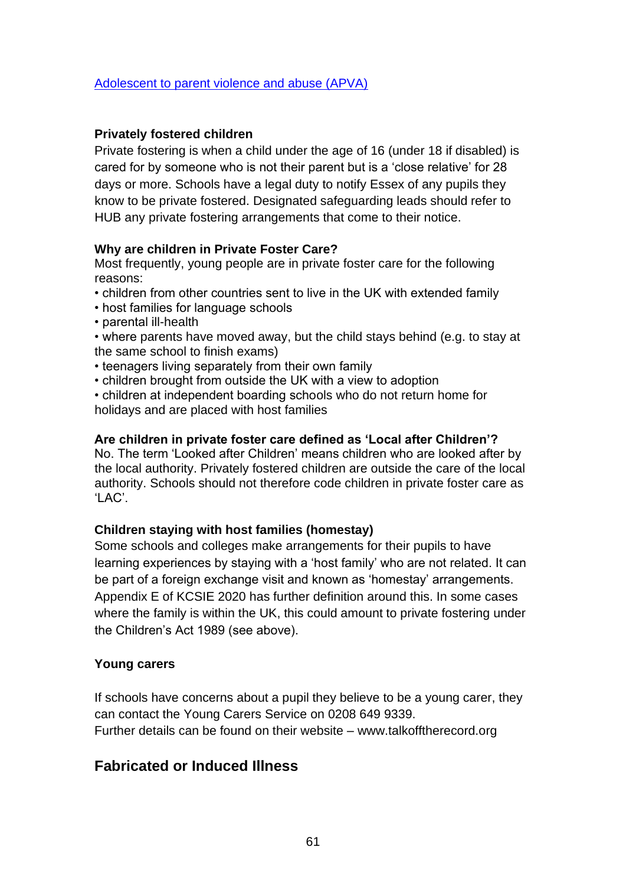[Adolescent to parent violence and abuse (APVA)]

**Privately fostered children**

Private fostering is when a child under the age of 16 (under 18 if disabled) is cared for by someone who is not their parent but is a 'close relative' for 28 days or more. Schools have a legal duty to notify Essex of any pupils they know to be private fostered. Designated safeguarding leads should refer to HUB any private fostering arrangements that come to their notice.

**Why are children in Private Foster Care?**

Most frequently, young people are in private foster care for the following reasons:

- children from other countries sent to live in the UK with extended family
- host families for language schools
- parental ill-health
- where parents have moved away, but the child stays behind (e.g. to stay at the same school to finish exams)
- teenagers living separately from their own family
- children brought from outside the UK with a view to adoption
- children at independent boarding schools who do not return home for holidays and are placed with host families

**Are children in private foster care defined as 'Local after Children'?**

No. The term 'Looked after Children' means children who are looked after by the local authority. Privately fostered children are outside the care of the local authority. Schools should not therefore code children in private foster care as 'LAC'.

**Children staying with host families (homestay)**

Some schools and colleges make arrangements for their pupils to have learning experiences by staying with a 'host family' who are not related. It can be part of a foreign exchange visit and known as 'homestay' arrangements. Appendix E of KCSIE 2020 has further definition around this. In some cases where the family is within the UK, this could amount to private fostering under the Children's Act 1989 (see above).

**Young carers**

If schools have concerns about a pupil they believe to be a young carer, they can contact the Young Carers Service on 0208 649 9339.
Further details can be found on their website – www.talkofftherecord.org

## Fabricated or Induced Illness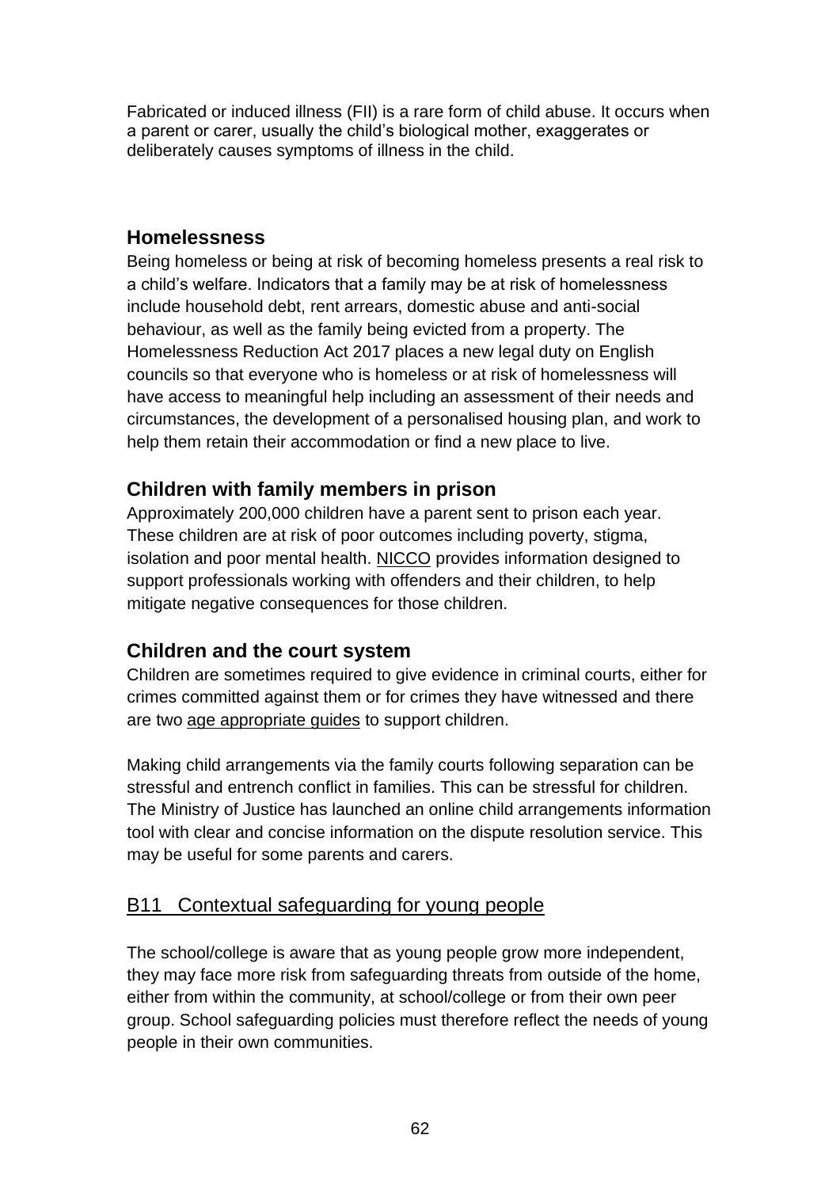Fabricated or induced illness (FII) is a rare form of child abuse. It occurs when a parent or carer, usually the child's biological mother, exaggerates or deliberately causes symptoms of illness in the child.

### Homelessness

Being homeless or being at risk of becoming homeless presents a real risk to a child's welfare. Indicators that a family may be at risk of homelessness include household debt, rent arrears, domestic abuse and anti-social behaviour, as well as the family being evicted from a property. The Homelessness Reduction Act 2017 places a new legal duty on English councils so that everyone who is homeless or at risk of homelessness will have access to meaningful help including an assessment of their needs and circumstances, the development of a personalised housing plan, and work to help them retain their accommodation or find a new place to live.

### Children with family members in prison

Approximately 200,000 children have a parent sent to prison each year. These children are at risk of poor outcomes including poverty, stigma, isolation and poor mental health. NICCO provides information designed to support professionals working with offenders and their children, to help mitigate negative consequences for those children.

### Children and the court system

Children are sometimes required to give evidence in criminal courts, either for crimes committed against them or for crimes they have witnessed and there are two age appropriate guides to support children.

Making child arrangements via the family courts following separation can be stressful and entrench conflict in families. This can be stressful for children. The Ministry of Justice has launched an online child arrangements information tool with clear and concise information on the dispute resolution service. This may be useful for some parents and carers.

## B11 Contextual safeguarding for young people

The school/college is aware that as young people grow more independent, they may face more risk from safeguarding threats from outside of the home, either from within the community, at school/college or from their own peer group. School safeguarding policies must therefore reflect the needs of young people in their own communities.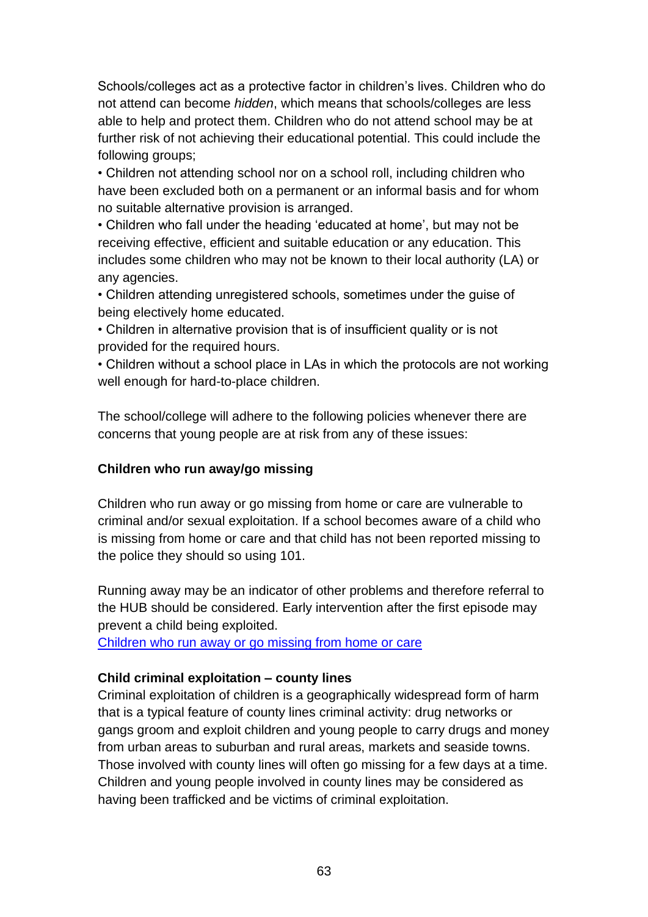Schools/colleges act as a protective factor in children's lives. Children who do not attend can become *hidden*, which means that schools/colleges are less able to help and protect them. Children who do not attend school may be at further risk of not achieving their educational potential. This could include the following groups;

- Children not attending school nor on a school roll, including children who have been excluded both on a permanent or an informal basis and for whom no suitable alternative provision is arranged.
- Children who fall under the heading 'educated at home', but may not be receiving effective, efficient and suitable education or any education. This includes some children who may not be known to their local authority (LA) or any agencies.
- Children attending unregistered schools, sometimes under the guise of being electively home educated.
- Children in alternative provision that is of insufficient quality or is not provided for the required hours.
- Children without a school place in LAs in which the protocols are not working well enough for hard-to-place children.

The school/college will adhere to the following policies whenever there are concerns that young people are at risk from any of these issues:

**Children who run away/go missing**

Children who run away or go missing from home or care are vulnerable to criminal and/or sexual exploitation. If a school becomes aware of a child who is missing from home or care and that child has not been reported missing to the police they should so using 101.

Running away may be an indicator of other problems and therefore referral to the HUB should be considered. Early intervention after the first episode may prevent a child being exploited.
Children who run away or go missing from home or care

**Child criminal exploitation – county lines**

Criminal exploitation of children is a geographically widespread form of harm that is a typical feature of county lines criminal activity: drug networks or gangs groom and exploit children and young people to carry drugs and money from urban areas to suburban and rural areas, markets and seaside towns. Those involved with county lines will often go missing for a few days at a time. Children and young people involved in county lines may be considered as having been trafficked and be victims of criminal exploitation.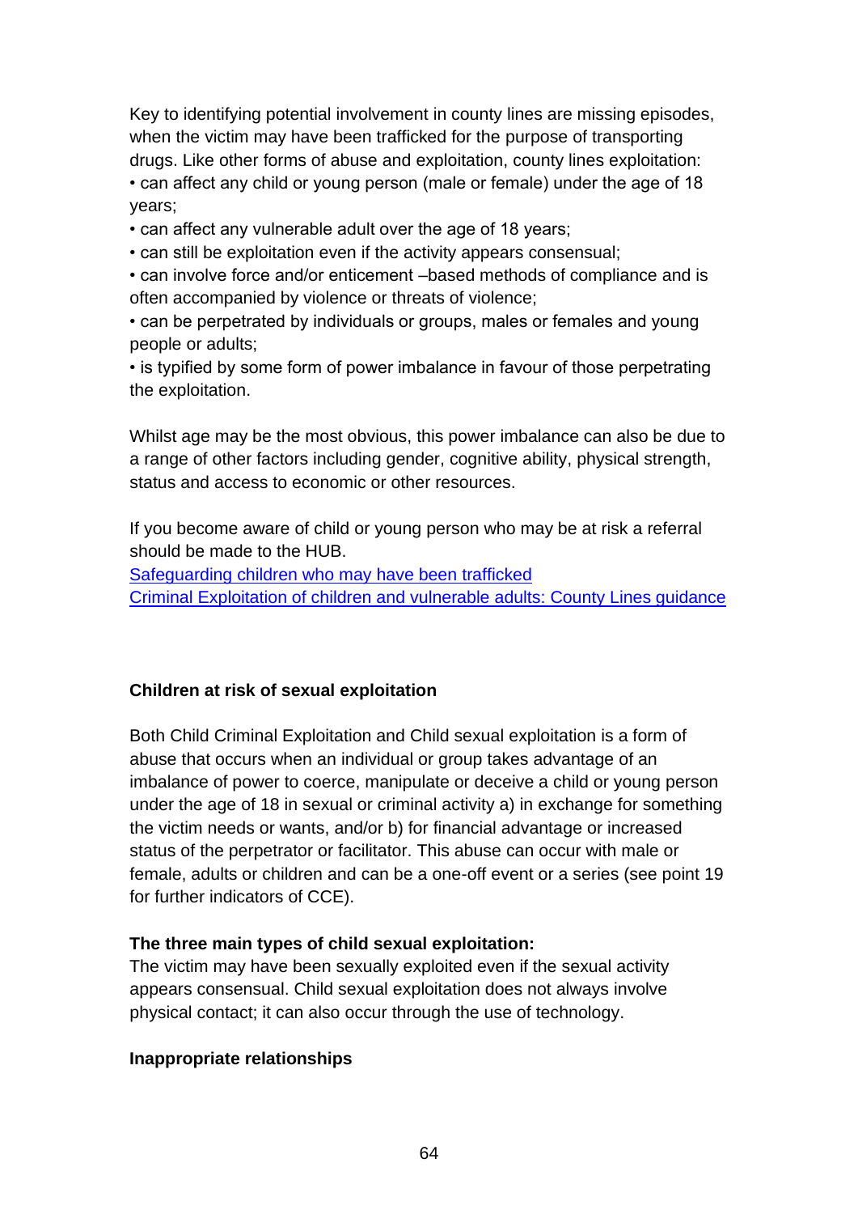Key to identifying potential involvement in county lines are missing episodes, when the victim may have been trafficked for the purpose of transporting drugs. Like other forms of abuse and exploitation, county lines exploitation:

- can affect any child or young person (male or female) under the age of 18 years;
- can affect any vulnerable adult over the age of 18 years;
- can still be exploitation even if the activity appears consensual;
- can involve force and/or enticement –based methods of compliance and is often accompanied by violence or threats of violence;
- can be perpetrated by individuals or groups, males or females and young people or adults;
- is typified by some form of power imbalance in favour of those perpetrating the exploitation.

Whilst age may be the most obvious, this power imbalance can also be due to a range of other factors including gender, cognitive ability, physical strength, status and access to economic or other resources.

If you become aware of child or young person who may be at risk a referral should be made to the HUB.
[Safeguarding children who may have been trafficked]
[Criminal Exploitation of children and vulnerable adults: County Lines guidance]

**Children at risk of sexual exploitation**

Both Child Criminal Exploitation and Child sexual exploitation is a form of abuse that occurs when an individual or group takes advantage of an imbalance of power to coerce, manipulate or deceive a child or young person under the age of 18 in sexual or criminal activity a) in exchange for something the victim needs or wants, and/or b) for financial advantage or increased status of the perpetrator or facilitator. This abuse can occur with male or female, adults or children and can be a one-off event or a series (see point 19 for further indicators of CCE).

**The three main types of child sexual exploitation:**
The victim may have been sexually exploited even if the sexual activity appears consensual. Child sexual exploitation does not always involve physical contact; it can also occur through the use of technology.

**Inappropriate relationships**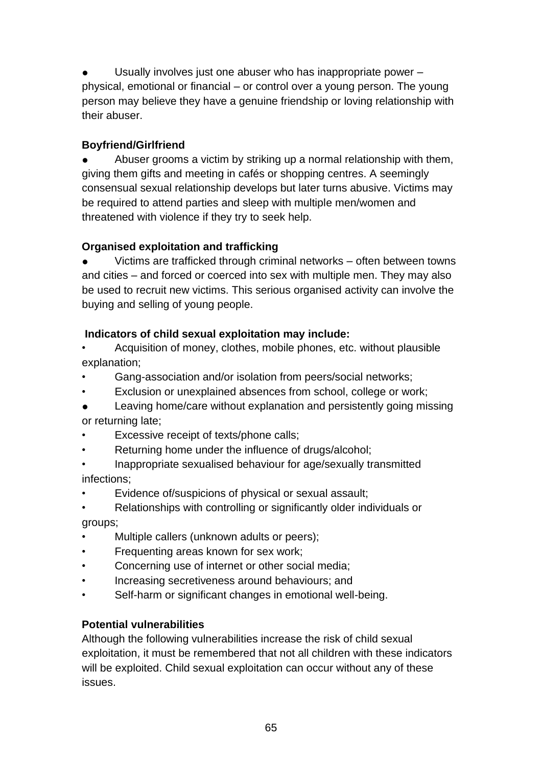- Usually involves just one abuser who has inappropriate power – physical, emotional or financial – or control over a young person. The young person may believe they have a genuine friendship or loving relationship with their abuser.

**Boyfriend/Girlfriend**

- Abuser grooms a victim by striking up a normal relationship with them, giving them gifts and meeting in cafés or shopping centres. A seemingly consensual sexual relationship develops but later turns abusive. Victims may be required to attend parties and sleep with multiple men/women and threatened with violence if they try to seek help.

**Organised exploitation and trafficking**

- Victims are trafficked through criminal networks – often between towns and cities – and forced or coerced into sex with multiple men. They may also be used to recruit new victims. This serious organised activity can involve the buying and selling of young people.

**Indicators of child sexual exploitation may include:**

- Acquisition of money, clothes, mobile phones, etc. without plausible explanation;
- Gang-association and/or isolation from peers/social networks;
- Exclusion or unexplained absences from school, college or work;
- Leaving home/care without explanation and persistently going missing or returning late;
- Excessive receipt of texts/phone calls;
- Returning home under the influence of drugs/alcohol;
- Inappropriate sexualised behaviour for age/sexually transmitted infections;
- Evidence of/suspicions of physical or sexual assault;
- Relationships with controlling or significantly older individuals or groups;
- Multiple callers (unknown adults or peers);
- Frequenting areas known for sex work;
- Concerning use of internet or other social media;
- Increasing secretiveness around behaviours; and
- Self-harm or significant changes in emotional well-being.

**Potential vulnerabilities**

Although the following vulnerabilities increase the risk of child sexual exploitation, it must be remembered that not all children with these indicators will be exploited. Child sexual exploitation can occur without any of these issues.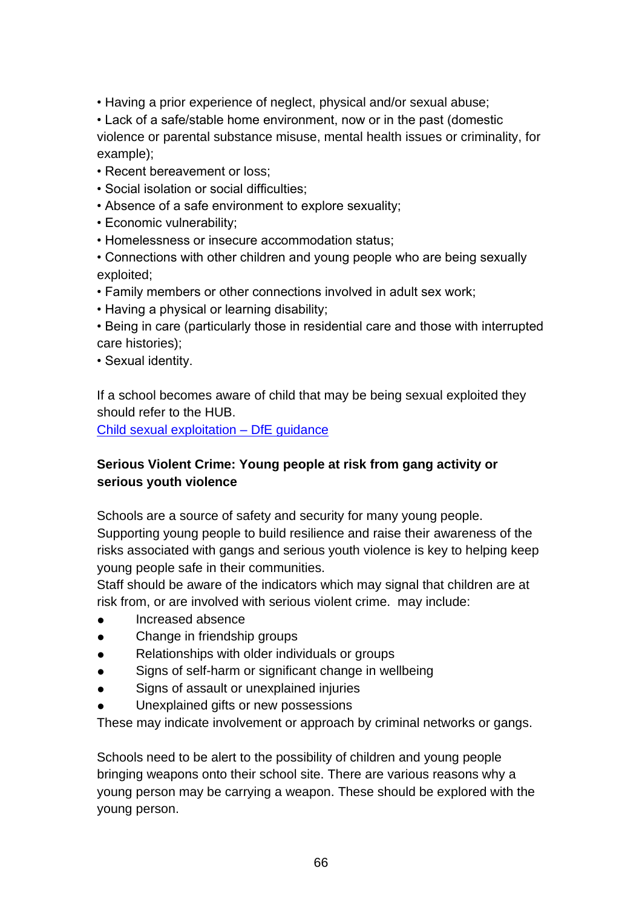- Having a prior experience of neglect, physical and/or sexual abuse;
- Lack of a safe/stable home environment, now or in the past (domestic violence or parental substance misuse, mental health issues or criminality, for example);
- Recent bereavement or loss;
- Social isolation or social difficulties;
- Absence of a safe environment to explore sexuality;
- Economic vulnerability;
- Homelessness or insecure accommodation status;
- Connections with other children and young people who are being sexually exploited;
- Family members or other connections involved in adult sex work;
- Having a physical or learning disability;
- Being in care (particularly those in residential care and those with interrupted care histories);
- Sexual identity.

If a school becomes aware of child that may be being sexual exploited they should refer to the HUB.
[Child sexual exploitation – DfE guidance]

**Serious Violent Crime: Young people at risk from gang activity or serious youth violence**

Schools are a source of safety and security for many young people. Supporting young people to build resilience and raise their awareness of the risks associated with gangs and serious youth violence is key to helping keep young people safe in their communities.
Staff should be aware of the indicators which may signal that children are at risk from, or are involved with serious violent crime. may include:

- Increased absence
- Change in friendship groups
- Relationships with older individuals or groups
- Signs of self-harm or significant change in wellbeing
- Signs of assault or unexplained injuries
- Unexplained gifts or new possessions

These may indicate involvement or approach by criminal networks or gangs.

Schools need to be alert to the possibility of children and young people bringing weapons onto their school site. There are various reasons why a young person may be carrying a weapon. These should be explored with the young person.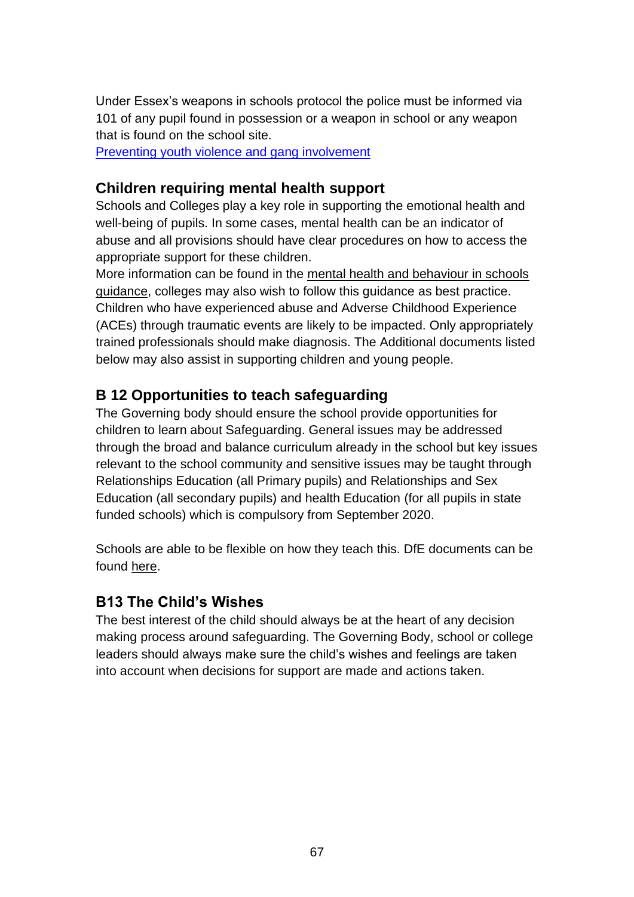Under Essex's weapons in schools protocol the police must be informed via 101 of any pupil found in possession or a weapon in school or any weapon that is found on the school site.
[Preventing youth violence and gang involvement]

### Children requiring mental health support

Schools and Colleges play a key role in supporting the emotional health and well-being of pupils. In some cases, mental health can be an indicator of abuse and all provisions should have clear procedures on how to access the appropriate support for these children.
More information can be found in the mental health and behaviour in schools guidance, colleges may also wish to follow this guidance as best practice. Children who have experienced abuse and Adverse Childhood Experience (ACEs) through traumatic events are likely to be impacted. Only appropriately trained professionals should make diagnosis. The Additional documents listed below may also assist in supporting children and young people.

### B 12 Opportunities to teach safeguarding

The Governing body should ensure the school provide opportunities for children to learn about Safeguarding. General issues may be addressed through the broad and balance curriculum already in the school but key issues relevant to the school community and sensitive issues may be taught through Relationships Education (all Primary pupils) and Relationships and Sex Education (all secondary pupils) and health Education (for all pupils in state funded schools) which is compulsory from September 2020.

Schools are able to be flexible on how they teach this. DfE documents can be found here.

### B13 The Child's Wishes

The best interest of the child should always be at the heart of any decision making process around safeguarding. The Governing Body, school or college leaders should always make sure the child's wishes and feelings are taken into account when decisions for support are made and actions taken.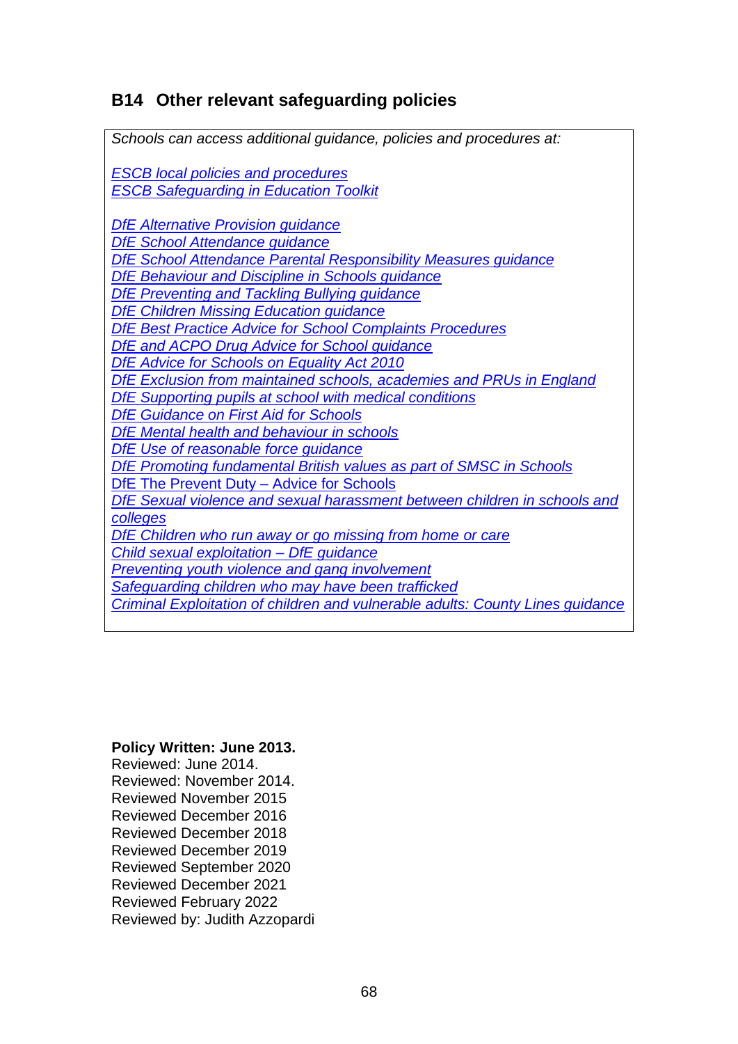## B14 Other relevant safeguarding policies

*Schools can access additional guidance, policies and procedures at:*

*ESCB local policies and procedures*
*ESCB Safeguarding in Education Toolkit*

*DfE Alternative Provision guidance*
*DfE School Attendance guidance*
*DfE School Attendance Parental Responsibility Measures guidance*
*DfE Behaviour and Discipline in Schools guidance*
*DfE Preventing and Tackling Bullying guidance*
*DfE Children Missing Education guidance*
*DfE Best Practice Advice for School Complaints Procedures*
*DfE and ACPO Drug Advice for School guidance*
*DfE Advice for Schools on Equality Act 2010*
*DfE Exclusion from maintained schools, academies and PRUs in England*
*DfE Supporting pupils at school with medical conditions*
*DfE Guidance on First Aid for Schools*
*DfE Mental health and behaviour in schools*
*DfE Use of reasonable force guidance*
*DfE Promoting fundamental British values as part of SMSC in Schools*
DfE The Prevent Duty – Advice for Schools
*DfE Sexual violence and sexual harassment between children in schools and colleges*
*DfE Children who run away or go missing from home or care*
*Child sexual exploitation – DfE guidance*
*Preventing youth violence and gang involvement*
*Safeguarding children who may have been trafficked*
*Criminal Exploitation of children and vulnerable adults: County Lines guidance*

**Policy Written: June 2013.**
Reviewed: June 2014.
Reviewed: November 2014.
Reviewed November 2015
Reviewed December 2016
Reviewed December 2018
Reviewed December 2019
Reviewed September 2020
Reviewed December 2021
Reviewed February 2022
Reviewed by: Judith Azzopardi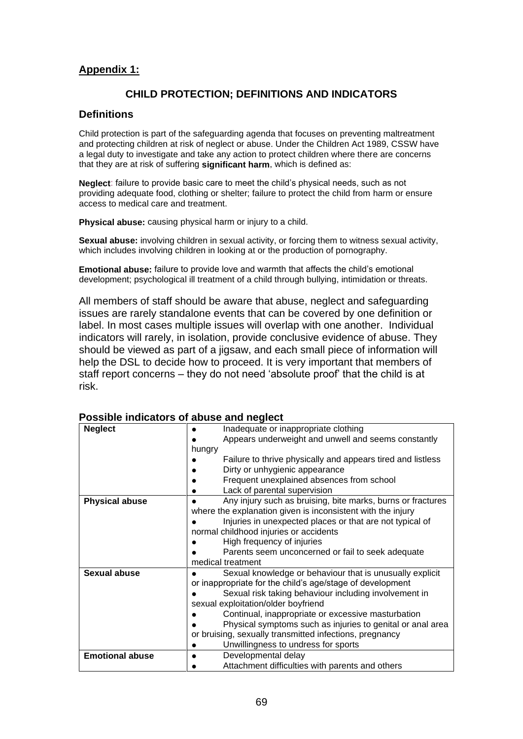**Appendix 1:**

## CHILD PROTECTION; DEFINITIONS AND INDICATORS

### Definitions

Child protection is part of the safeguarding agenda that focuses on preventing maltreatment and protecting children at risk of neglect or abuse. Under the Children Act 1989, CSSW have a legal duty to investigate and take any action to protect children where there are concerns that they are at risk of suffering **significant harm**, which is defined as:

**Neglect**: failure to provide basic care to meet the child's physical needs, such as not providing adequate food, clothing or shelter; failure to protect the child from harm or ensure access to medical care and treatment.

**Physical abuse:** causing physical harm or injury to a child.

**Sexual abuse:** involving children in sexual activity, or forcing them to witness sexual activity, which includes involving children in looking at or the production of pornography.

**Emotional abuse:** failure to provide love and warmth that affects the child's emotional development; psychological ill treatment of a child through bullying, intimidation or threats.

All members of staff should be aware that abuse, neglect and safeguarding issues are rarely standalone events that can be covered by one definition or label. In most cases multiple issues will overlap with one another. Individual indicators will rarely, in isolation, provide conclusive evidence of abuse. They should be viewed as part of a jigsaw, and each small piece of information will help the DSL to decide how to proceed. It is very important that members of staff report concerns – they do not need 'absolute proof' that the child is at risk.

### Possible indicators of abuse and neglect

| | |
|---|---|
| **Neglect** | • Inadequate or inappropriate clothing<br>• Appears underweight and unwell and seems constantly hungry<br>• Failure to thrive physically and appears tired and listless<br>• Dirty or unhygienic appearance<br>• Frequent unexplained absences from school<br>• Lack of parental supervision |
| **Physical abuse** | • Any injury such as bruising, bite marks, burns or fractures where the explanation given is inconsistent with the injury<br>• Injuries in unexpected places or that are not typical of normal childhood injuries or accidents<br>• High frequency of injuries<br>• Parents seem unconcerned or fail to seek adequate medical treatment |
| **Sexual abuse** | • Sexual knowledge or behaviour that is unusually explicit or inappropriate for the child's age/stage of development<br>• Sexual risk taking behaviour including involvement in sexual exploitation/older boyfriend<br>• Continual, inappropriate or excessive masturbation<br>• Physical symptoms such as injuries to genital or anal area or bruising, sexually transmitted infections, pregnancy<br>• Unwillingness to undress for sports |
| **Emotional abuse** | • Developmental delay<br>• Attachment difficulties with parents and others |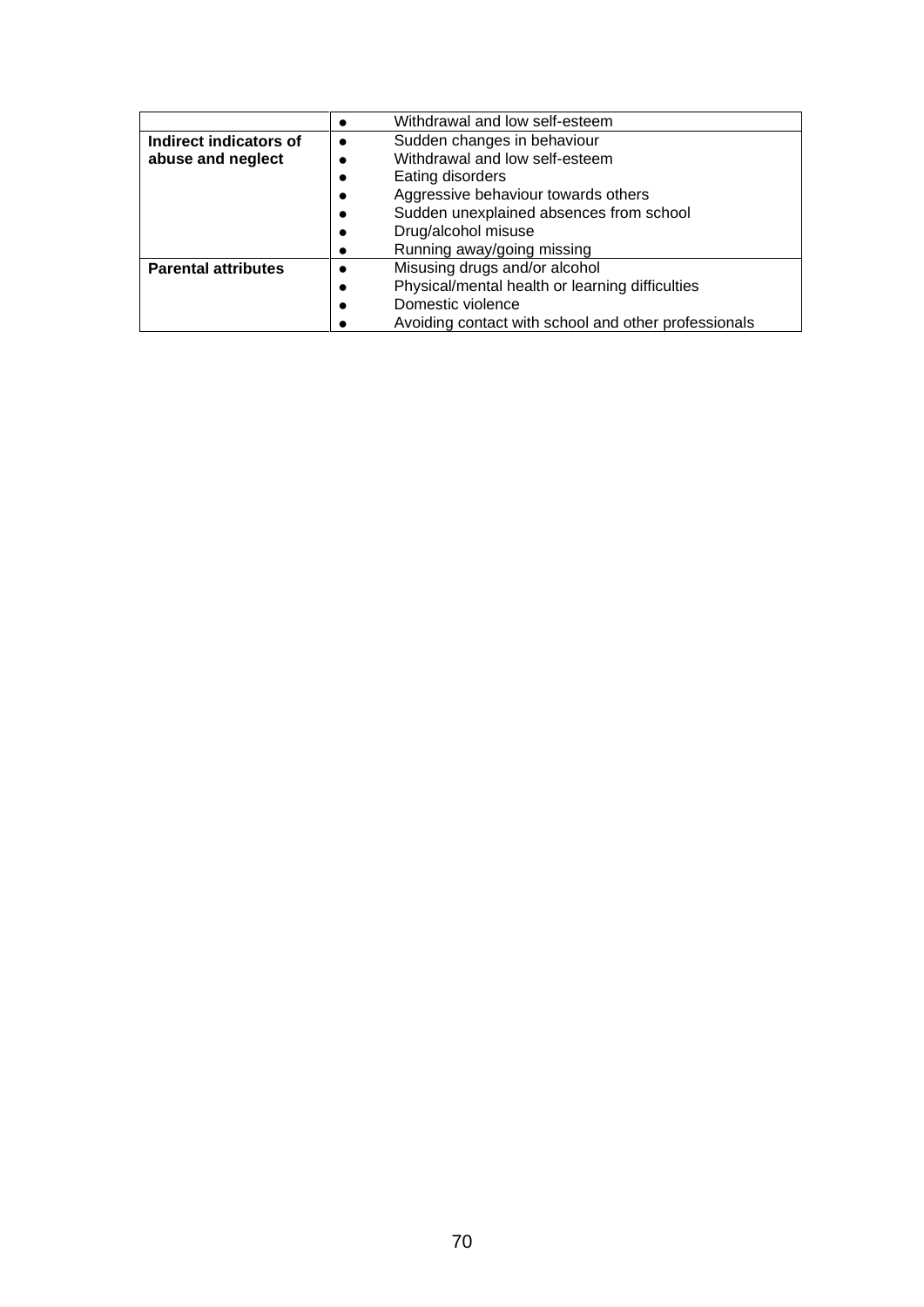|  |  |
|---|---|
|  | • Withdrawal and low self-esteem |
| **Indirect indicators of abuse and neglect** | • Sudden changes in behaviour<br>• Withdrawal and low self-esteem<br>• Eating disorders<br>• Aggressive behaviour towards others<br>• Sudden unexplained absences from school<br>• Drug/alcohol misuse<br>• Running away/going missing |
| **Parental attributes** | • Misusing drugs and/or alcohol<br>• Physical/mental health or learning difficulties<br>• Domestic violence<br>• Avoiding contact with school and other professionals |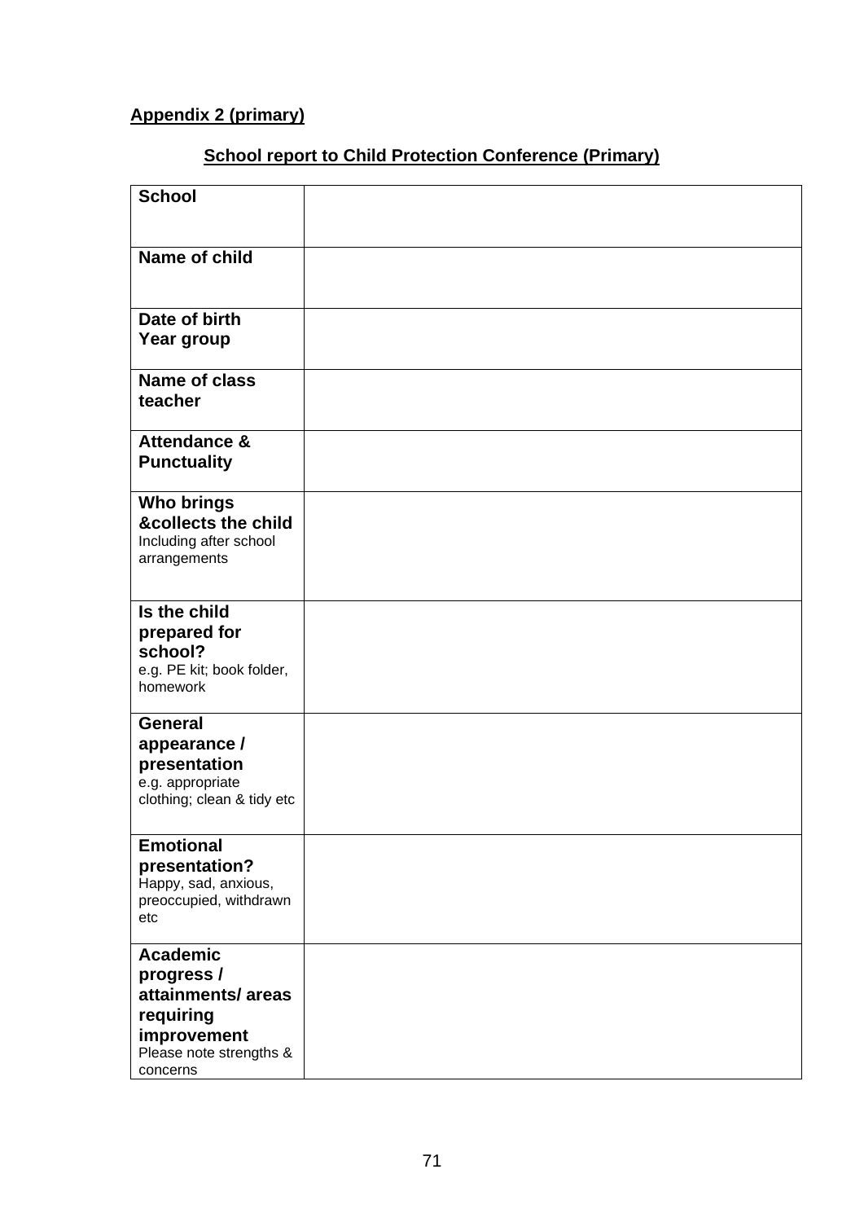**Appendix 2 (primary)**

## School report to Child Protection Conference (Primary)

| | |
|---|---|
| **School** | |
| **Name of child** | |
| **Date of birth**<br>**Year group** | |
| **Name of class teacher** | |
| **Attendance & Punctuality** | |
| **Who brings &collects the child**<br>Including after school arrangements | |
| **Is the child prepared for school?**<br>e.g. PE kit; book folder, homework | |
| **General appearance / presentation**<br>e.g. appropriate clothing; clean & tidy etc | |
| **Emotional presentation?**<br>Happy, sad, anxious, preoccupied, withdrawn etc | |
| **Academic progress / attainments/ areas requiring improvement**<br>Please note strengths & concerns | |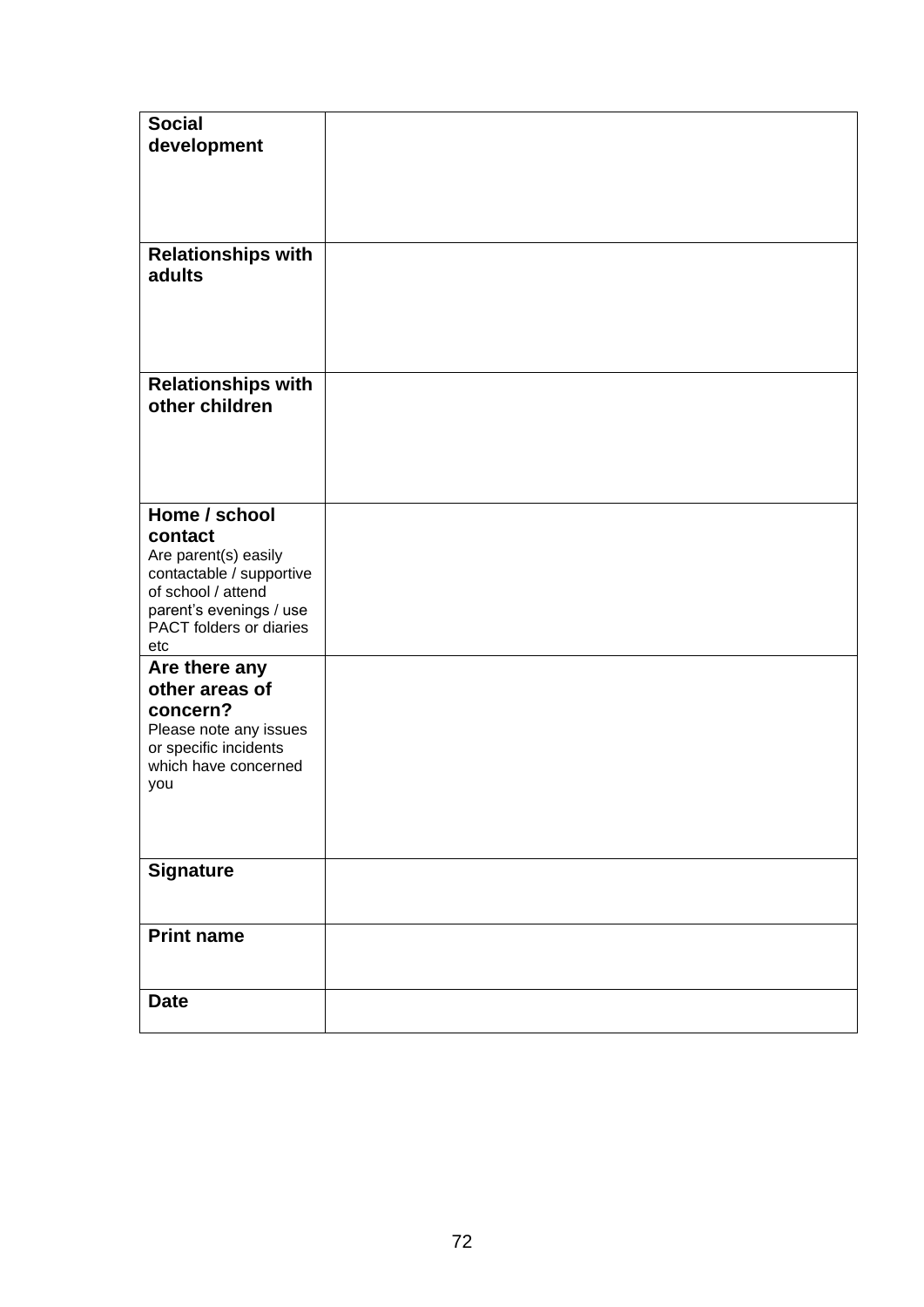| **Social development** | |
|---|---|
| **Relationships with adults** | |
| **Relationships with other children** | |
| **Home / school contact** Are parent(s) easily contactable / supportive of school / attend parent's evenings / use PACT folders or diaries etc | |
| **Are there any other areas of concern?** Please note any issues or specific incidents which have concerned you | |
| **Signature** | |
| **Print name** | |
| **Date** | |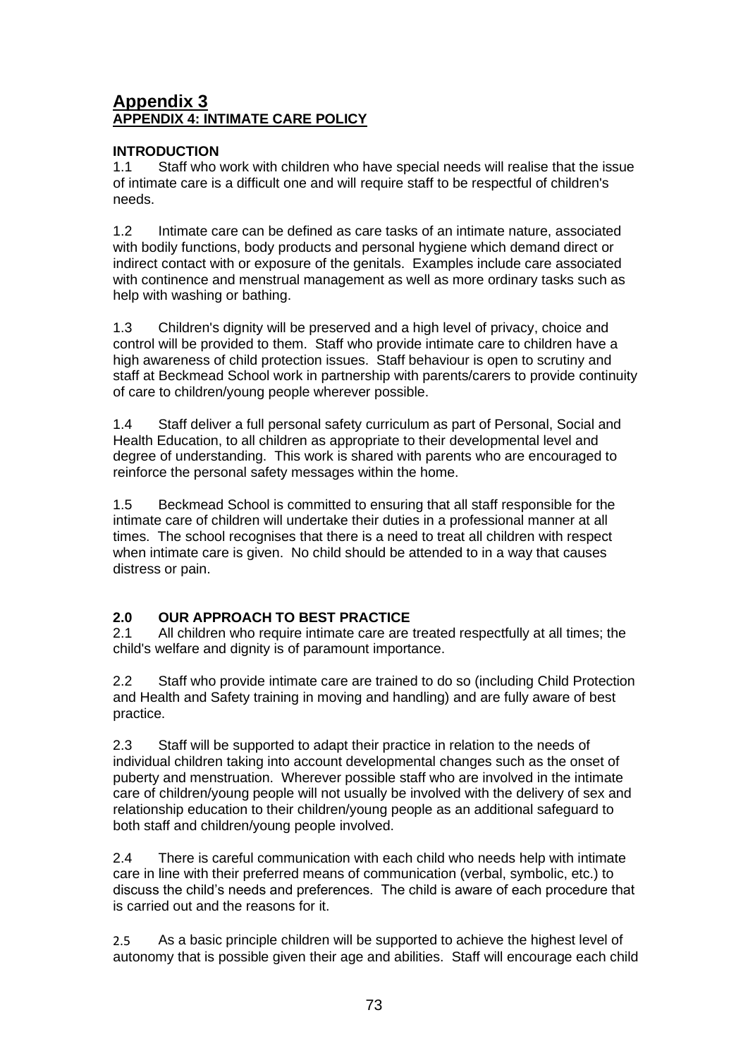## Appendix 3
## APPENDIX 4: INTIMATE CARE POLICY

**INTRODUCTION**

1.1 Staff who work with children who have special needs will realise that the issue of intimate care is a difficult one and will require staff to be respectful of children's needs.

1.2 Intimate care can be defined as care tasks of an intimate nature, associated with bodily functions, body products and personal hygiene which demand direct or indirect contact with or exposure of the genitals. Examples include care associated with continence and menstrual management as well as more ordinary tasks such as help with washing or bathing.

1.3 Children's dignity will be preserved and a high level of privacy, choice and control will be provided to them. Staff who provide intimate care to children have a high awareness of child protection issues. Staff behaviour is open to scrutiny and staff at Beckmead School work in partnership with parents/carers to provide continuity of care to children/young people wherever possible.

1.4 Staff deliver a full personal safety curriculum as part of Personal, Social and Health Education, to all children as appropriate to their developmental level and degree of understanding. This work is shared with parents who are encouraged to reinforce the personal safety messages within the home.

1.5 Beckmead School is committed to ensuring that all staff responsible for the intimate care of children will undertake their duties in a professional manner at all times. The school recognises that there is a need to treat all children with respect when intimate care is given. No child should be attended to in a way that causes distress or pain.

**2.0 OUR APPROACH TO BEST PRACTICE**

2.1 All children who require intimate care are treated respectfully at all times; the child's welfare and dignity is of paramount importance.

2.2 Staff who provide intimate care are trained to do so (including Child Protection and Health and Safety training in moving and handling) and are fully aware of best practice.

2.3 Staff will be supported to adapt their practice in relation to the needs of individual children taking into account developmental changes such as the onset of puberty and menstruation. Wherever possible staff who are involved in the intimate care of children/young people will not usually be involved with the delivery of sex and relationship education to their children/young people as an additional safeguard to both staff and children/young people involved.

2.4 There is careful communication with each child who needs help with intimate care in line with their preferred means of communication (verbal, symbolic, etc.) to discuss the child's needs and preferences. The child is aware of each procedure that is carried out and the reasons for it.

2.5 As a basic principle children will be supported to achieve the highest level of autonomy that is possible given their age and abilities. Staff will encourage each child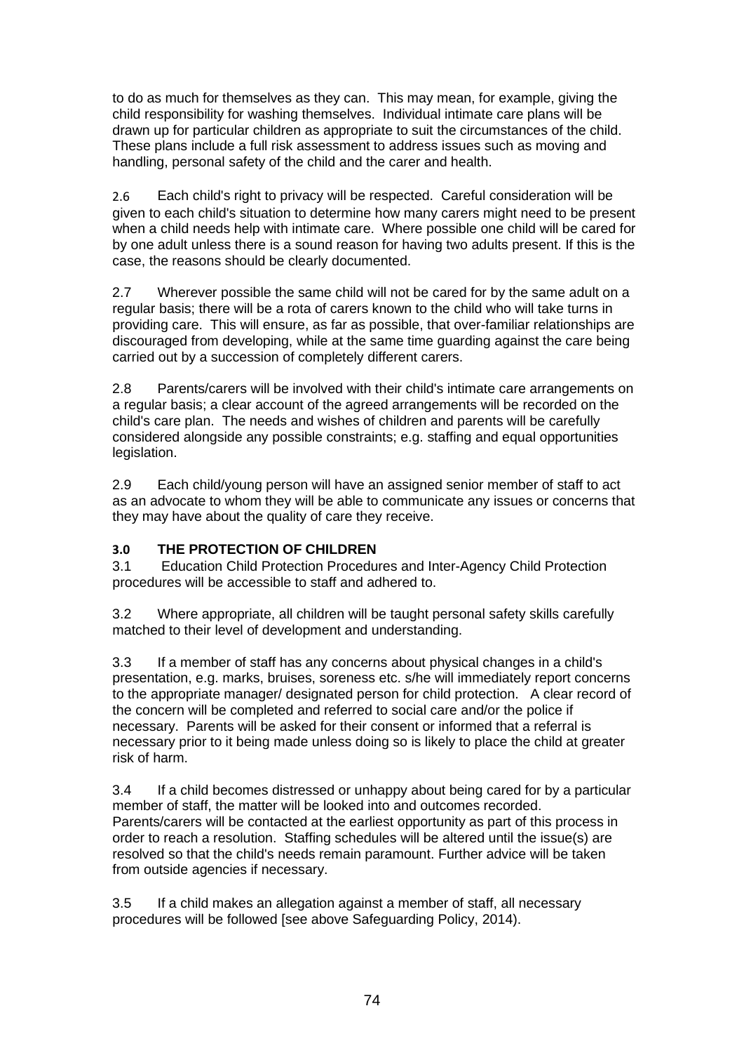to do as much for themselves as they can. This may mean, for example, giving the child responsibility for washing themselves. Individual intimate care plans will be drawn up for particular children as appropriate to suit the circumstances of the child. These plans include a full risk assessment to address issues such as moving and handling, personal safety of the child and the carer and health.

2.6 Each child's right to privacy will be respected. Careful consideration will be given to each child's situation to determine how many carers might need to be present when a child needs help with intimate care. Where possible one child will be cared for by one adult unless there is a sound reason for having two adults present. If this is the case, the reasons should be clearly documented.

2.7 Wherever possible the same child will not be cared for by the same adult on a regular basis; there will be a rota of carers known to the child who will take turns in providing care. This will ensure, as far as possible, that over-familiar relationships are discouraged from developing, while at the same time guarding against the care being carried out by a succession of completely different carers.

2.8 Parents/carers will be involved with their child's intimate care arrangements on a regular basis; a clear account of the agreed arrangements will be recorded on the child's care plan. The needs and wishes of children and parents will be carefully considered alongside any possible constraints; e.g. staffing and equal opportunities legislation.

2.9 Each child/young person will have an assigned senior member of staff to act as an advocate to whom they will be able to communicate any issues or concerns that they may have about the quality of care they receive.

### 3.0 THE PROTECTION OF CHILDREN

3.1 Education Child Protection Procedures and Inter-Agency Child Protection procedures will be accessible to staff and adhered to.

3.2 Where appropriate, all children will be taught personal safety skills carefully matched to their level of development and understanding.

3.3 If a member of staff has any concerns about physical changes in a child's presentation, e.g. marks, bruises, soreness etc. s/he will immediately report concerns to the appropriate manager/ designated person for child protection. A clear record of the concern will be completed and referred to social care and/or the police if necessary. Parents will be asked for their consent or informed that a referral is necessary prior to it being made unless doing so is likely to place the child at greater risk of harm.

3.4 If a child becomes distressed or unhappy about being cared for by a particular member of staff, the matter will be looked into and outcomes recorded. Parents/carers will be contacted at the earliest opportunity as part of this process in order to reach a resolution. Staffing schedules will be altered until the issue(s) are resolved so that the child's needs remain paramount. Further advice will be taken from outside agencies if necessary.

3.5 If a child makes an allegation against a member of staff, all necessary procedures will be followed [see above Safeguarding Policy, 2014).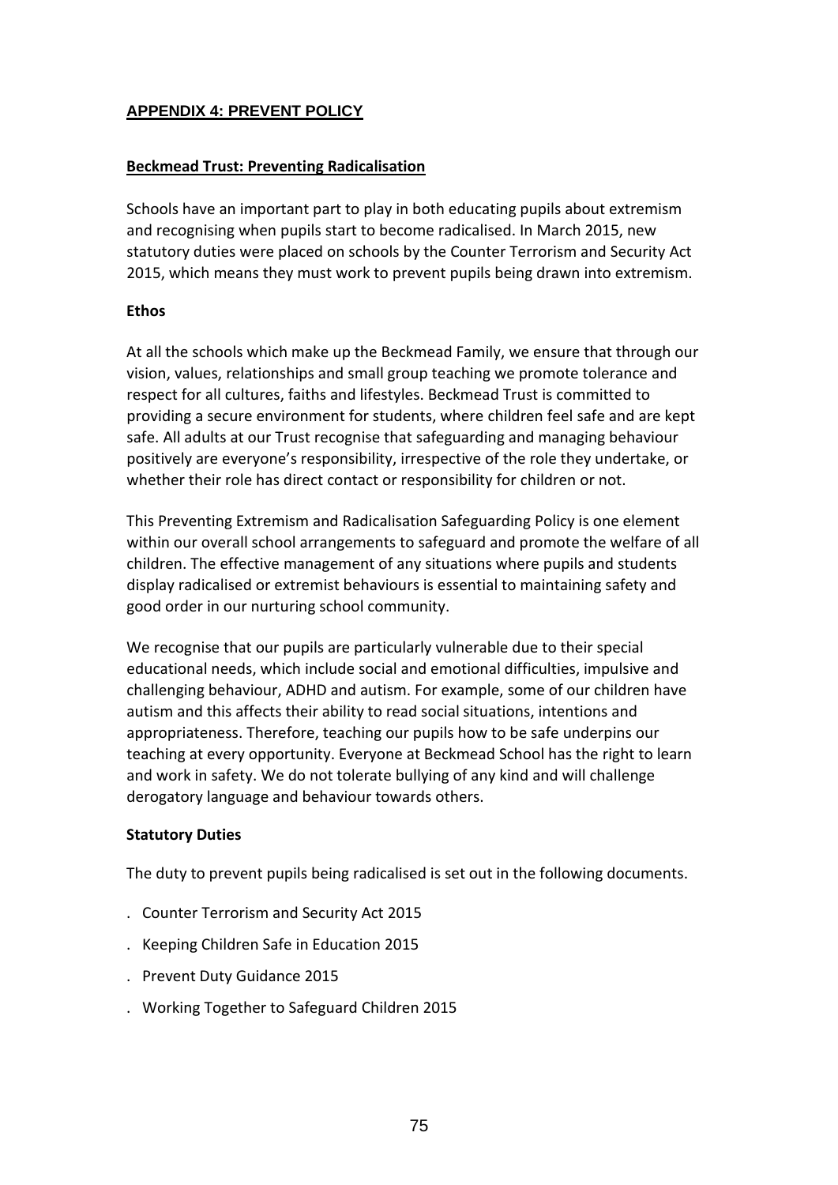## APPENDIX 4: PREVENT POLICY

**Beckmead Trust: Preventing Radicalisation**

Schools have an important part to play in both educating pupils about extremism and recognising when pupils start to become radicalised. In March 2015, new statutory duties were placed on schools by the Counter Terrorism and Security Act 2015, which means they must work to prevent pupils being drawn into extremism.

**Ethos**

At all the schools which make up the Beckmead Family, we ensure that through our vision, values, relationships and small group teaching we promote tolerance and respect for all cultures, faiths and lifestyles. Beckmead Trust is committed to providing a secure environment for students, where children feel safe and are kept safe. All adults at our Trust recognise that safeguarding and managing behaviour positively are everyone's responsibility, irrespective of the role they undertake, or whether their role has direct contact or responsibility for children or not.

This Preventing Extremism and Radicalisation Safeguarding Policy is one element within our overall school arrangements to safeguard and promote the welfare of all children. The effective management of any situations where pupils and students display radicalised or extremist behaviours is essential to maintaining safety and good order in our nurturing school community.

We recognise that our pupils are particularly vulnerable due to their special educational needs, which include social and emotional difficulties, impulsive and challenging behaviour, ADHD and autism. For example, some of our children have autism and this affects their ability to read social situations, intentions and appropriateness. Therefore, teaching our pupils how to be safe underpins our teaching at every opportunity. Everyone at Beckmead School has the right to learn and work in safety. We do not tolerate bullying of any kind and will challenge derogatory language and behaviour towards others.

**Statutory Duties**

The duty to prevent pupils being radicalised is set out in the following documents.

- Counter Terrorism and Security Act 2015
- Keeping Children Safe in Education 2015
- Prevent Duty Guidance 2015
- Working Together to Safeguard Children 2015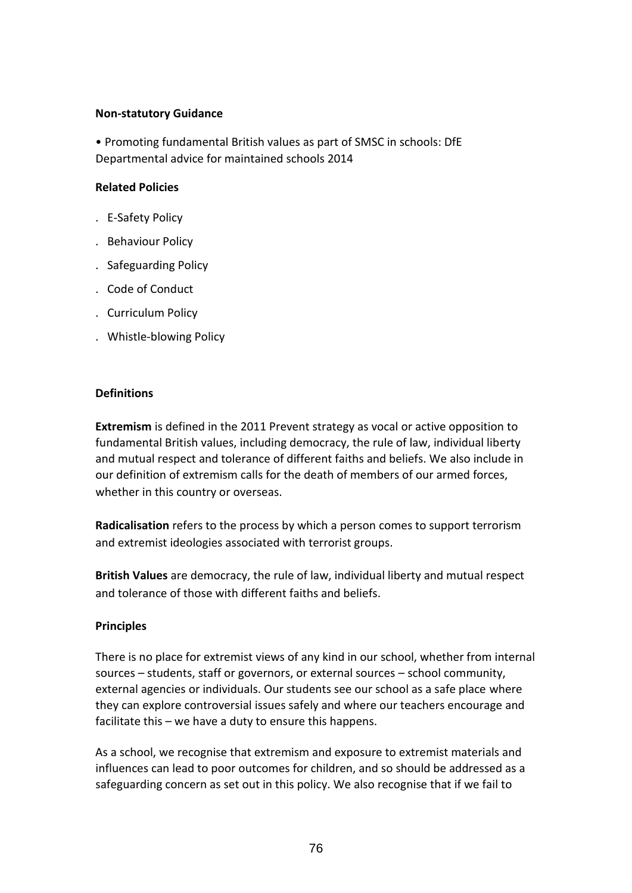**Non-statutory Guidance**

- Promoting fundamental British values as part of SMSC in schools: DfE Departmental advice for maintained schools 2014

**Related Policies**

- E-Safety Policy
- Behaviour Policy
- Safeguarding Policy
- Code of Conduct
- Curriculum Policy
- Whistle-blowing Policy

**Definitions**

**Extremism** is defined in the 2011 Prevent strategy as vocal or active opposition to fundamental British values, including democracy, the rule of law, individual liberty and mutual respect and tolerance of different faiths and beliefs. We also include in our definition of extremism calls for the death of members of our armed forces, whether in this country or overseas.

**Radicalisation** refers to the process by which a person comes to support terrorism and extremist ideologies associated with terrorist groups.

**British Values** are democracy, the rule of law, individual liberty and mutual respect and tolerance of those with different faiths and beliefs.

**Principles**

There is no place for extremist views of any kind in our school, whether from internal sources – students, staff or governors, or external sources – school community, external agencies or individuals. Our students see our school as a safe place where they can explore controversial issues safely and where our teachers encourage and facilitate this – we have a duty to ensure this happens.

As a school, we recognise that extremism and exposure to extremist materials and influences can lead to poor outcomes for children, and so should be addressed as a safeguarding concern as set out in this policy. We also recognise that if we fail to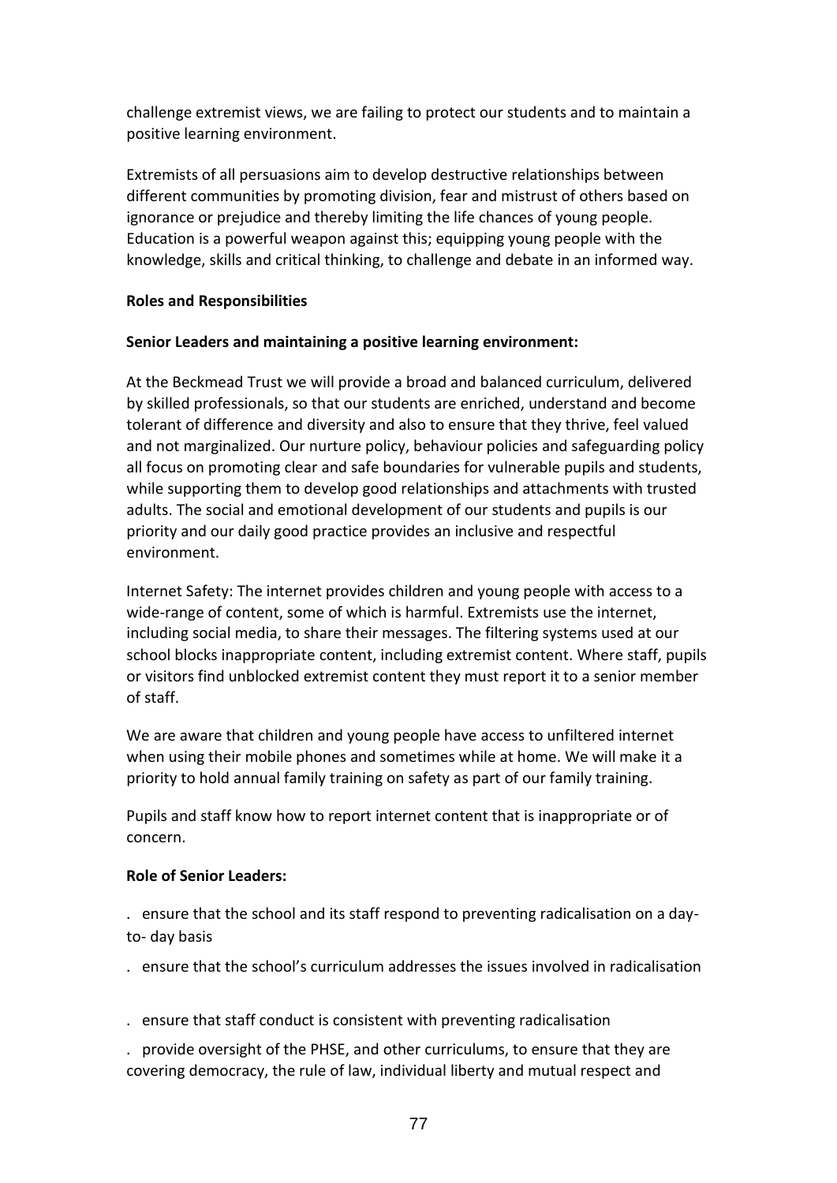challenge extremist views, we are failing to protect our students and to maintain a positive learning environment.

Extremists of all persuasions aim to develop destructive relationships between different communities by promoting division, fear and mistrust of others based on ignorance or prejudice and thereby limiting the life chances of young people. Education is a powerful weapon against this; equipping young people with the knowledge, skills and critical thinking, to challenge and debate in an informed way.

**Roles and Responsibilities**

**Senior Leaders and maintaining a positive learning environment:**

At the Beckmead Trust we will provide a broad and balanced curriculum, delivered by skilled professionals, so that our students are enriched, understand and become tolerant of difference and diversity and also to ensure that they thrive, feel valued and not marginalized. Our nurture policy, behaviour policies and safeguarding policy all focus on promoting clear and safe boundaries for vulnerable pupils and students, while supporting them to develop good relationships and attachments with trusted adults. The social and emotional development of our students and pupils is our priority and our daily good practice provides an inclusive and respectful environment.

Internet Safety: The internet provides children and young people with access to a wide-range of content, some of which is harmful. Extremists use the internet, including social media, to share their messages. The filtering systems used at our school blocks inappropriate content, including extremist content. Where staff, pupils or visitors find unblocked extremist content they must report it to a senior member of staff.

We are aware that children and young people have access to unfiltered internet when using their mobile phones and sometimes while at home. We will make it a priority to hold annual family training on safety as part of our family training.

Pupils and staff know how to report internet content that is inappropriate or of concern.

**Role of Senior Leaders:**

. ensure that the school and its staff respond to preventing radicalisation on a day-to- day basis

. ensure that the school's curriculum addresses the issues involved in radicalisation

. ensure that staff conduct is consistent with preventing radicalisation

. provide oversight of the PHSE, and other curriculums, to ensure that they are covering democracy, the rule of law, individual liberty and mutual respect and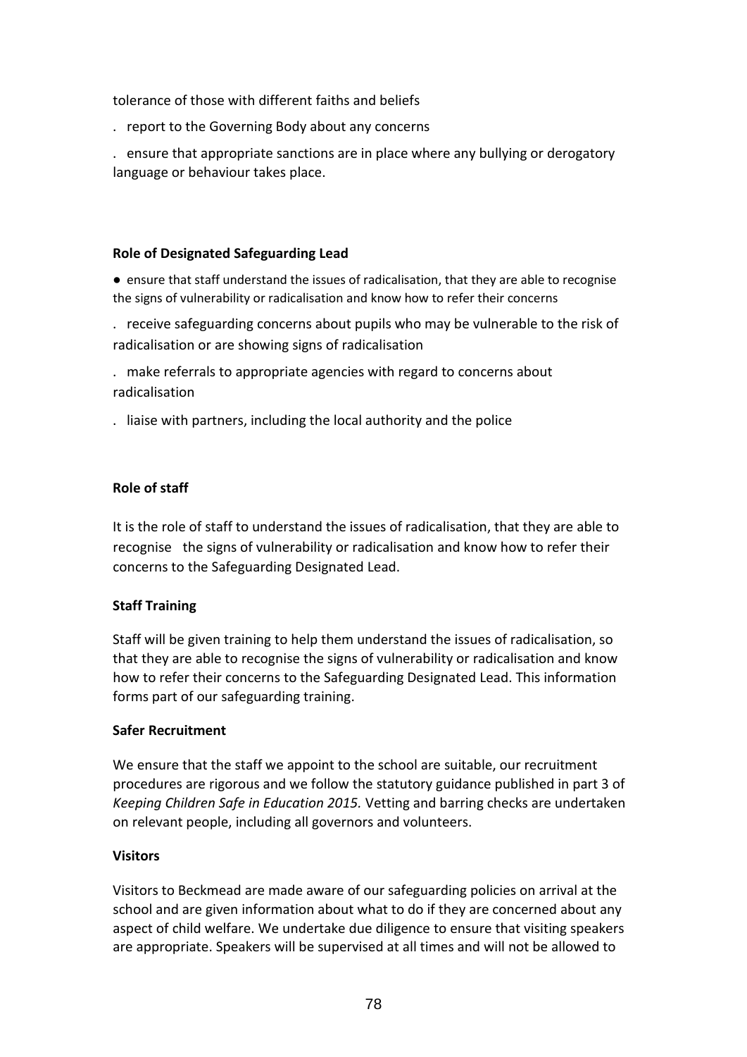tolerance of those with different faiths and beliefs

- report to the Governing Body about any concerns
- ensure that appropriate sanctions are in place where any bullying or derogatory language or behaviour takes place.

**Role of Designated Safeguarding Lead**

- ensure that staff understand the issues of radicalisation, that they are able to recognise the signs of vulnerability or radicalisation and know how to refer their concerns
- receive safeguarding concerns about pupils who may be vulnerable to the risk of radicalisation or are showing signs of radicalisation
- make referrals to appropriate agencies with regard to concerns about radicalisation
- liaise with partners, including the local authority and the police

**Role of staff**

It is the role of staff to understand the issues of radicalisation, that they are able to recognise the signs of vulnerability or radicalisation and know how to refer their concerns to the Safeguarding Designated Lead.

**Staff Training**

Staff will be given training to help them understand the issues of radicalisation, so that they are able to recognise the signs of vulnerability or radicalisation and know how to refer their concerns to the Safeguarding Designated Lead. This information forms part of our safeguarding training.

**Safer Recruitment**

We ensure that the staff we appoint to the school are suitable, our recruitment procedures are rigorous and we follow the statutory guidance published in part 3 of *Keeping Children Safe in Education 2015.* Vetting and barring checks are undertaken on relevant people, including all governors and volunteers.

**Visitors**

Visitors to Beckmead are made aware of our safeguarding policies on arrival at the school and are given information about what to do if they are concerned about any aspect of child welfare. We undertake due diligence to ensure that visiting speakers are appropriate. Speakers will be supervised at all times and will not be allowed to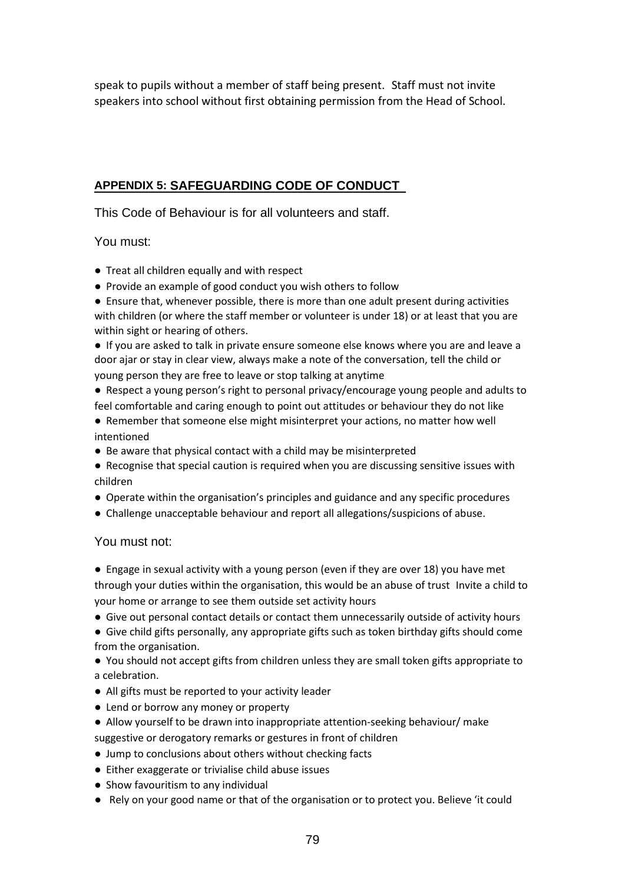speak to pupils without a member of staff being present. Staff must not invite speakers into school without first obtaining permission from the Head of School.

## APPENDIX 5: SAFEGUARDING CODE OF CONDUCT

This Code of Behaviour is for all volunteers and staff.

You must:

- Treat all children equally and with respect
- Provide an example of good conduct you wish others to follow
- Ensure that, whenever possible, there is more than one adult present during activities with children (or where the staff member or volunteer is under 18) or at least that you are within sight or hearing of others.
- If you are asked to talk in private ensure someone else knows where you are and leave a door ajar or stay in clear view, always make a note of the conversation, tell the child or young person they are free to leave or stop talking at anytime
- Respect a young person's right to personal privacy/encourage young people and adults to feel comfortable and caring enough to point out attitudes or behaviour they do not like
- Remember that someone else might misinterpret your actions, no matter how well intentioned
- Be aware that physical contact with a child may be misinterpreted
- Recognise that special caution is required when you are discussing sensitive issues with children
- Operate within the organisation's principles and guidance and any specific procedures
- Challenge unacceptable behaviour and report all allegations/suspicions of abuse.

You must not:

- Engage in sexual activity with a young person (even if they are over 18) you have met through your duties within the organisation, this would be an abuse of trust Invite a child to your home or arrange to see them outside set activity hours
- Give out personal contact details or contact them unnecessarily outside of activity hours
- Give child gifts personally, any appropriate gifts such as token birthday gifts should come from the organisation.
- You should not accept gifts from children unless they are small token gifts appropriate to a celebration.
- All gifts must be reported to your activity leader
- Lend or borrow any money or property
- Allow yourself to be drawn into inappropriate attention-seeking behaviour/ make suggestive or derogatory remarks or gestures in front of children
- Jump to conclusions about others without checking facts
- Either exaggerate or trivialise child abuse issues
- Show favouritism to any individual
- Rely on your good name or that of the organisation or to protect you. Believe 'it could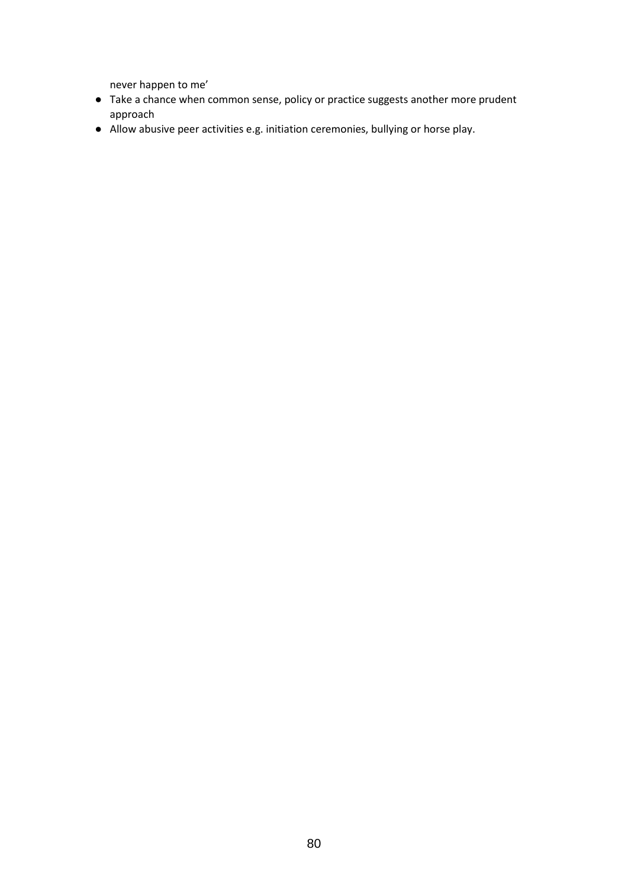never happen to me'

- Take a chance when common sense, policy or practice suggests another more prudent approach
- Allow abusive peer activities e.g. initiation ceremonies, bullying or horse play.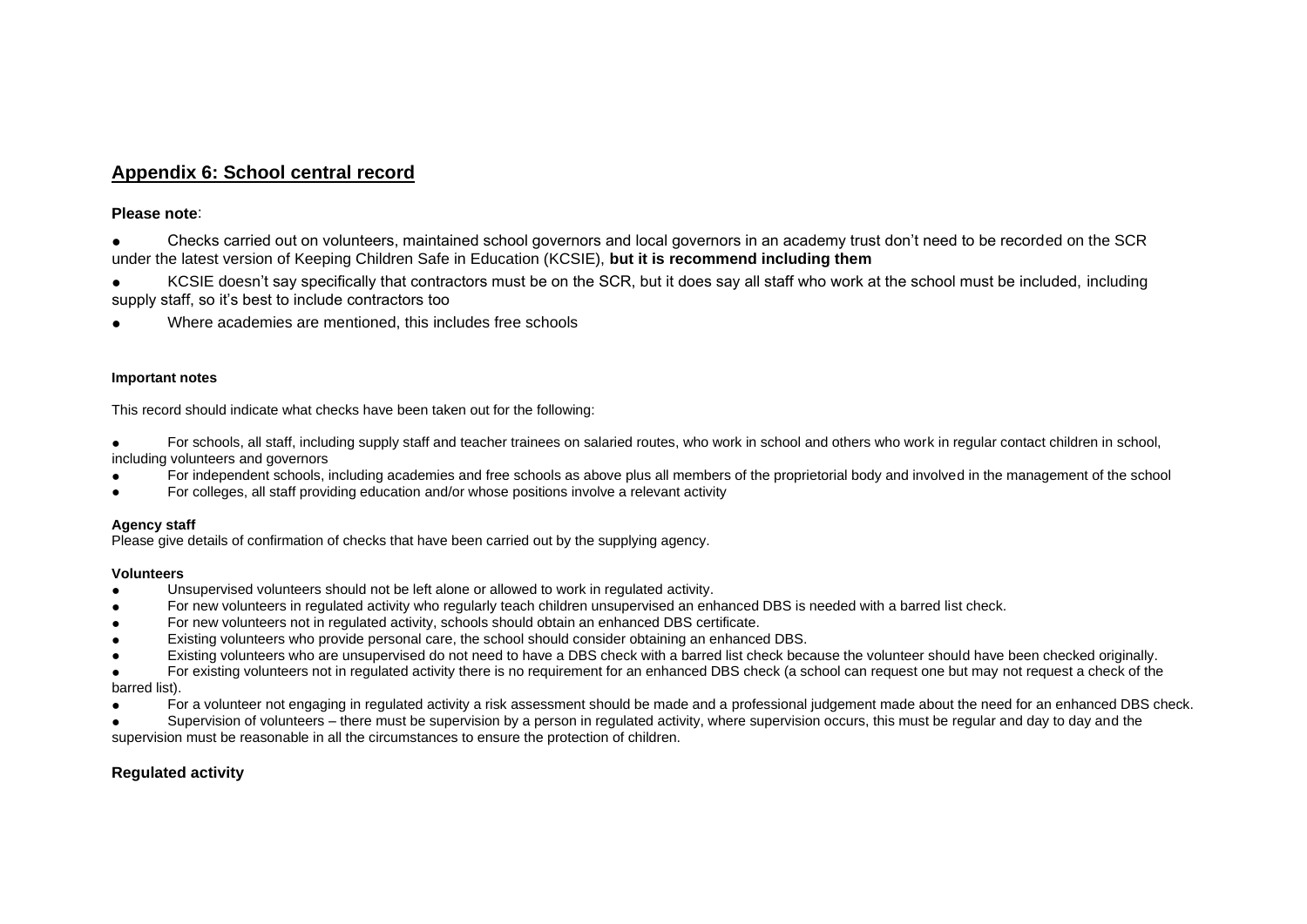## Appendix 6: School central record

**Please note**:

- Checks carried out on volunteers, maintained school governors and local governors in an academy trust don't need to be recorded on the SCR under the latest version of Keeping Children Safe in Education (KCSIE), **but it is recommend including them**
- KCSIE doesn't say specifically that contractors must be on the SCR, but it does say all staff who work at the school must be included, including supply staff, so it's best to include contractors too
- Where academies are mentioned, this includes free schools

**Important notes**

This record should indicate what checks have been taken out for the following:

- For schools, all staff, including supply staff and teacher trainees on salaried routes, who work in school and others who work in regular contact children in school, including volunteers and governors
- For independent schools, including academies and free schools as above plus all members of the proprietorial body and involved in the management of the school
- For colleges, all staff providing education and/or whose positions involve a relevant activity

**Agency staff**

Please give details of confirmation of checks that have been carried out by the supplying agency.

**Volunteers**

- Unsupervised volunteers should not be left alone or allowed to work in regulated activity.
- For new volunteers in regulated activity who regularly teach children unsupervised an enhanced DBS is needed with a barred list check.
- For new volunteers not in regulated activity, schools should obtain an enhanced DBS certificate.
- Existing volunteers who provide personal care, the school should consider obtaining an enhanced DBS.
- Existing volunteers who are unsupervised do not need to have a DBS check with a barred list check because the volunteer should have been checked originally.
- For existing volunteers not in regulated activity there is no requirement for an enhanced DBS check (a school can request one but may not request a check of the barred list).
- For a volunteer not engaging in regulated activity a risk assessment should be made and a professional judgement made about the need for an enhanced DBS check.
- Supervision of volunteers – there must be supervision by a person in regulated activity, where supervision occurs, this must be regular and day to day and the supervision must be reasonable in all the circumstances to ensure the protection of children.

**Regulated activity**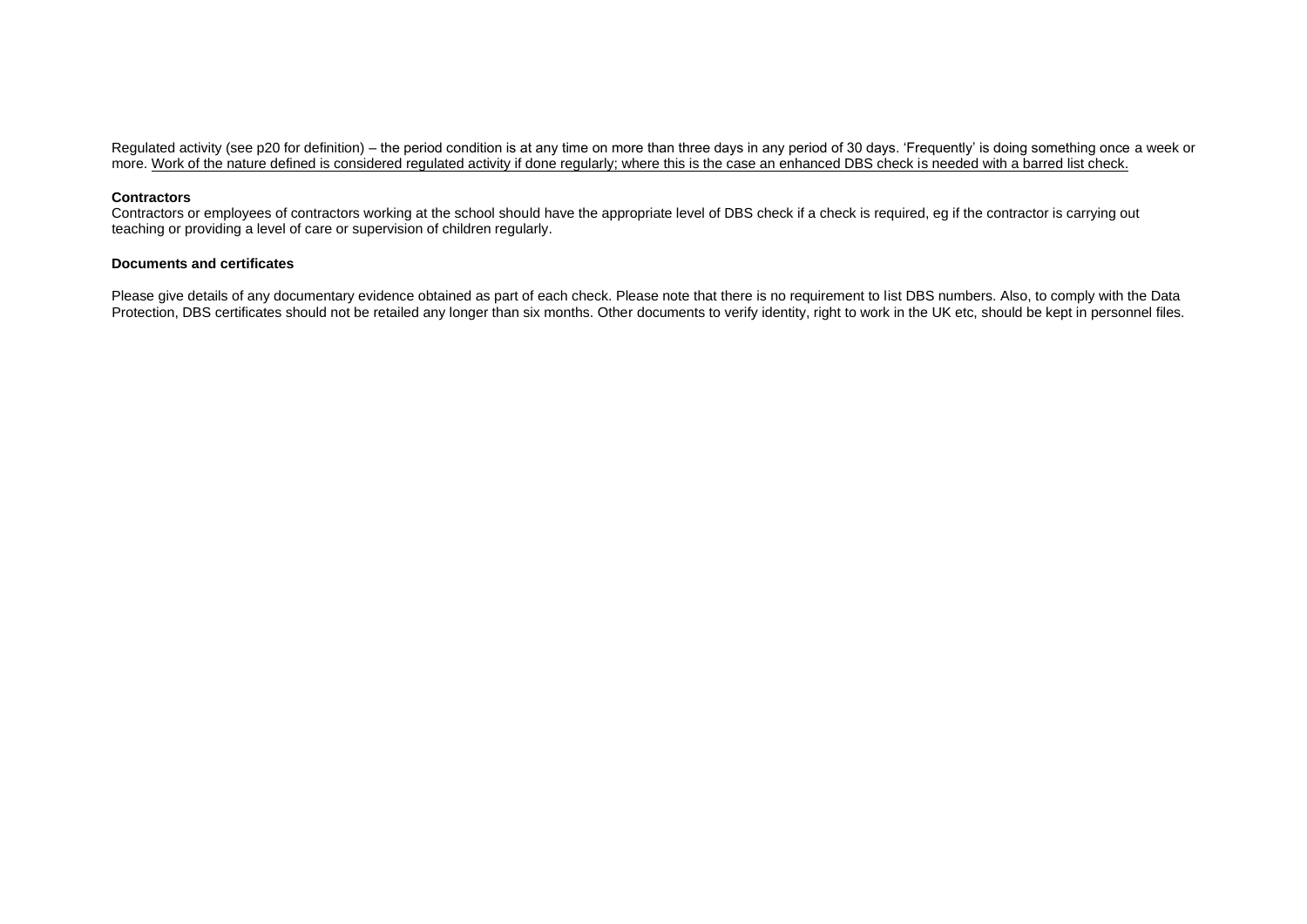Regulated activity (see p20 for definition) – the period condition is at any time on more than three days in any period of 30 days. 'Frequently' is doing something once a week or more. <u>Work of the nature defined is considered regulated activity if done regularly; where this is the case an enhanced DBS check is needed with a barred list check.</u>

**Contractors**

Contractors or employees of contractors working at the school should have the appropriate level of DBS check if a check is required, eg if the contractor is carrying out teaching or providing a level of care or supervision of children regularly.

**Documents and certificates**

Please give details of any documentary evidence obtained as part of each check. Please note that there is no requirement to list DBS numbers. Also, to comply with the Data Protection, DBS certificates should not be retailed any longer than six months. Other documents to verify identity, right to work in the UK etc, should be kept in personnel files.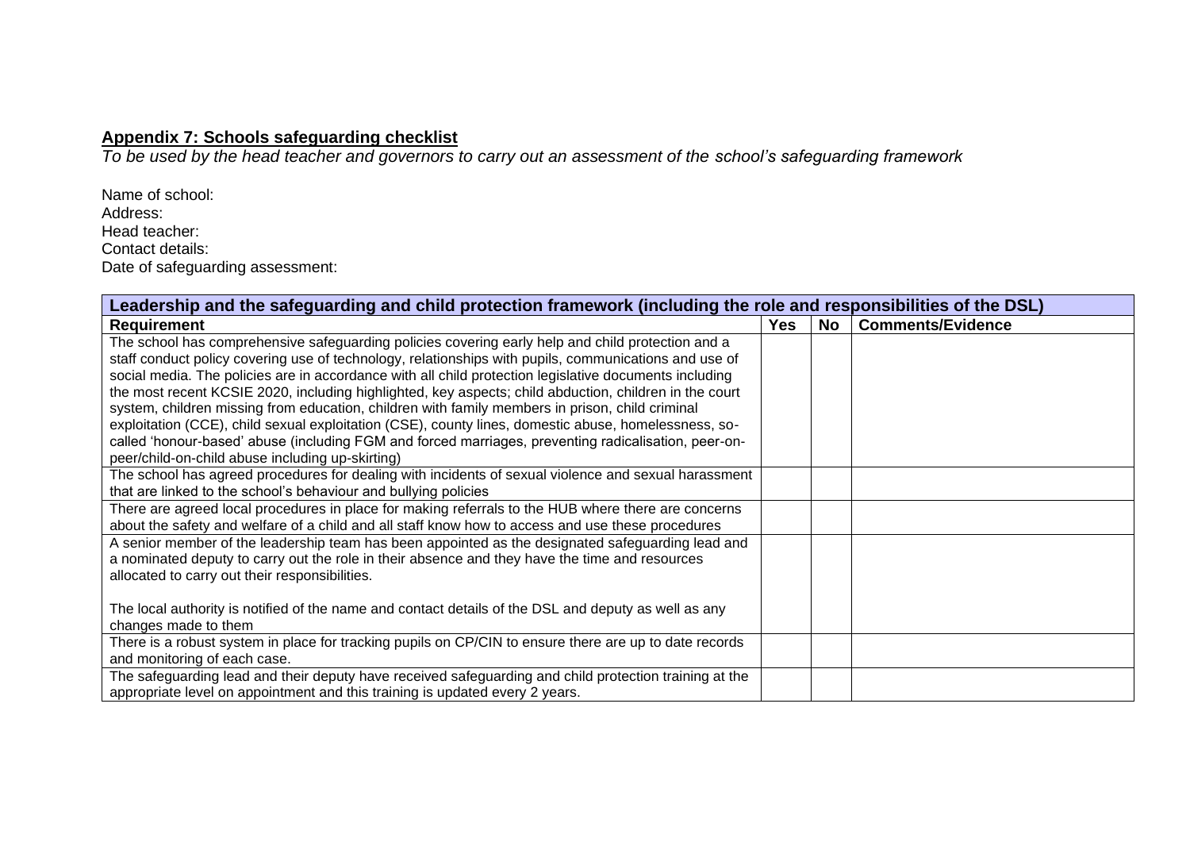## Appendix 7: Schools safeguarding checklist

*To be used by the head teacher and governors to carry out an assessment of the school's safeguarding framework*

Name of school:
Address:
Head teacher:
Contact details:
Date of safeguarding assessment:

| Leadership and the safeguarding and child protection framework (including the role and responsibilities of the DSL) | | | |
|---|---|---|---|
| **Requirement** | **Yes** | **No** | **Comments/Evidence** |
| The school has comprehensive safeguarding policies covering early help and child protection and a staff conduct policy covering use of technology, relationships with pupils, communications and use of social media. The policies are in accordance with all child protection legislative documents including the most recent KCSIE 2020, including highlighted, key aspects; child abduction, children in the court system, children missing from education, children with family members in prison, child criminal exploitation (CCE), child sexual exploitation (CSE), county lines, domestic abuse, homelessness, so-called 'honour-based' abuse (including FGM and forced marriages, preventing radicalisation, peer-on-peer/child-on-child abuse including up-skirting) | | | |
| The school has agreed procedures for dealing with incidents of sexual violence and sexual harassment that are linked to the school's behaviour and bullying policies | | | |
| There are agreed local procedures in place for making referrals to the HUB where there are concerns about the safety and welfare of a child and all staff know how to access and use these procedures | | | |
| A senior member of the leadership team has been appointed as the designated safeguarding lead and a nominated deputy to carry out the role in their absence and they have the time and resources allocated to carry out their responsibilities.<br><br>The local authority is notified of the name and contact details of the DSL and deputy as well as any changes made to them | | | |
| There is a robust system in place for tracking pupils on CP/CIN to ensure there are up to date records and monitoring of each case. | | | |
| The safeguarding lead and their deputy have received safeguarding and child protection training at the appropriate level on appointment and this training is updated every 2 years. | | | |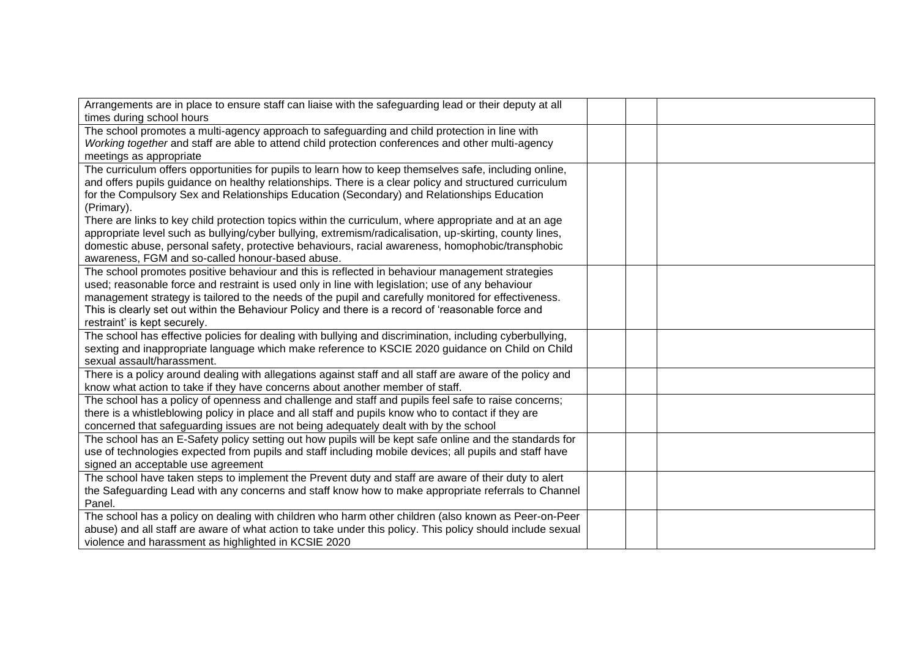| | | | |
|---|---|---|---|
| Arrangements are in place to ensure staff can liaise with the safeguarding lead or their deputy at all times during school hours | | | |
| The school promotes a multi-agency approach to safeguarding and child protection in line with *Working together* and staff are able to attend child protection conferences and other multi-agency meetings as appropriate | | | |
| The curriculum offers opportunities for pupils to learn how to keep themselves safe, including online, and offers pupils guidance on healthy relationships. There is a clear policy and structured curriculum for the Compulsory Sex and Relationships Education (Secondary) and Relationships Education (Primary).<br>There are links to key child protection topics within the curriculum, where appropriate and at an age appropriate level such as bullying/cyber bullying, extremism/radicalisation, up-skirting, county lines, domestic abuse, personal safety, protective behaviours, racial awareness, homophobic/transphobic awareness, FGM and so-called honour-based abuse. | | | |
| The school promotes positive behaviour and this is reflected in behaviour management strategies used; reasonable force and restraint is used only in line with legislation; use of any behaviour management strategy is tailored to the needs of the pupil and carefully monitored for effectiveness. This is clearly set out within the Behaviour Policy and there is a record of 'reasonable force and restraint' is kept securely. | | | |
| The school has effective policies for dealing with bullying and discrimination, including cyberbullying, sexting and inappropriate language which make reference to KSCIE 2020 guidance on Child on Child sexual assault/harassment. | | | |
| There is a policy around dealing with allegations against staff and all staff are aware of the policy and know what action to take if they have concerns about another member of staff. | | | |
| The school has a policy of openness and challenge and staff and pupils feel safe to raise concerns; there is a whistleblowing policy in place and all staff and pupils know who to contact if they are concerned that safeguarding issues are not being adequately dealt with by the school | | | |
| The school has an E-Safety policy setting out how pupils will be kept safe online and the standards for use of technologies expected from pupils and staff including mobile devices; all pupils and staff have signed an acceptable use agreement | | | |
| The school have taken steps to implement the Prevent duty and staff are aware of their duty to alert the Safeguarding Lead with any concerns and staff know how to make appropriate referrals to Channel Panel. | | | |
| The school has a policy on dealing with children who harm other children (also known as Peer-on-Peer abuse) and all staff are aware of what action to take under this policy. This policy should include sexual violence and harassment as highlighted in KCSIE 2020 | | | |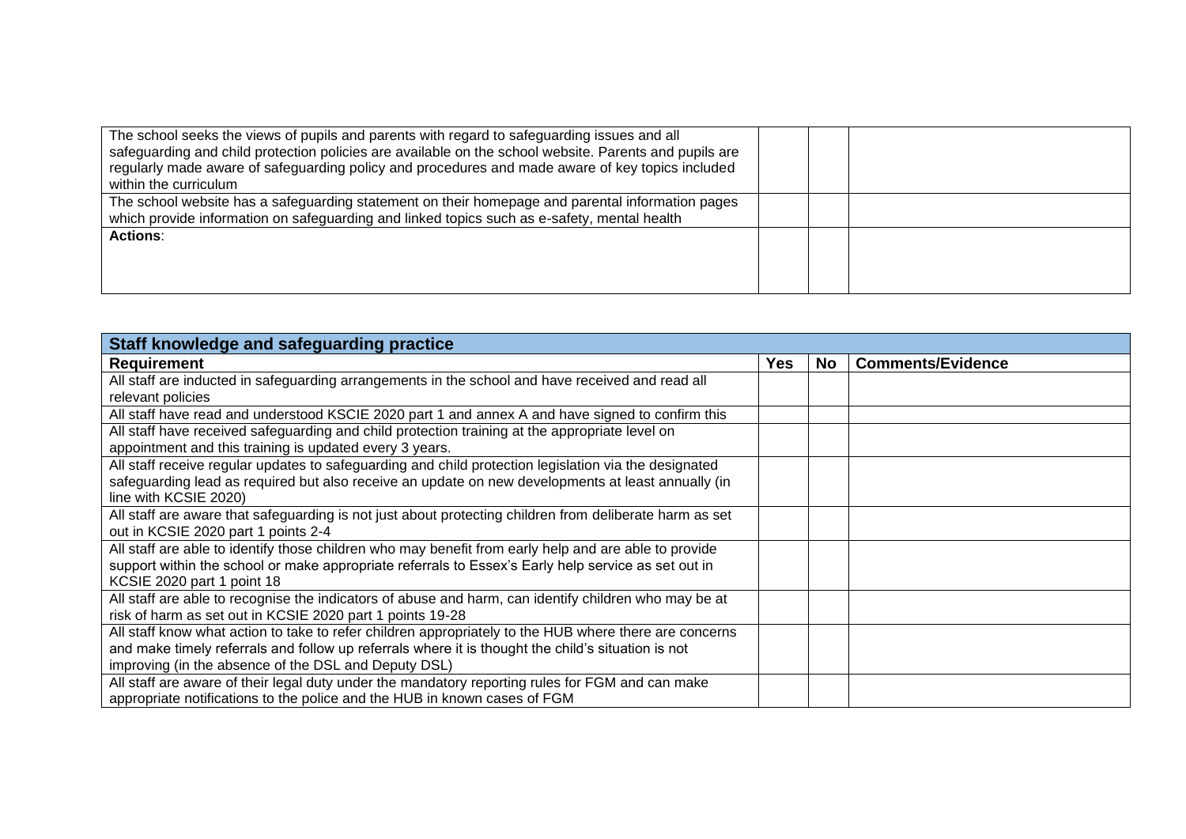| | | | |
|---|---|---|---|
| The school seeks the views of pupils and parents with regard to safeguarding issues and all safeguarding and child protection policies are available on the school website. Parents and pupils are regularly made aware of safeguarding policy and procedures and made aware of key topics included within the curriculum | | | |
| The school website has a safeguarding statement on their homepage and parental information pages which provide information on safeguarding and linked topics such as e-safety, mental health | | | |
| **Actions**: | | | |

| **Staff knowledge and safeguarding practice** | | | |
|---|---|---|---|
| **Requirement** | **Yes** | **No** | **Comments/Evidence** |
| All staff are inducted in safeguarding arrangements in the school and have received and read all relevant policies | | | |
| All staff have read and understood KSCIE 2020 part 1 and annex A and have signed to confirm this | | | |
| All staff have received safeguarding and child protection training at the appropriate level on appointment and this training is updated every 3 years. | | | |
| All staff receive regular updates to safeguarding and child protection legislation via the designated safeguarding lead as required but also receive an update on new developments at least annually (in line with KCSIE 2020) | | | |
| All staff are aware that safeguarding is not just about protecting children from deliberate harm as set out in KCSIE 2020 part 1 points 2-4 | | | |
| All staff are able to identify those children who may benefit from early help and are able to provide support within the school or make appropriate referrals to Essex's Early help service as set out in KCSIE 2020 part 1 point 18 | | | |
| All staff are able to recognise the indicators of abuse and harm, can identify children who may be at risk of harm as set out in KCSIE 2020 part 1 points 19-28 | | | |
| All staff know what action to take to refer children appropriately to the HUB where there are concerns and make timely referrals and follow up referrals where it is thought the child's situation is not improving (in the absence of the DSL and Deputy DSL) | | | |
| All staff are aware of their legal duty under the mandatory reporting rules for FGM and can make appropriate notifications to the police and the HUB in known cases of FGM | | | |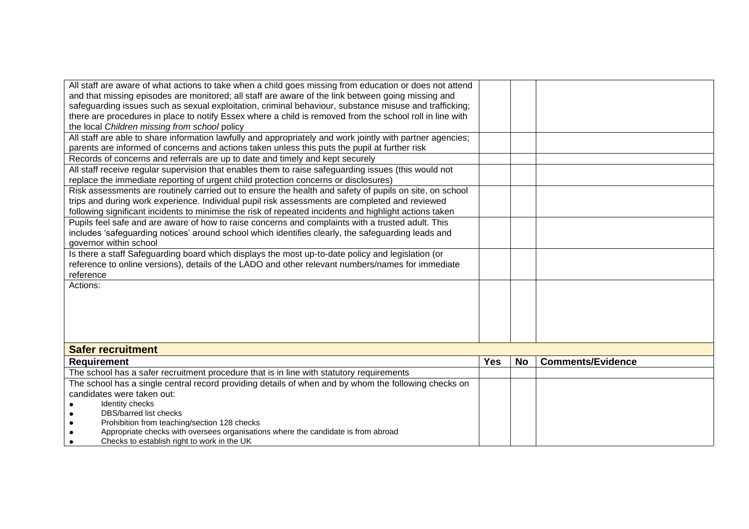| | | | |
|---|---|---|---|
| All staff are aware of what actions to take when a child goes missing from education or does not attend and that missing episodes are monitored; all staff are aware of the link between going missing and safeguarding issues such as sexual exploitation, criminal behaviour, substance misuse and trafficking; there are procedures in place to notify Essex where a child is removed from the school roll in line with the local *Children missing from school* policy | | | |
| All staff are able to share information lawfully and appropriately and work jointly with partner agencies; parents are informed of concerns and actions taken unless this puts the pupil at further risk | | | |
| Records of concerns and referrals are up to date and timely and kept securely | | | |
| All staff receive regular supervision that enables them to raise safeguarding issues (this would not replace the immediate reporting of urgent child protection concerns or disclosures) | | | |
| Risk assessments are routinely carried out to ensure the health and safety of pupils on site, on school trips and during work experience. Individual pupil risk assessments are completed and reviewed following significant incidents to minimise the risk of repeated incidents and highlight actions taken | | | |
| Pupils feel safe and are aware of how to raise concerns and complaints with a trusted adult. This includes 'safeguarding notices' around school which identifies clearly, the safeguarding leads and governor within school | | | |
| Is there a staff Safeguarding board which displays the most up-to-date policy and legislation (or reference to online versions), details of the LADO and other relevant numbers/names for immediate reference | | | |
| Actions: | | | |

**Safer recruitment**

| Requirement | Yes | No | Comments/Evidence |
|---|---|---|---|
| The school has a safer recruitment procedure that is in line with statutory requirements | | | |
| The school has a single central record providing details of when and by whom the following checks on candidates were taken out:<br>• Identity checks<br>• DBS/barred list checks<br>• Prohibition from teaching/section 128 checks<br>• Appropriate checks with oversees organisations where the candidate is from abroad<br>• Checks to establish right to work in the UK | | | |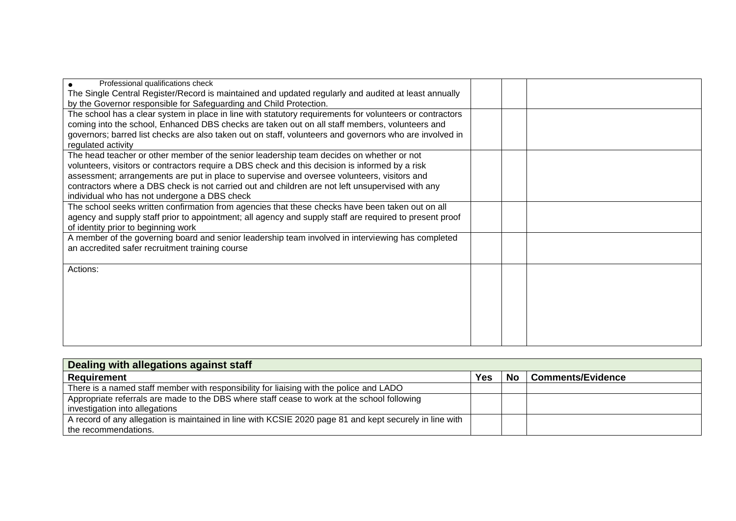| | | | |
|---|---|---|---|
| • Professional qualifications check<br>The Single Central Register/Record is maintained and updated regularly and audited at least annually by the Governor responsible for Safeguarding and Child Protection. | | | |
| The school has a clear system in place in line with statutory requirements for volunteers or contractors coming into the school, Enhanced DBS checks are taken out on all staff members, volunteers and governors; barred list checks are also taken out on staff, volunteers and governors who are involved in regulated activity | | | |
| The head teacher or other member of the senior leadership team decides on whether or not volunteers, visitors or contractors require a DBS check and this decision is informed by a risk assessment; arrangements are put in place to supervise and oversee volunteers, visitors and contractors where a DBS check is not carried out and children are not left unsupervised with any individual who has not undergone a DBS check | | | |
| The school seeks written confirmation from agencies that these checks have been taken out on all agency and supply staff prior to appointment; all agency and supply staff are required to present proof of identity prior to beginning work | | | |
| A member of the governing board and senior leadership team involved in interviewing has completed an accredited safer recruitment training course | | | |
| Actions: | | | |

| Dealing with allegations against staff | | | |
|---|---|---|---|
| **Requirement** | **Yes** | **No** | **Comments/Evidence** |
| There is a named staff member with responsibility for liaising with the police and LADO | | | |
| Appropriate referrals are made to the DBS where staff cease to work at the school following investigation into allegations | | | |
| A record of any allegation is maintained in line with KCSIE 2020 page 81 and kept securely in line with the recommendations. | | | |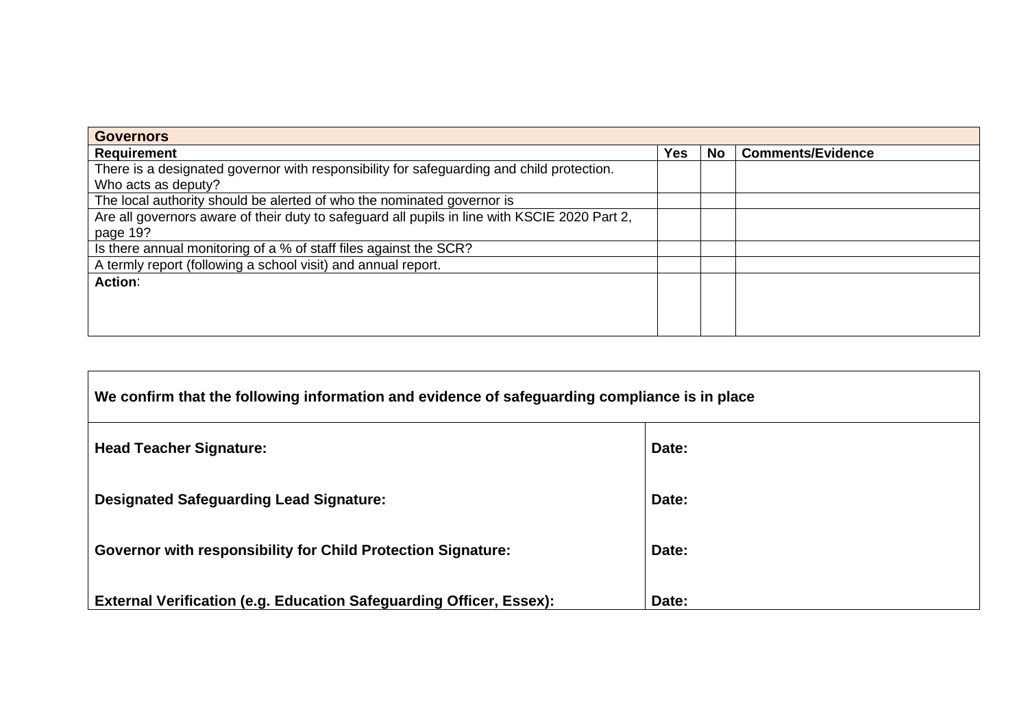| Governors | | | |
|---|---|---|---|
| **Requirement** | **Yes** | **No** | **Comments/Evidence** |
| There is a designated governor with responsibility for safeguarding and child protection. Who acts as deputy? | | | |
| The local authority should be alerted of who the nominated governor is | | | |
| Are all governors aware of their duty to safeguard all pupils in line with KSCIE 2020 Part 2, page 19? | | | |
| Is there annual monitoring of a % of staff files against the SCR? | | | |
| A termly report (following a school visit) and annual report. | | | |
| **Action**: | | | |

| **We confirm that the following information and evidence of safeguarding compliance is in place** | |
|---|---|
| **Head Teacher Signature:** | **Date:** |
| **Designated Safeguarding Lead Signature:** | **Date:** |
| **Governor with responsibility for Child Protection Signature:** | **Date:** |
| **External Verification (e.g. Education Safeguarding Officer, Essex):** | **Date:** |